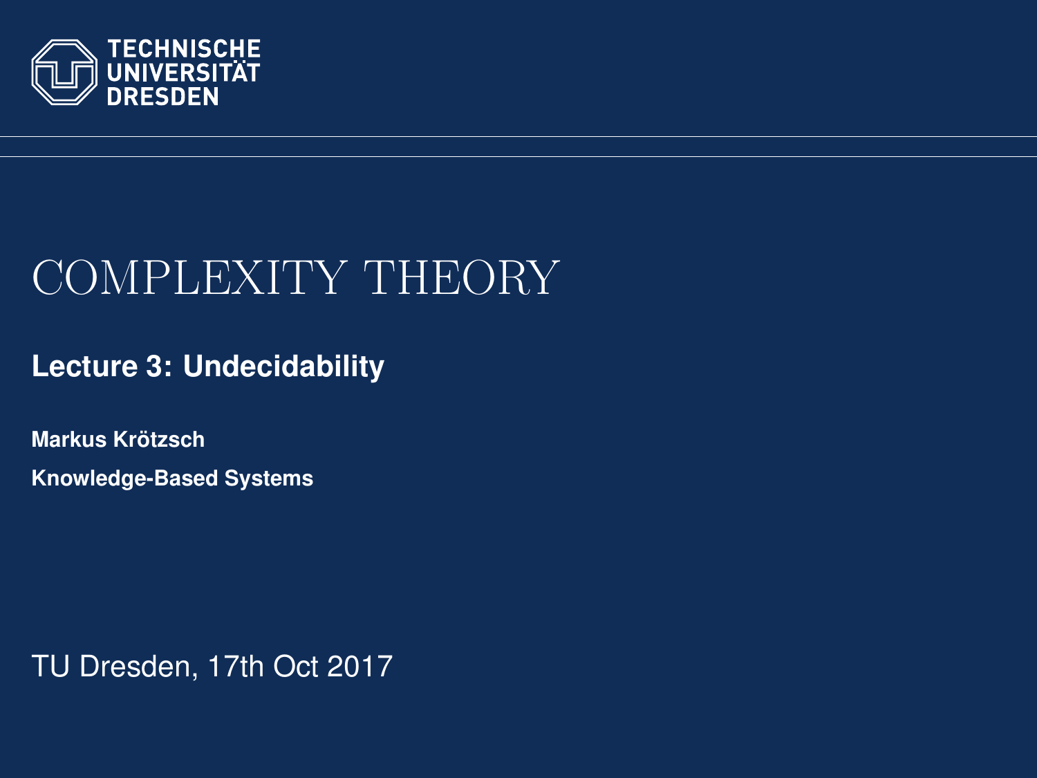TECHNISCHE UNIVERSITÄT DRESDEN

# COMPLEXITY THEORY

## Lecture 3: Undecidability

**Markus Krötzsch**

**Knowledge-Based Systems**

TU Dresden, 17th Oct 2017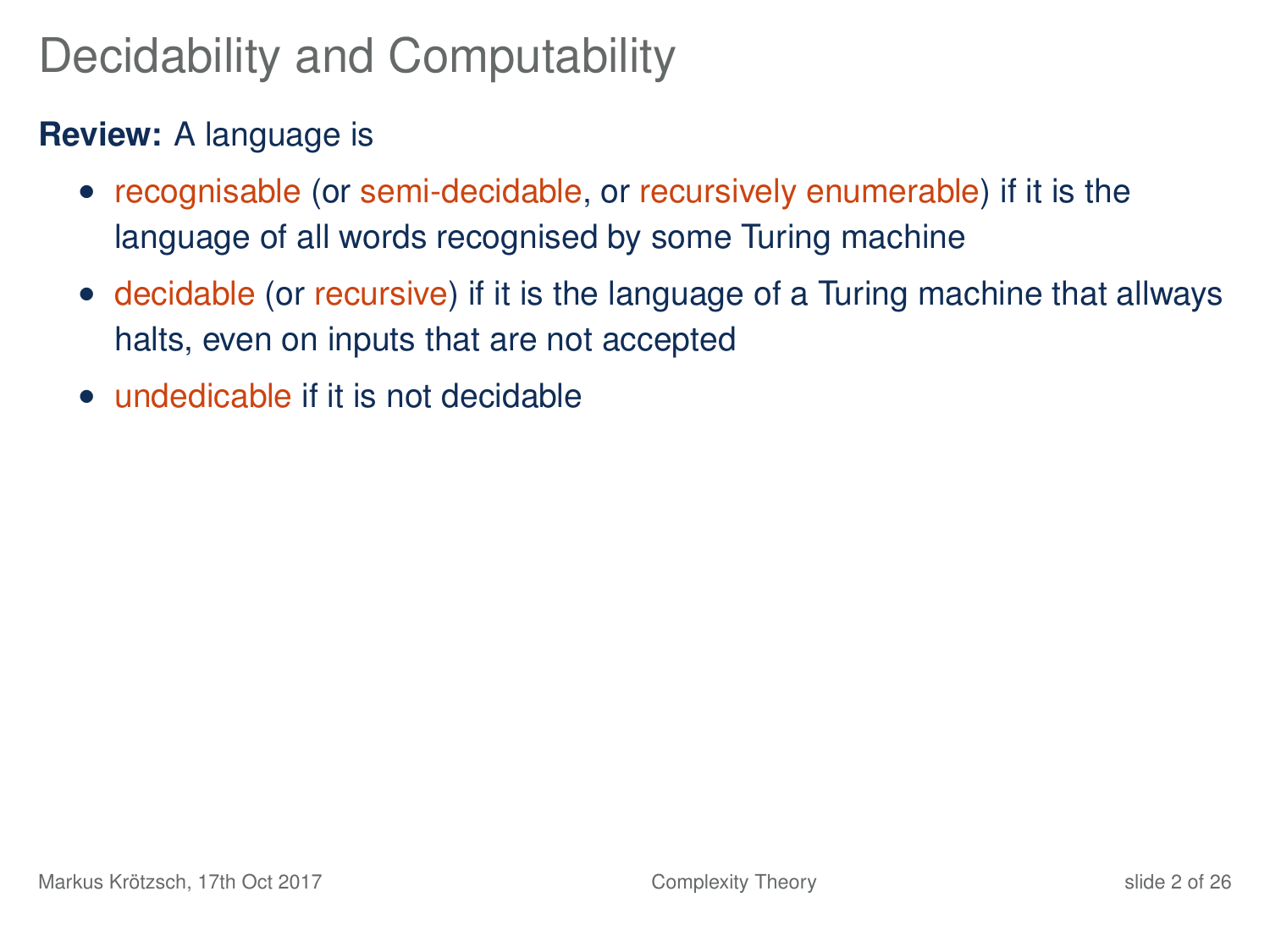# Decidability and Computability

**Review:** A language is

- recognisable (or semi-decidable, or recursively enumerable) if it is the language of all words recognised by some Turing machine
- decidable (or recursive) if it is the language of a Turing machine that allways halts, even on inputs that are not accepted
- undedicable if it is not decidable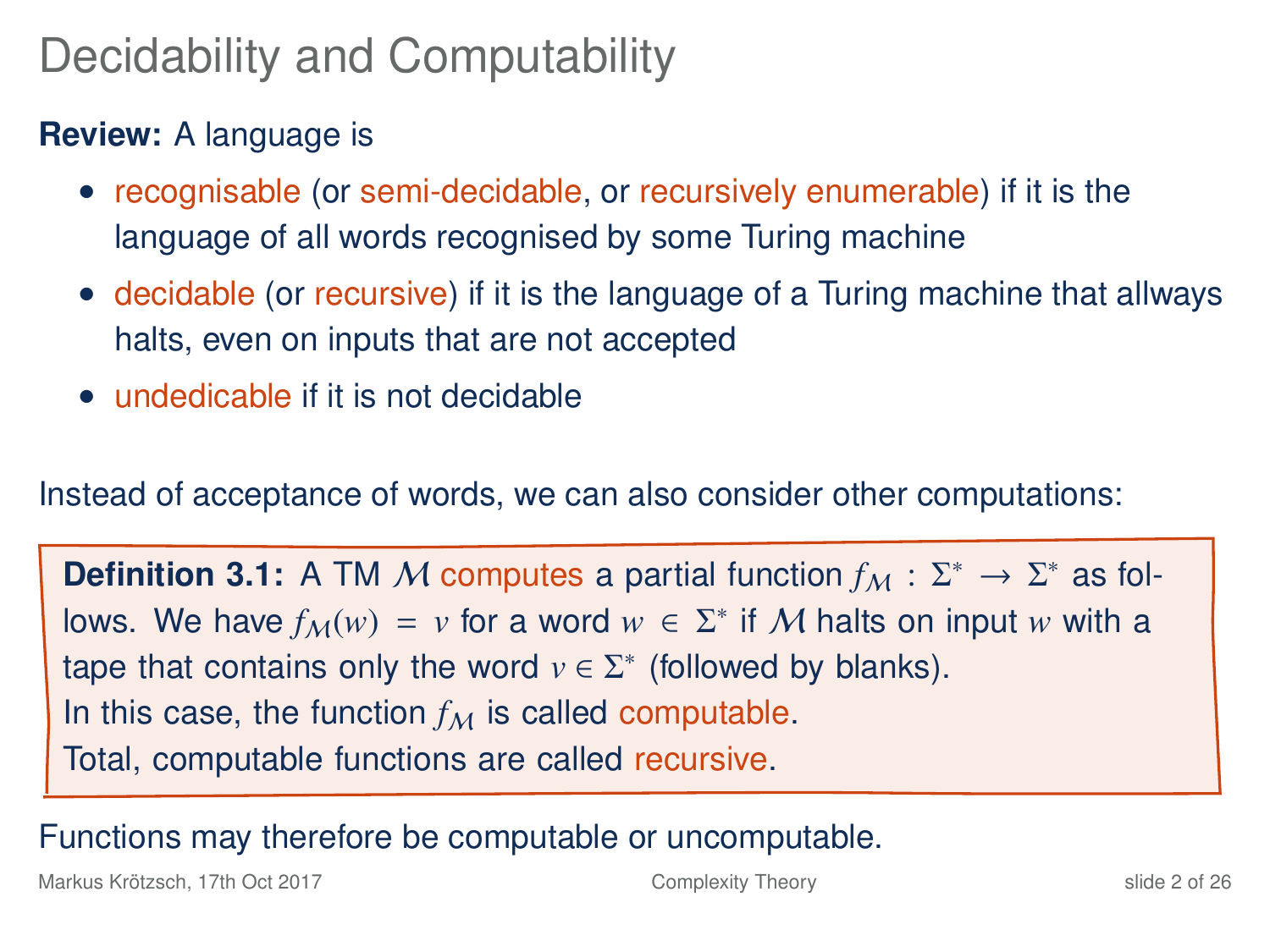# Decidability and Computability

**Review:** A language is

- recognisable (or semi-decidable, or recursively enumerable) if it is the language of all words recognised by some Turing machine
- decidable (or recursive) if it is the language of a Turing machine that allways halts, even on inputs that are not accepted
- undedicable if it is not decidable

Instead of acceptance of words, we can also consider other computations:

> **Definition 3.1:** A TM $\mathcal{M}$ computes a partial function $f_{\mathcal{M}} : \Sigma^* \to \Sigma^*$ as follows. We have $f_{\mathcal{M}}(w) = v$ for a word $w \in \Sigma^*$ if $\mathcal{M}$ halts on input $w$ with a tape that contains only the word $v \in \Sigma^*$ (followed by blanks).
> In this case, the function $f_{\mathcal{M}}$ is called computable.
> Total, computable functions are called recursive.

Functions may therefore be computable or uncomputable.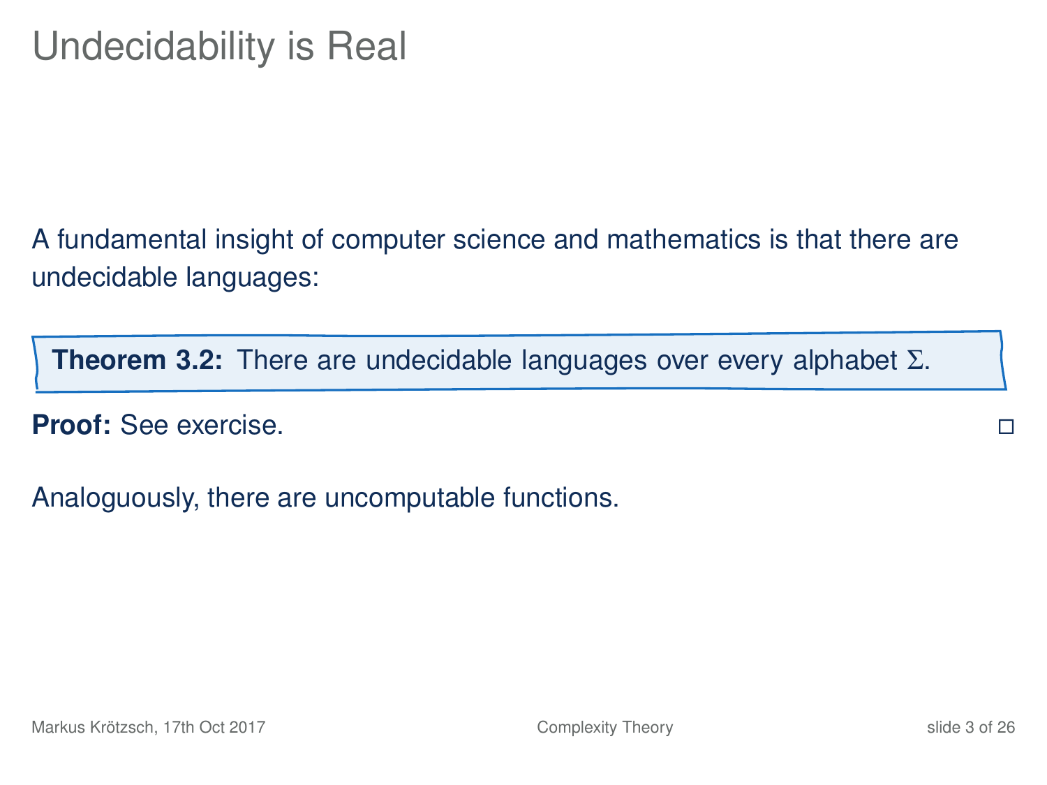# Undecidability is Real

A fundamental insight of computer science and mathematics is that there are undecidable languages:

**Theorem 3.2:** There are undecidable languages over every alphabet $\Sigma$.

**Proof:** See exercise. □

Analoguously, there are uncomputable functions.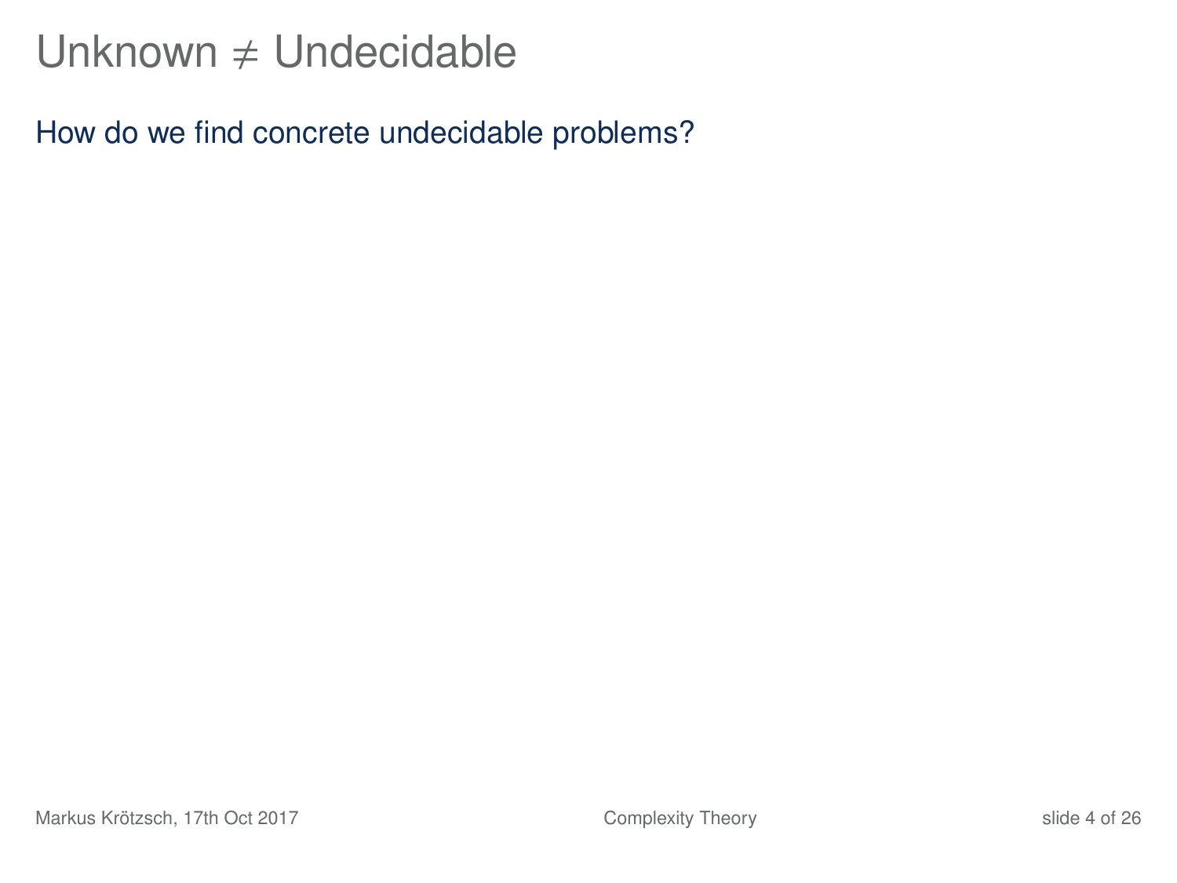# Unknown $\neq$ Undecidable

How do we find concrete undecidable problems?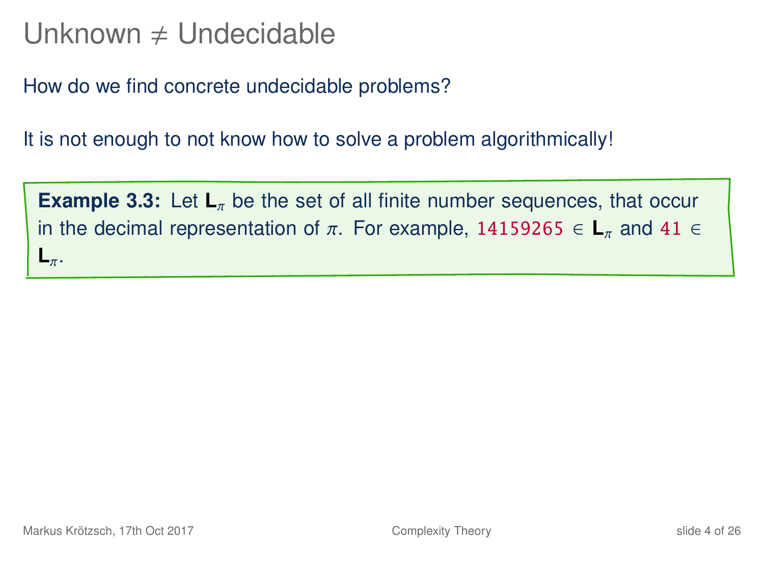# Unknown ≠ Undecidable

How do we find concrete undecidable problems?

It is not enough to not know how to solve a problem algorithmically!

**Example 3.3:** Let $\mathbf{L}_\pi$ be the set of all finite number sequences, that occur in the decimal representation of $\pi$. For example, `14159265` $\in \mathbf{L}_\pi$ and `41` $\in \mathbf{L}_\pi$.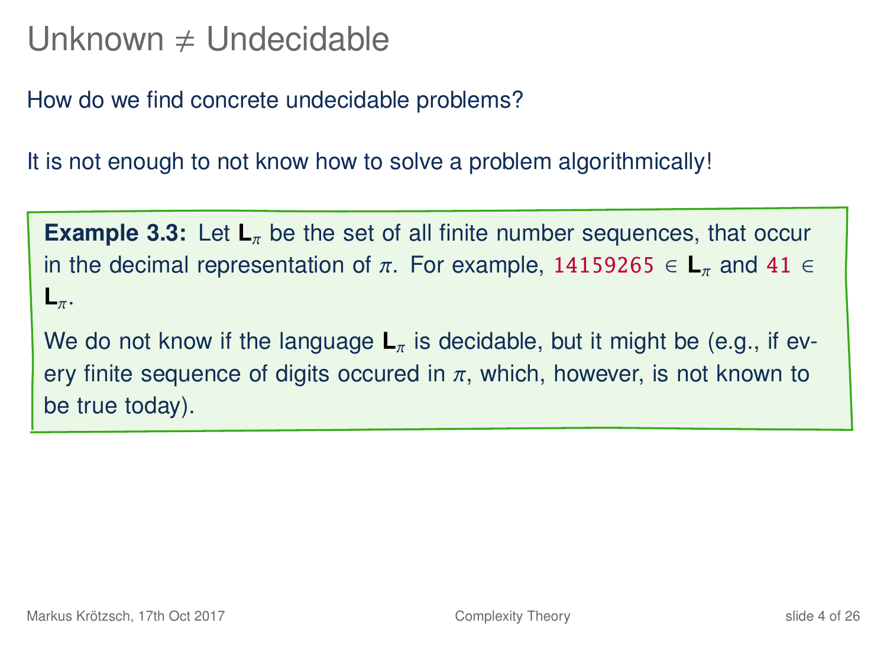# Unknown $\neq$ Undecidable

How do we find concrete undecidable problems?

It is not enough to not know how to solve a problem algorithmically!

**Example 3.3:** Let $\mathbf{L}_\pi$ be the set of all finite number sequences, that occur in the decimal representation of $\pi$. For example, `14159265` $\in \mathbf{L}_\pi$ and `41` $\in \mathbf{L}_\pi$.

We do not know if the language $\mathbf{L}_\pi$ is decidable, but it might be (e.g., if every finite sequence of digits occured in $\pi$, which, however, is not known to be true today).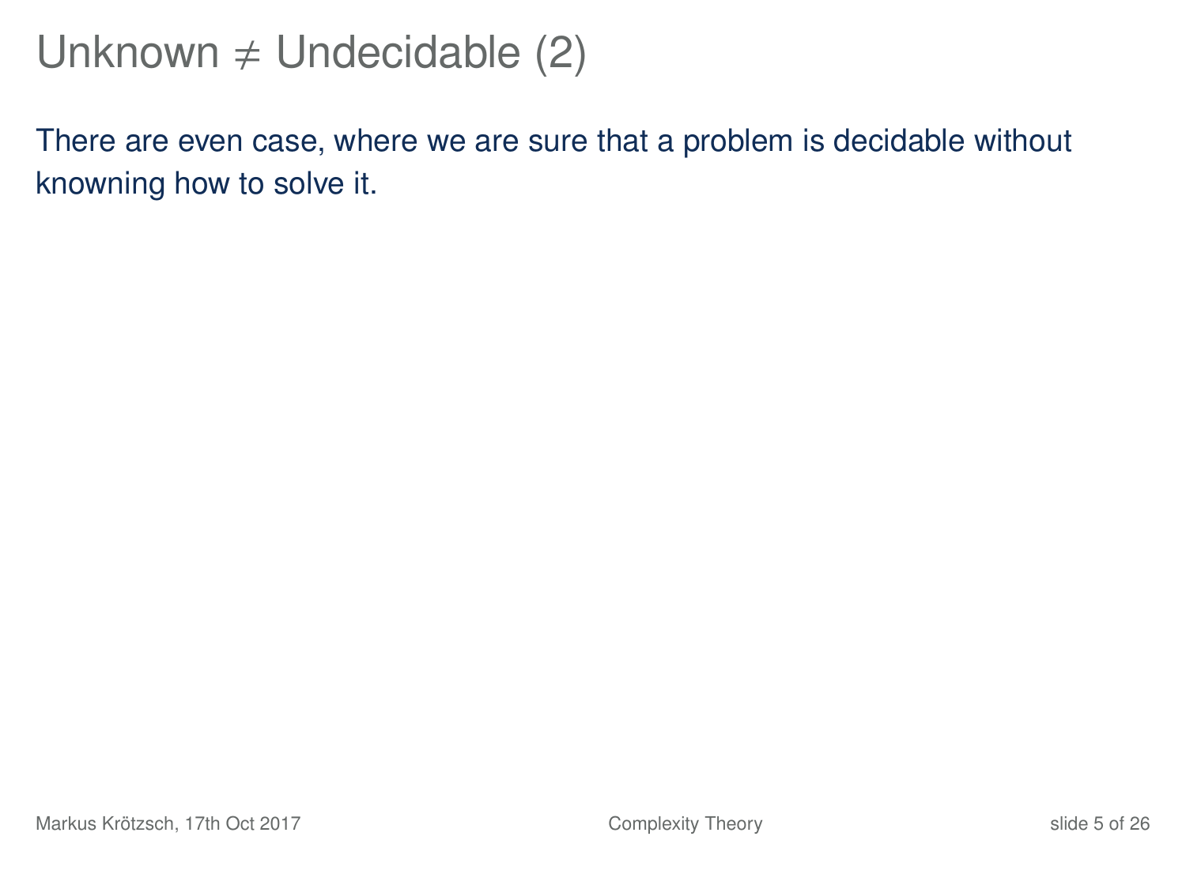# Unknown $\neq$ Undecidable (2)

There are even case, where we are sure that a problem is decidable without knowning how to solve it.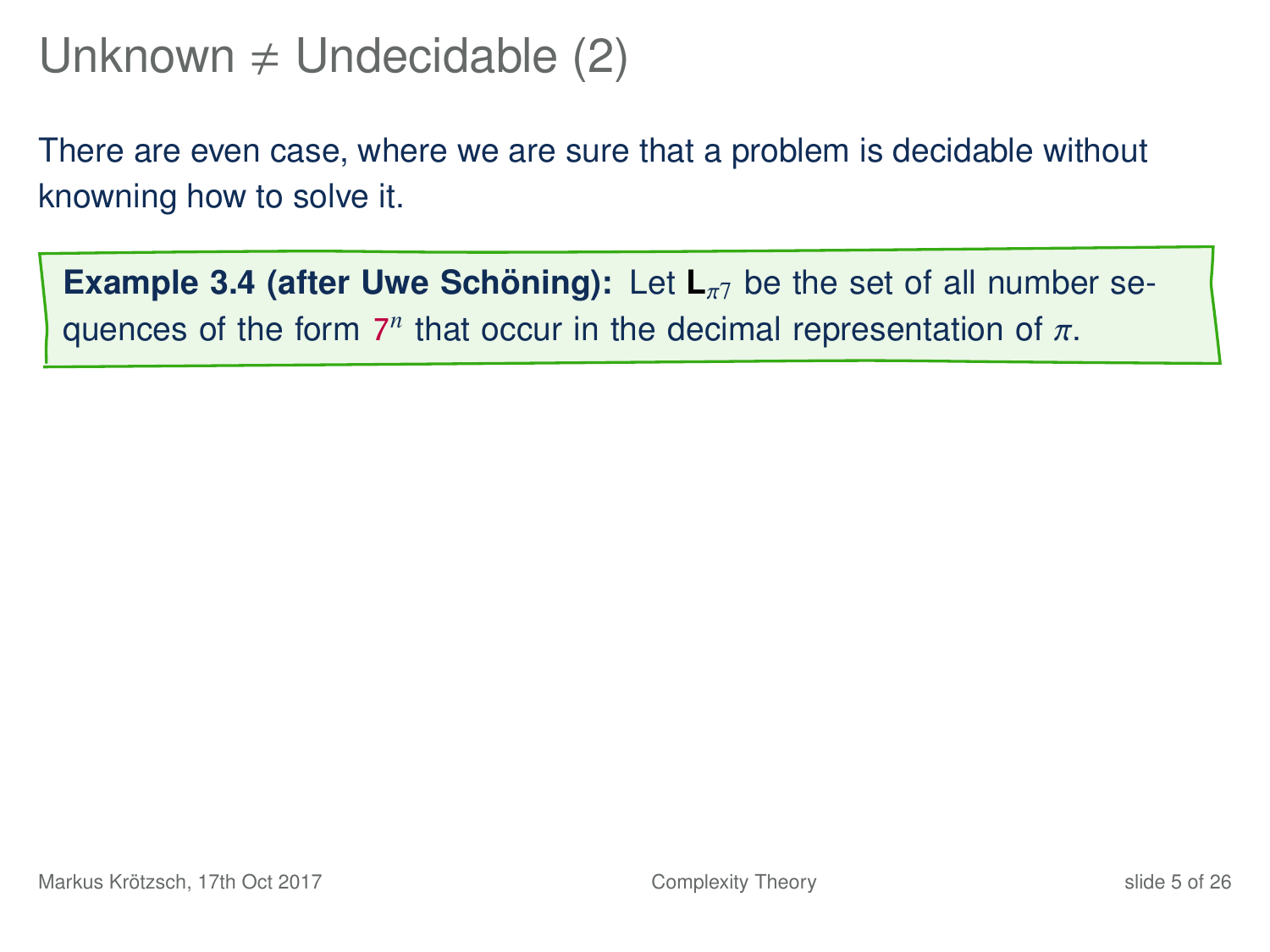# Unknown ≠ Undecidable (2)

There are even case, where we are sure that a problem is decidable without knowning how to solve it.

**Example 3.4 (after Uwe Schöning):** Let $\mathbf{L}_{\pi 7}$ be the set of all number sequences of the form $7^n$ that occur in the decimal representation of $\pi$.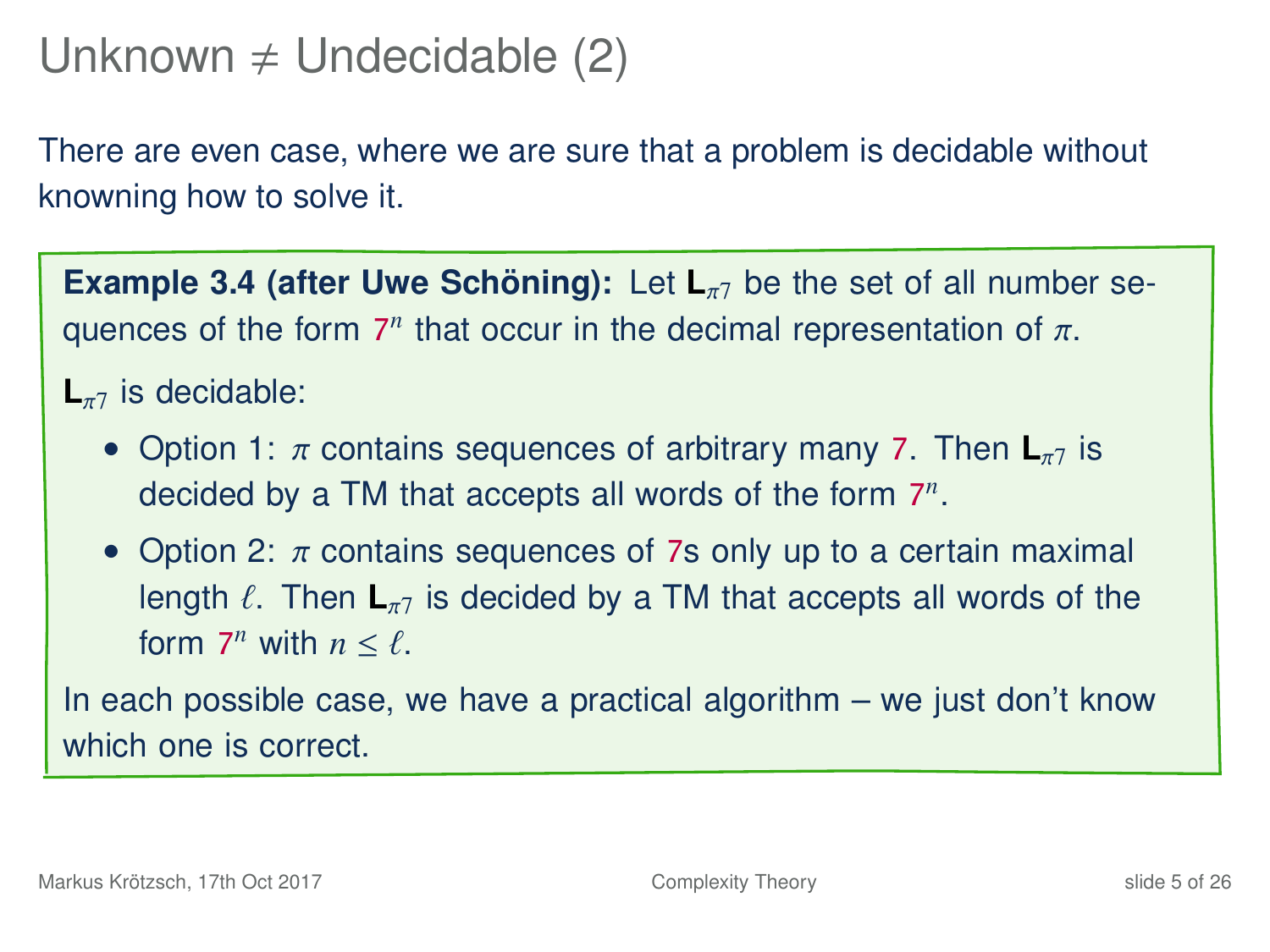# Unknown ≠ Undecidable (2)

There are even case, where we are sure that a problem is decidable without knowning how to solve it.

**Example 3.4 (after Uwe Schöning):** Let $\mathbf{L}_{\pi 7}$ be the set of all number sequences of the form $7^n$ that occur in the decimal representation of $\pi$.

$\mathbf{L}_{\pi 7}$ is decidable:

- Option 1: $\pi$ contains sequences of arbitrary many 7. Then $\mathbf{L}_{\pi 7}$ is decided by a TM that accepts all words of the form $7^n$.
- Option 2: $\pi$ contains sequences of 7s only up to a certain maximal length $\ell$. Then $\mathbf{L}_{\pi 7}$ is decided by a TM that accepts all words of the form $7^n$ with $n \leq \ell$.

In each possible case, we have a practical algorithm – we just don't know which one is correct.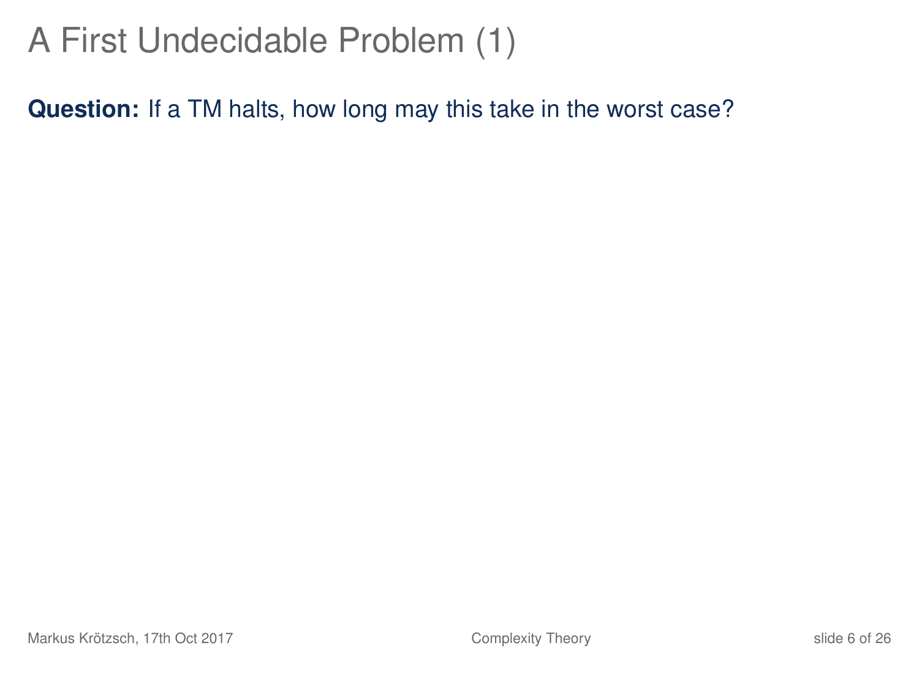# A First Undecidable Problem (1)

**Question:** If a TM halts, how long may this take in the worst case?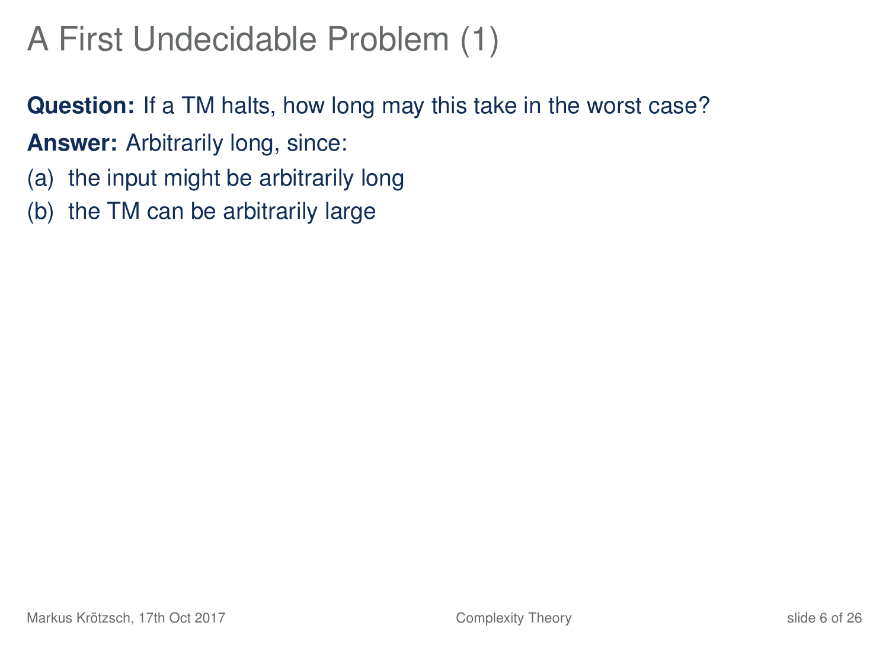# A First Undecidable Problem (1)

**Question:** If a TM halts, how long may this take in the worst case?

**Answer:** Arbitrarily long, since:

(a) the input might be arbitrarily long

(b) the TM can be arbitrarily large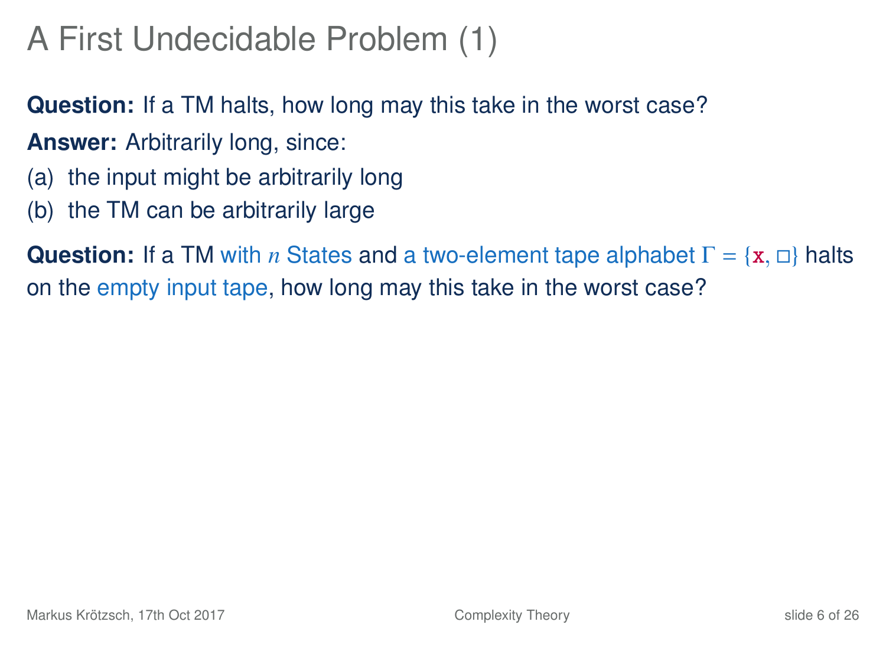# A First Undecidable Problem (1)

**Question:** If a TM halts, how long may this take in the worst case?

**Answer:** Arbitrarily long, since:

(a) the input might be arbitrarily long

(b) the TM can be arbitrarily large

**Question:** If a TM with $n$ States and a two-element tape alphabet $\Gamma = \{\mathtt{x}, \square\}$ halts on the empty input tape, how long may this take in the worst case?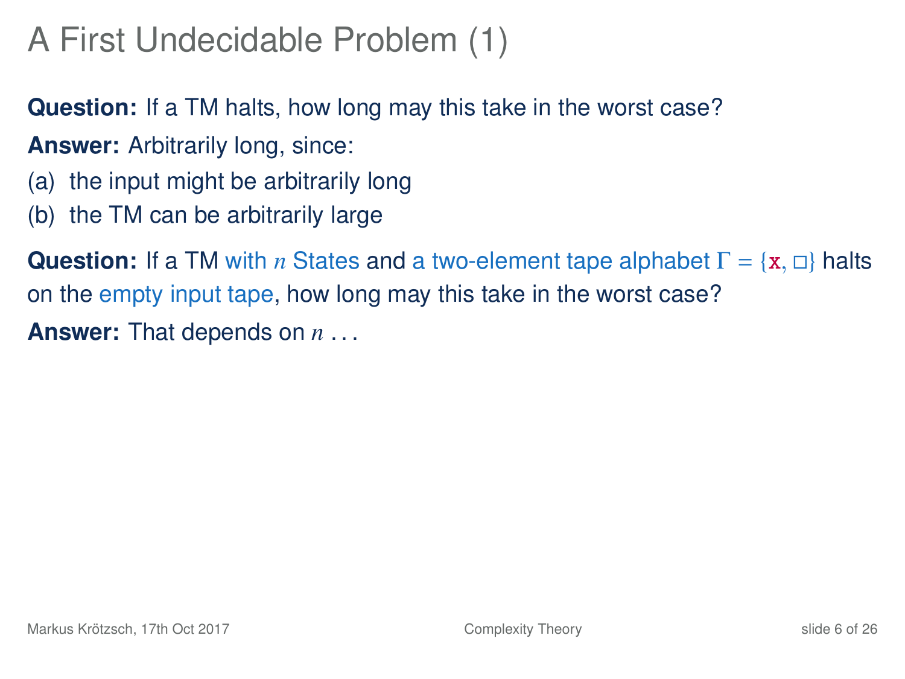# A First Undecidable Problem (1)

**Question:** If a TM halts, how long may this take in the worst case?

**Answer:** Arbitrarily long, since:

(a) the input might be arbitrarily long

(b) the TM can be arbitrarily large

**Question:** If a TM with $n$ States and a two-element tape alphabet $\Gamma = \{\mathtt{x}, \square\}$ halts on the empty input tape, how long may this take in the worst case?

**Answer:** That depends on $n$ . . .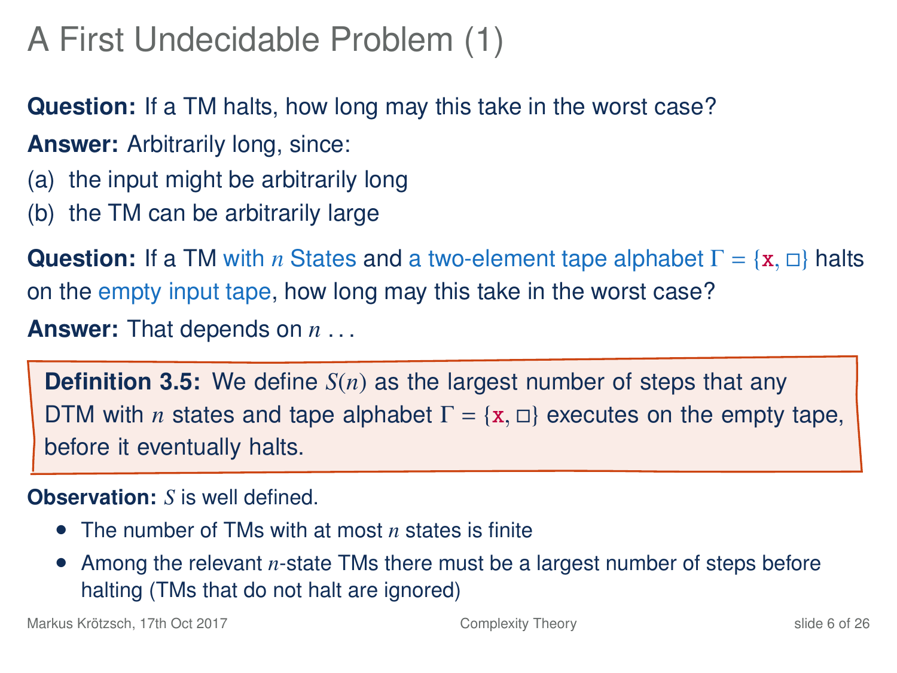# A First Undecidable Problem (1)

**Question:** If a TM halts, how long may this take in the worst case?

**Answer:** Arbitrarily long, since:

(a) the input might be arbitrarily long

(b) the TM can be arbitrarily large

**Question:** If a TM with $n$ States and a two-element tape alphabet $\Gamma = \{\mathtt{x}, \square\}$ halts on the empty input tape, how long may this take in the worst case?

**Answer:** That depends on $n$ ...

> **Definition 3.5:** We define $S(n)$ as the largest number of steps that any DTM with $n$ states and tape alphabet $\Gamma = \{\mathtt{x}, \square\}$ executes on the empty tape, before it eventually halts.

**Observation:** $S$ is well defined.

- The number of TMs with at most $n$ states is finite
- Among the relevant $n$-state TMs there must be a largest number of steps before halting (TMs that do not halt are ignored)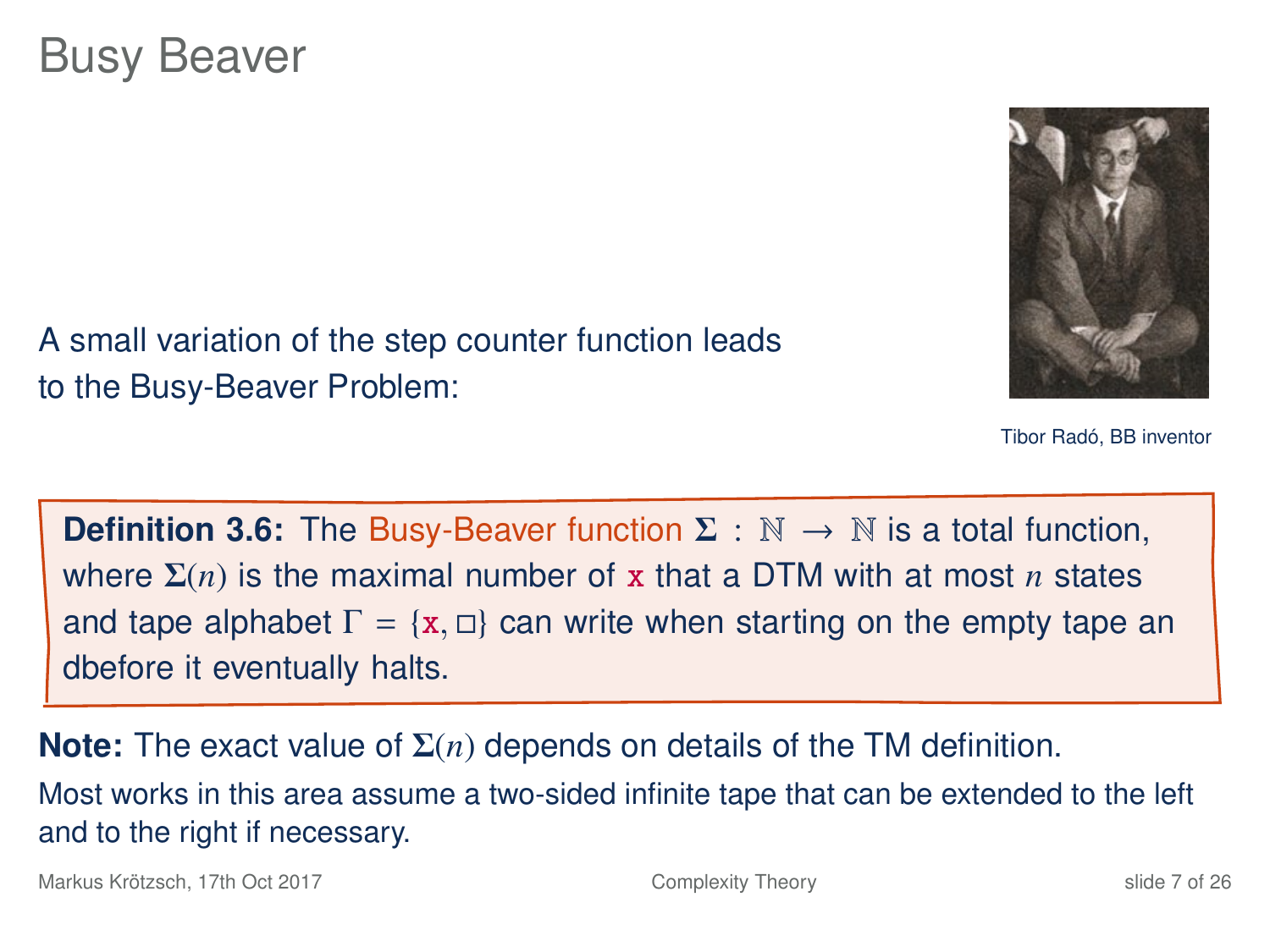# Busy Beaver

A small variation of the step counter function leads to the Busy-Beaver Problem:

Tibor Radó, BB inventor

**Definition 3.6:** The Busy-Beaver function $\Sigma : \mathbb{N} \to \mathbb{N}$ is a total function, where $\Sigma(n)$ is the maximal number of $\mathtt{x}$ that a DTM with at most $n$ states and tape alphabet $\Gamma = \{\mathtt{x}, \square\}$ can write when starting on the empty tape an dbefore it eventually halts.

**Note:** The exact value of $\Sigma(n)$ depends on details of the TM definition.

Most works in this area assume a two-sided infinite tape that can be extended to the left and to the right if necessary.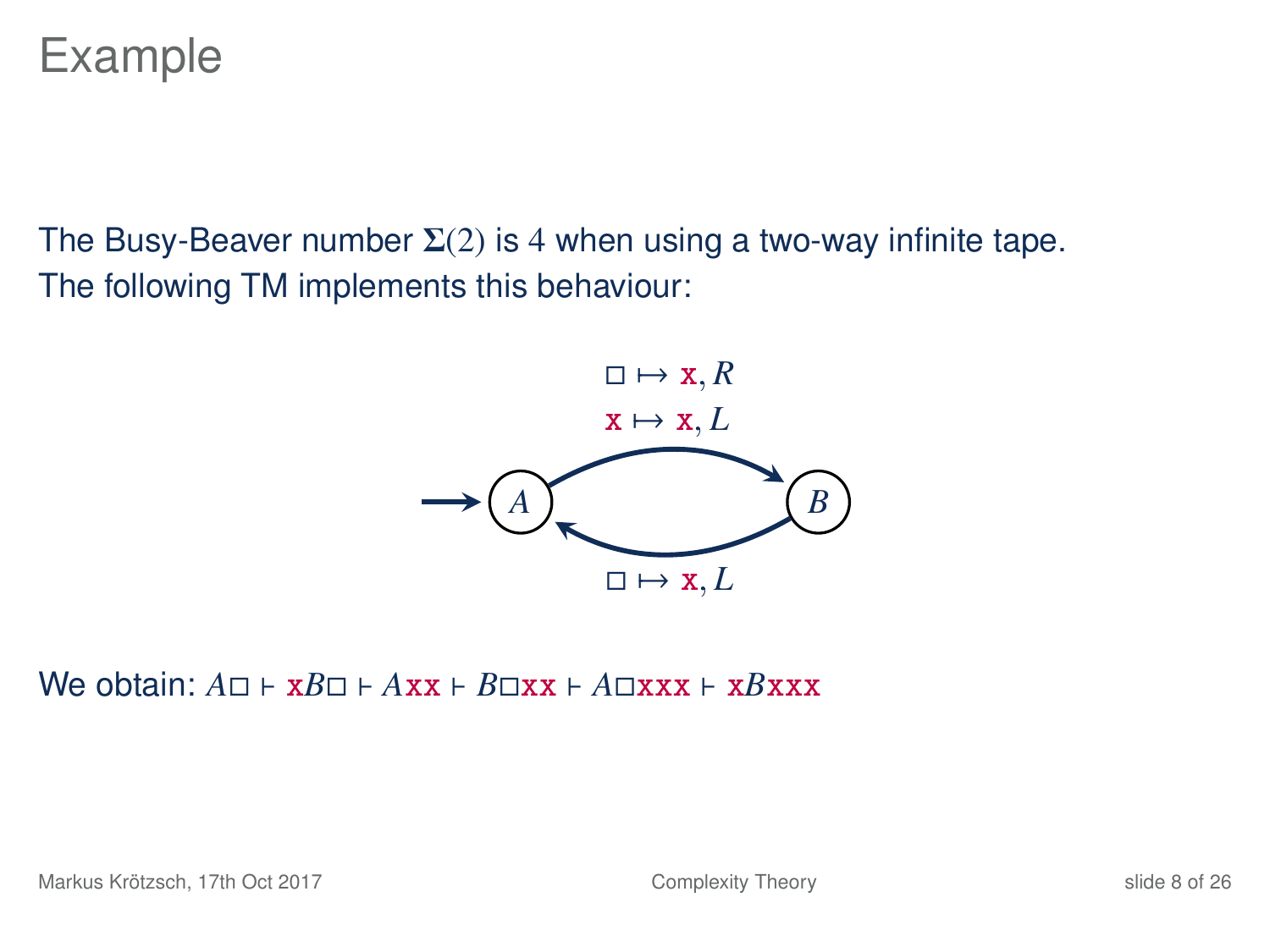# Example

The Busy-Beaver number $\Sigma(2)$ is $4$ when using a two-way infinite tape.
The following TM implements this behaviour:

$\square \mapsto \mathtt{x}, R$
$\mathtt{x} \mapsto \mathtt{x}, L$

$\rightarrow A \rightarrow B$

$\square \mapsto \mathtt{x}, L$

We obtain: $A\square \vdash \mathtt{x}B\square \vdash A\mathtt{xx} \vdash B\square\mathtt{xx} \vdash A\square\mathtt{xxx} \vdash \mathtt{x}B\mathtt{xxx}$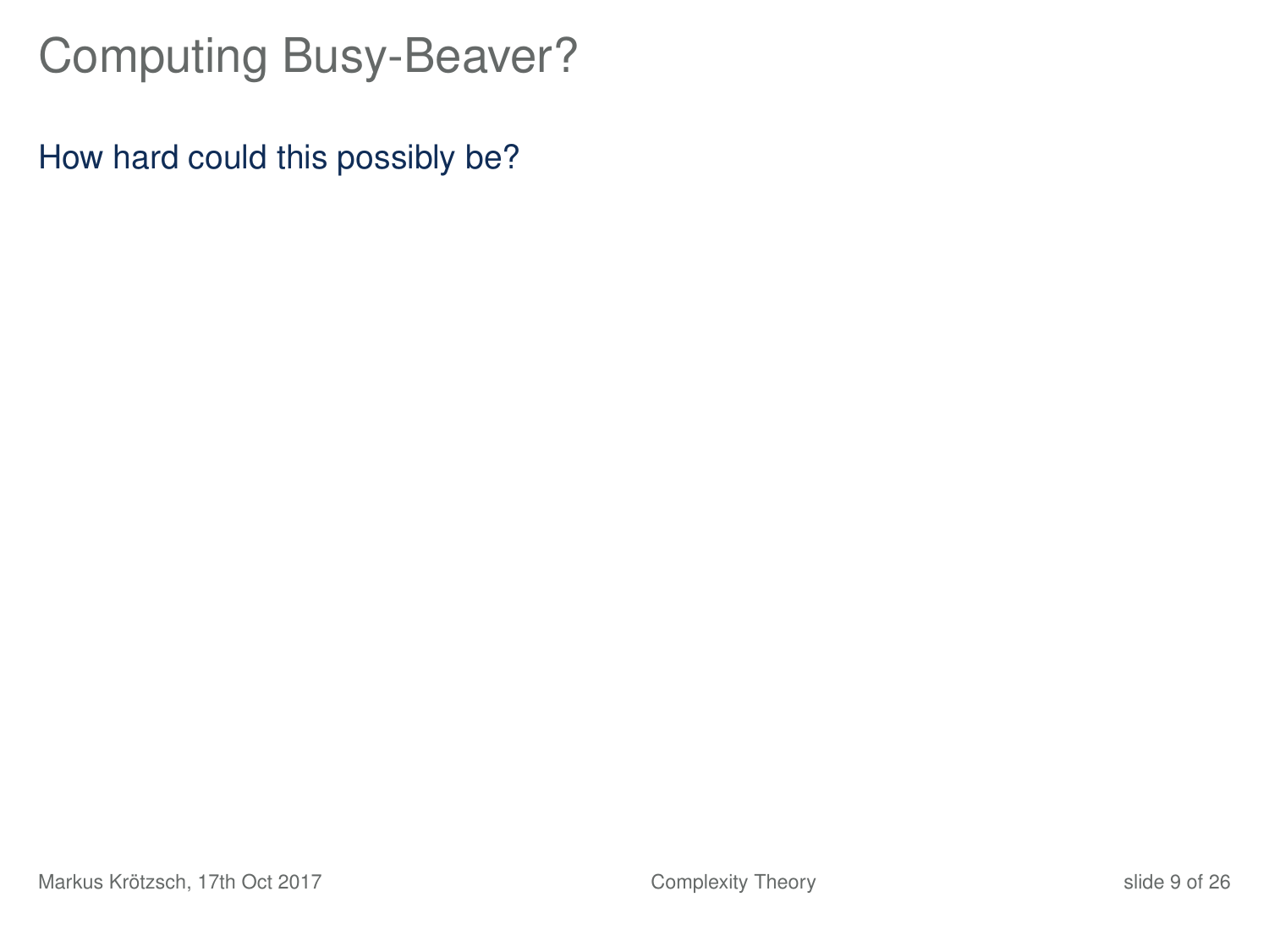# Computing Busy-Beaver?

How hard could this possibly be?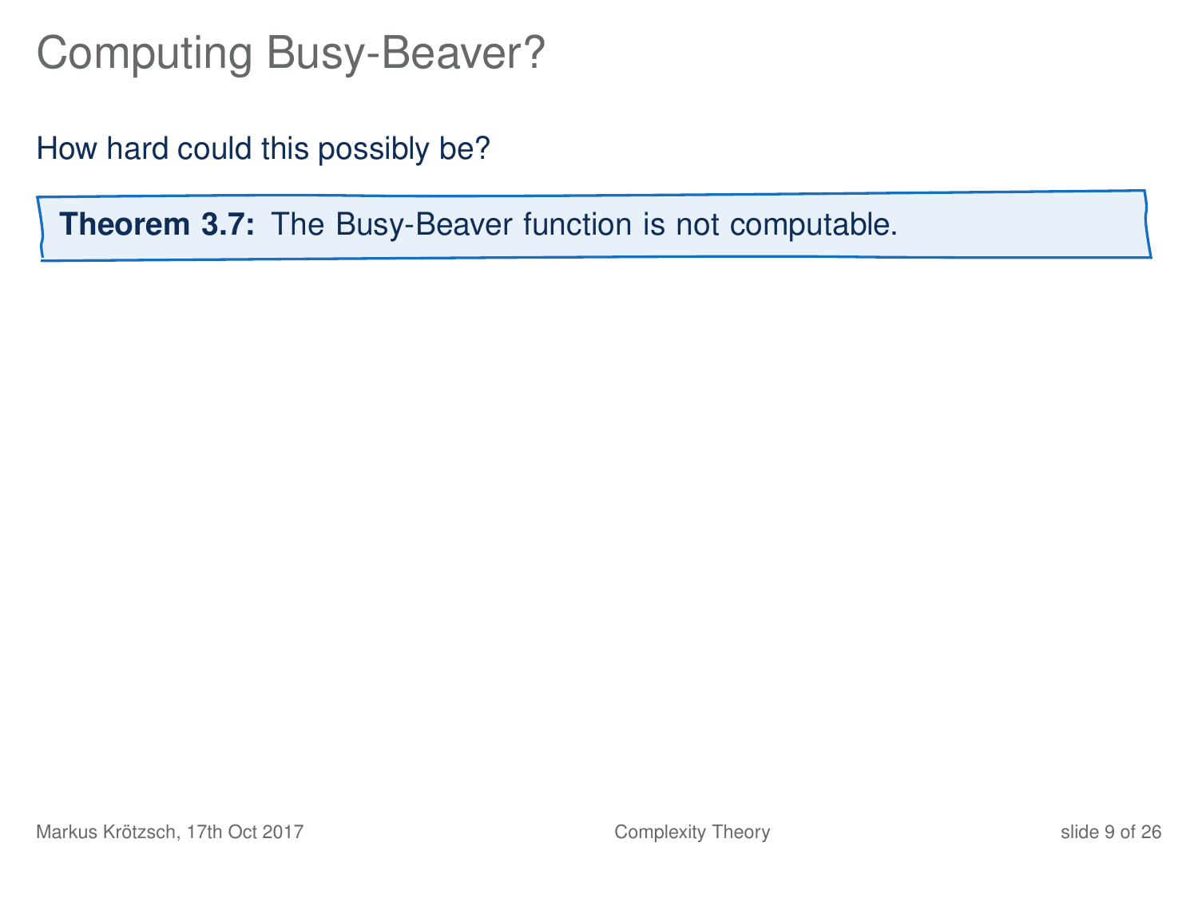# Computing Busy-Beaver?

How hard could this possibly be?

**Theorem 3.7:** The Busy-Beaver function is not computable.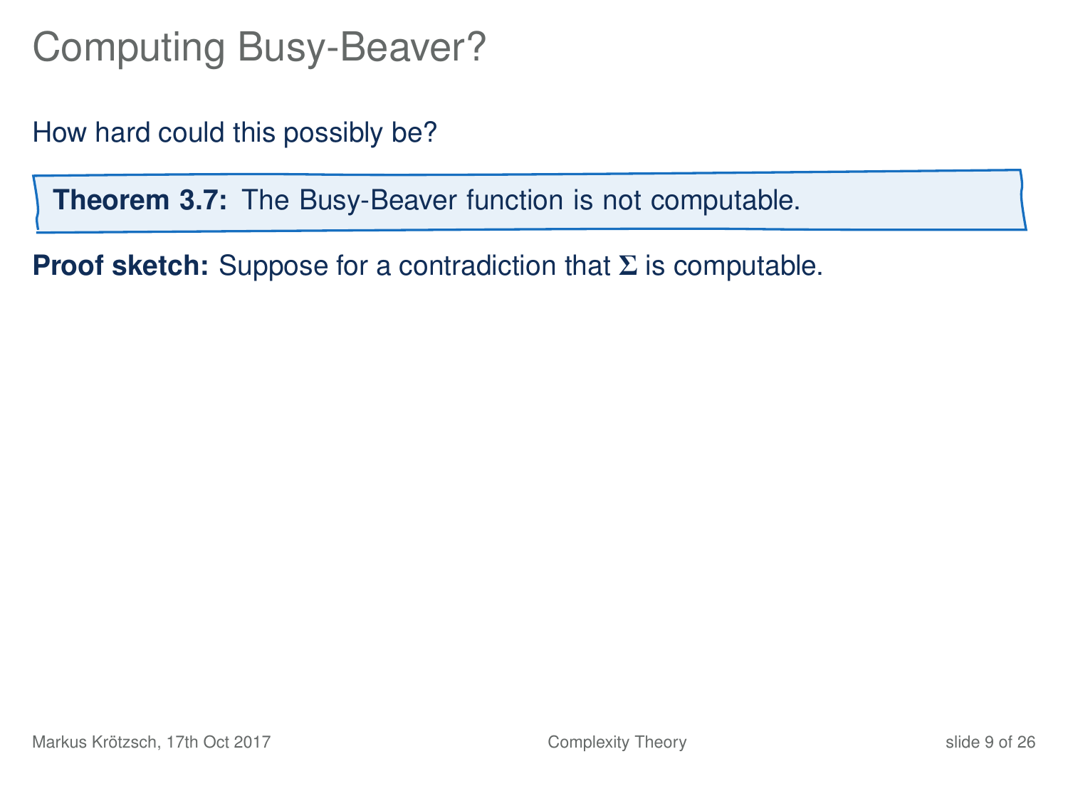# Computing Busy-Beaver?

How hard could this possibly be?

**Theorem 3.7:** The Busy-Beaver function is not computable.

**Proof sketch:** Suppose for a contradiction that $\boldsymbol{\Sigma}$ is computable.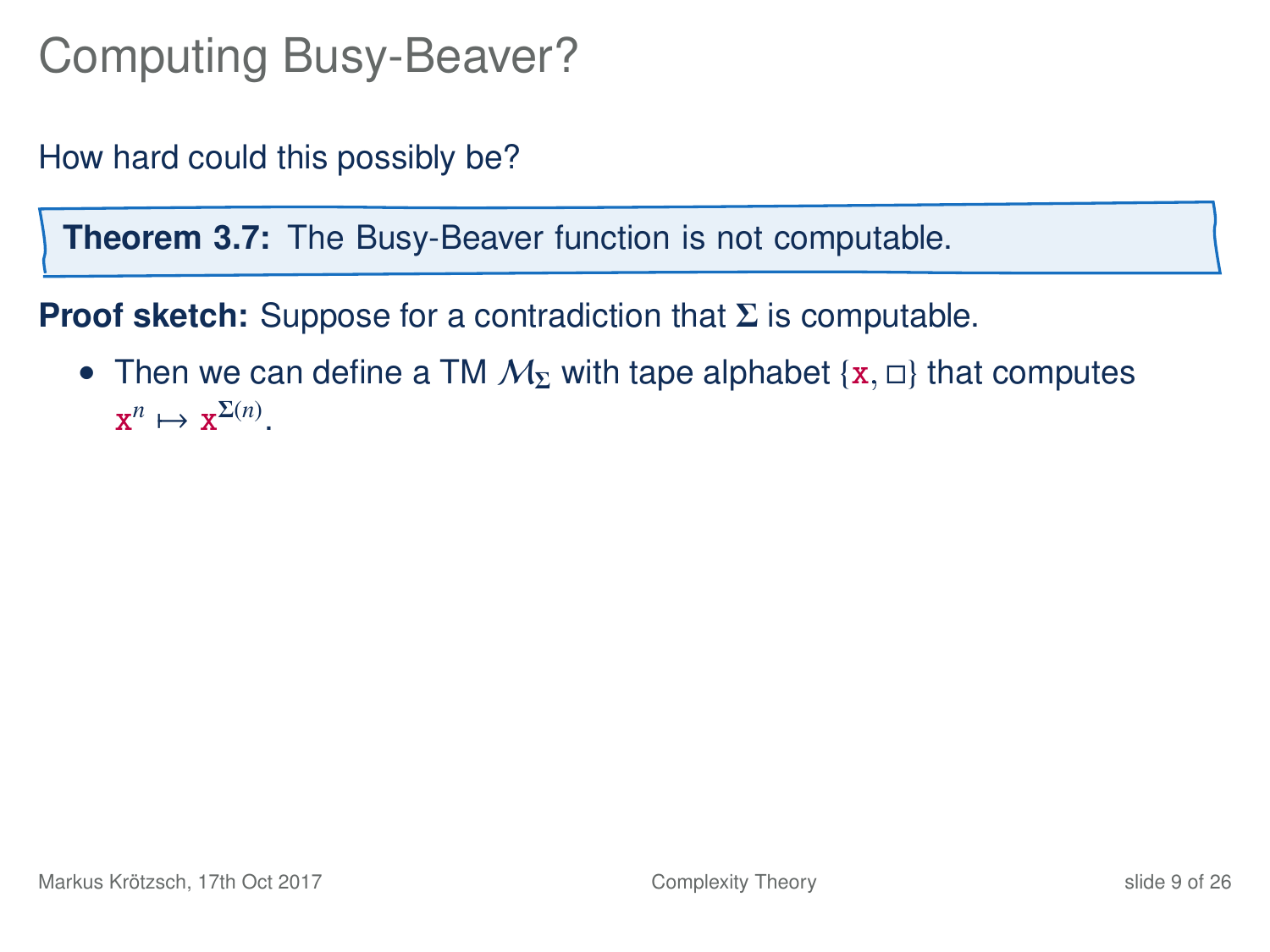# Computing Busy-Beaver?

How hard could this possibly be?

**Theorem 3.7:** The Busy-Beaver function is not computable.

**Proof sketch:** Suppose for a contradiction that $\boldsymbol{\Sigma}$ is computable.

- Then we can define a TM $\mathcal{M}_{\boldsymbol{\Sigma}}$ with tape alphabet $\{\mathtt{x}, \square\}$ that computes $\mathtt{x}^n \mapsto \mathtt{x}^{\boldsymbol{\Sigma}(n)}$.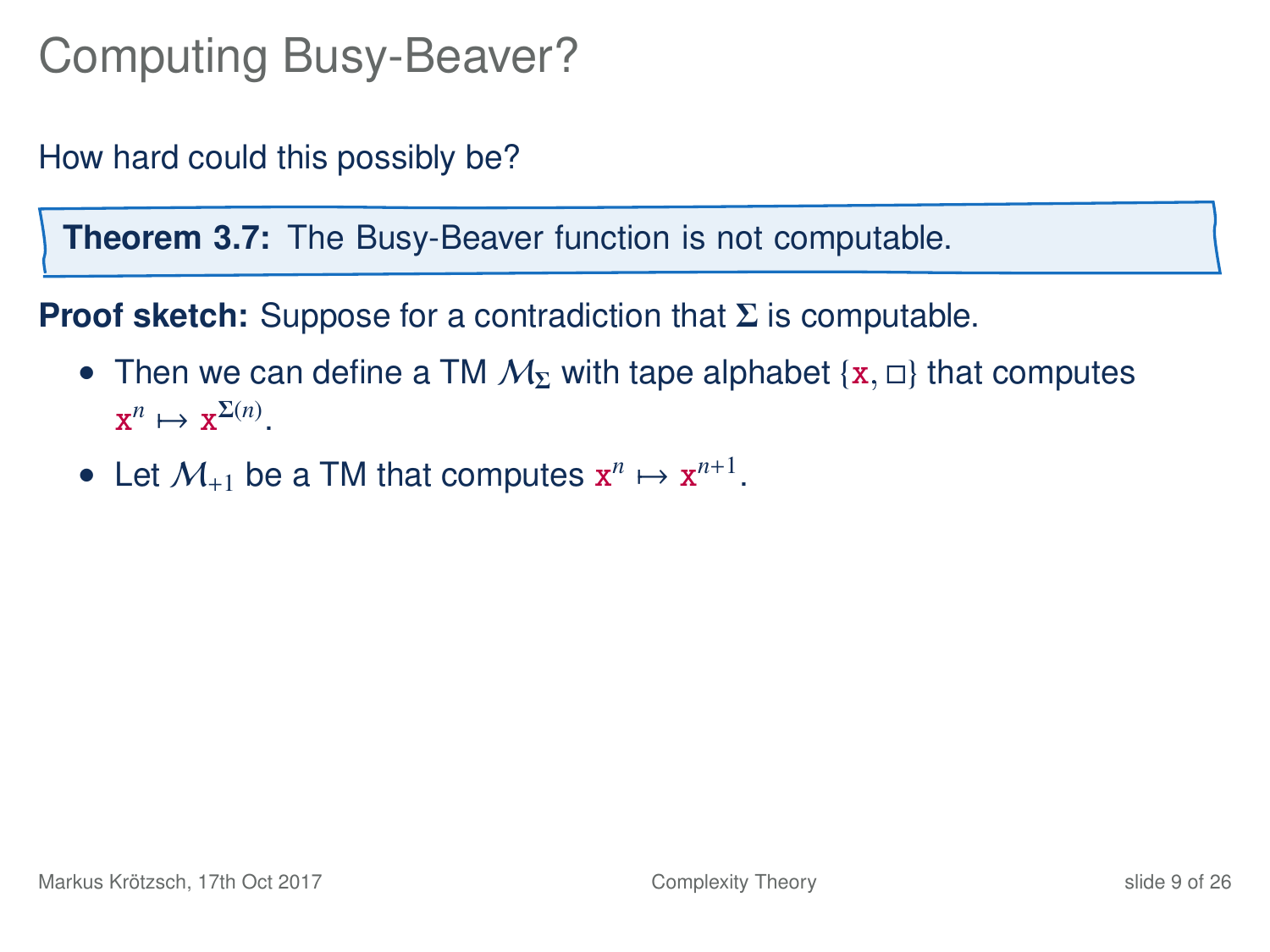# Computing Busy-Beaver?

How hard could this possibly be?

**Theorem 3.7:** The Busy-Beaver function is not computable.

**Proof sketch:** Suppose for a contradiction that $\Sigma$ is computable.

- Then we can define a TM $\mathcal{M}_\Sigma$ with tape alphabet $\{\mathtt{x}, \square\}$ that computes $\mathtt{x}^n \mapsto \mathtt{x}^{\Sigma(n)}$.
- Let $\mathcal{M}_{+1}$ be a TM that computes $\mathtt{x}^n \mapsto \mathtt{x}^{n+1}$.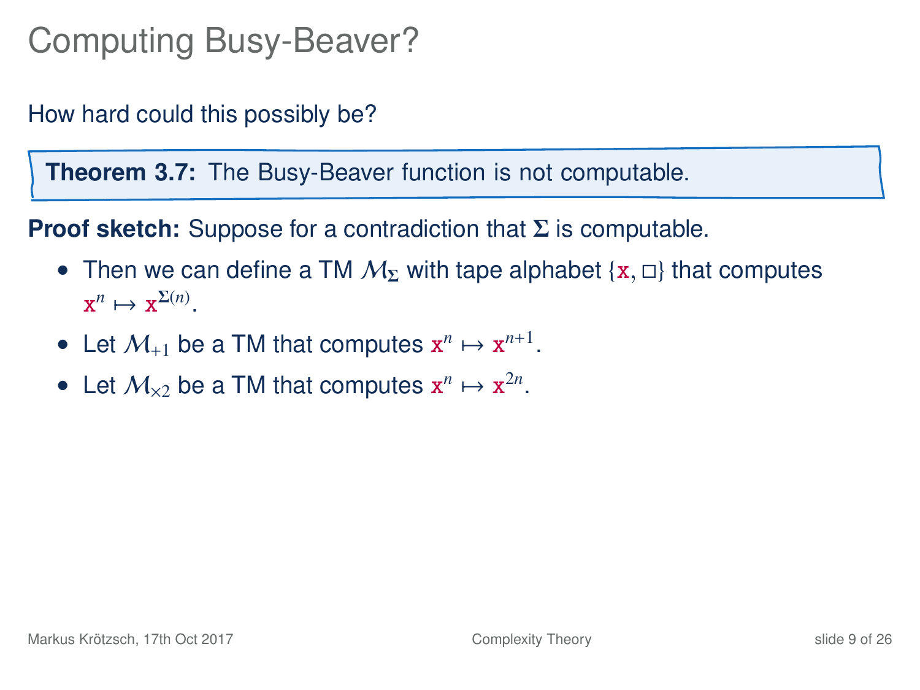# Computing Busy-Beaver?

How hard could this possibly be?

**Theorem 3.7:** The Busy-Beaver function is not computable.

**Proof sketch:** Suppose for a contradiction that $\boldsymbol{\Sigma}$ is computable.

- Then we can define a TM $\mathcal{M}_{\boldsymbol{\Sigma}}$ with tape alphabet $\{\mathtt{x}, \square\}$ that computes $\mathtt{x}^n \mapsto \mathtt{x}^{\boldsymbol{\Sigma}(n)}$.
- Let $\mathcal{M}_{+1}$ be a TM that computes $\mathtt{x}^n \mapsto \mathtt{x}^{n+1}$.
- Let $\mathcal{M}_{\times 2}$ be a TM that computes $\mathtt{x}^n \mapsto \mathtt{x}^{2n}$.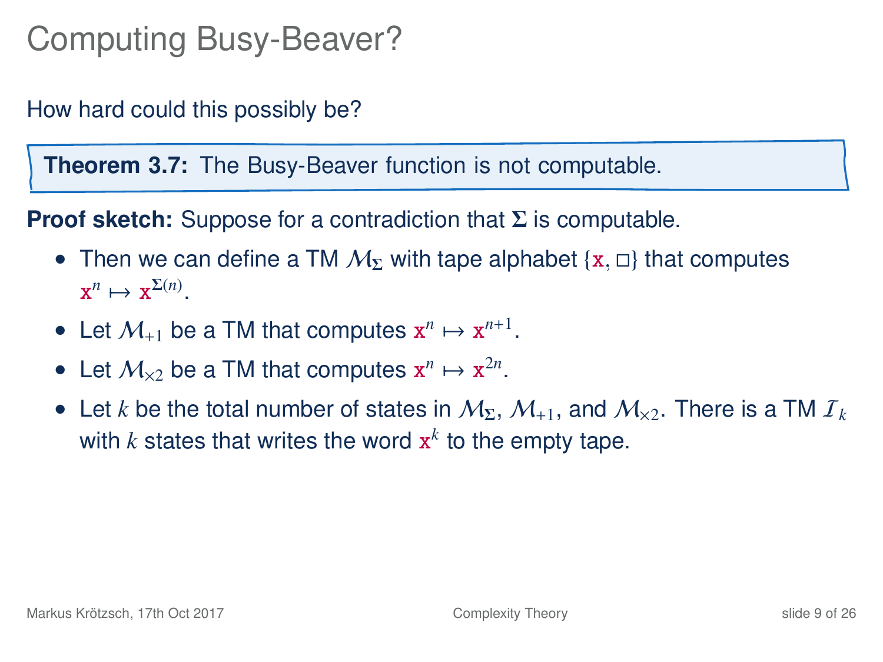# Computing Busy-Beaver?

How hard could this possibly be?

**Theorem 3.7:** The Busy-Beaver function is not computable.

**Proof sketch:** Suppose for a contradiction that $\boldsymbol{\Sigma}$ is computable.

- Then we can define a TM $\mathcal{M}_{\boldsymbol{\Sigma}}$ with tape alphabet $\{\mathtt{x}, \square\}$ that computes $\mathtt{x}^n \mapsto \mathtt{x}^{\boldsymbol{\Sigma}(n)}$.
- Let $\mathcal{M}_{+1}$ be a TM that computes $\mathtt{x}^n \mapsto \mathtt{x}^{n+1}$.
- Let $\mathcal{M}_{\times 2}$ be a TM that computes $\mathtt{x}^n \mapsto \mathtt{x}^{2n}$.
- Let $k$ be the total number of states in $\mathcal{M}_{\boldsymbol{\Sigma}}$, $\mathcal{M}_{+1}$, and $\mathcal{M}_{\times 2}$. There is a TM $\mathcal{I}_k$ with $k$ states that writes the word $\mathtt{x}^k$ to the empty tape.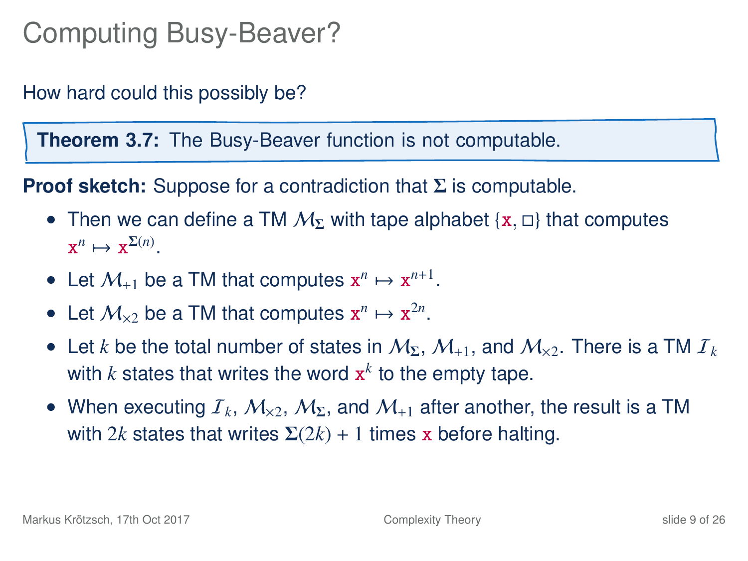# Computing Busy-Beaver?

How hard could this possibly be?

**Theorem 3.7:** The Busy-Beaver function is not computable.

**Proof sketch:** Suppose for a contradiction that $\boldsymbol{\Sigma}$ is computable.

- Then we can define a TM $\mathcal{M}_{\boldsymbol{\Sigma}}$ with tape alphabet $\{\mathtt{x}, \square\}$ that computes $\mathtt{x}^n \mapsto \mathtt{x}^{\boldsymbol{\Sigma}(n)}$.
- Let $\mathcal{M}_{+1}$ be a TM that computes $\mathtt{x}^n \mapsto \mathtt{x}^{n+1}$.
- Let $\mathcal{M}_{\times 2}$ be a TM that computes $\mathtt{x}^n \mapsto \mathtt{x}^{2n}$.
- Let $k$ be the total number of states in $\mathcal{M}_{\boldsymbol{\Sigma}}$, $\mathcal{M}_{+1}$, and $\mathcal{M}_{\times 2}$. There is a TM $\mathcal{I}_k$ with $k$ states that writes the word $\mathtt{x}^k$ to the empty tape.
- When executing $\mathcal{I}_k$, $\mathcal{M}_{\times 2}$, $\mathcal{M}_{\boldsymbol{\Sigma}}$, and $\mathcal{M}_{+1}$ after another, the result is a TM with $2k$ states that writes $\boldsymbol{\Sigma}(2k) + 1$ times $\mathtt{x}$ before halting.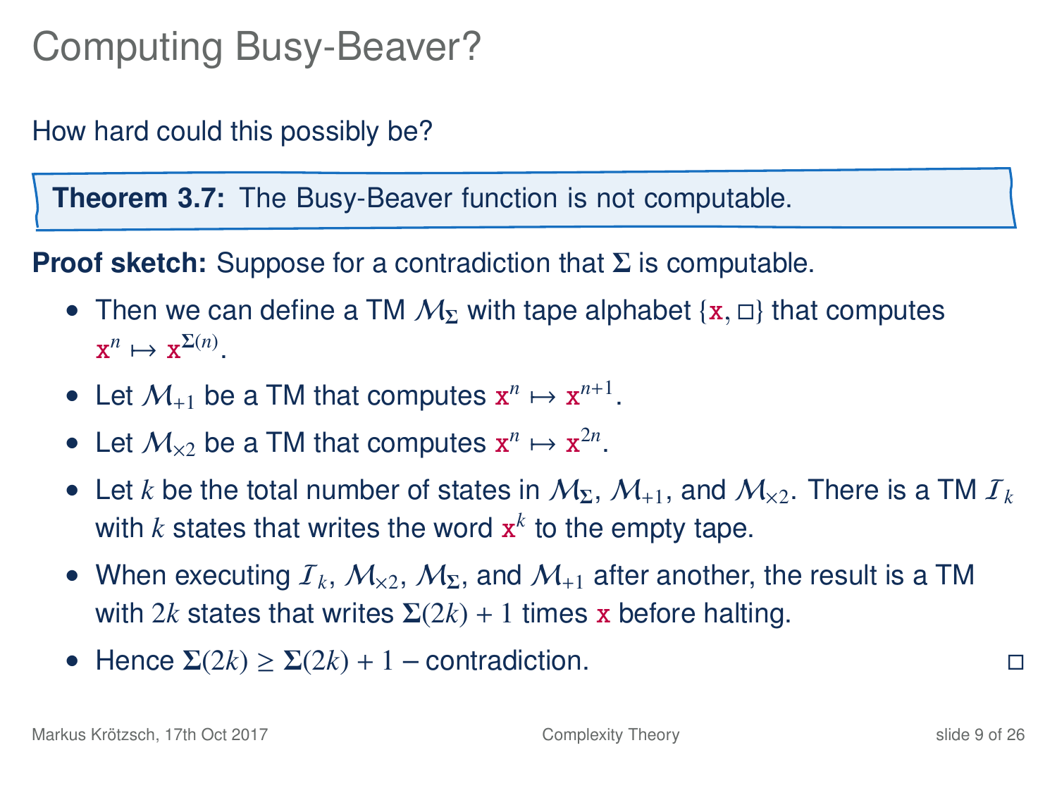# Computing Busy-Beaver?

How hard could this possibly be?

**Theorem 3.7:** The Busy-Beaver function is not computable.

**Proof sketch:** Suppose for a contradiction that $\Sigma$ is computable.

- Then we can define a TM $\mathcal{M}_\Sigma$ with tape alphabet $\{\mathtt{x}, \square\}$ that computes $\mathtt{x}^n \mapsto \mathtt{x}^{\Sigma(n)}$.
- Let $\mathcal{M}_{+1}$ be a TM that computes $\mathtt{x}^n \mapsto \mathtt{x}^{n+1}$.
- Let $\mathcal{M}_{\times 2}$ be a TM that computes $\mathtt{x}^n \mapsto \mathtt{x}^{2n}$.
- Let $k$ be the total number of states in $\mathcal{M}_\Sigma$, $\mathcal{M}_{+1}$, and $\mathcal{M}_{\times 2}$. There is a TM $\mathcal{I}_k$ with $k$ states that writes the word $\mathtt{x}^k$ to the empty tape.
- When executing $\mathcal{I}_k$, $\mathcal{M}_{\times 2}$, $\mathcal{M}_\Sigma$, and $\mathcal{M}_{+1}$ after another, the result is a TM with $2k$ states that writes $\Sigma(2k) + 1$ times $\mathtt{x}$ before halting.
- Hence $\Sigma(2k) \geq \Sigma(2k) + 1$ – contradiction. $\square$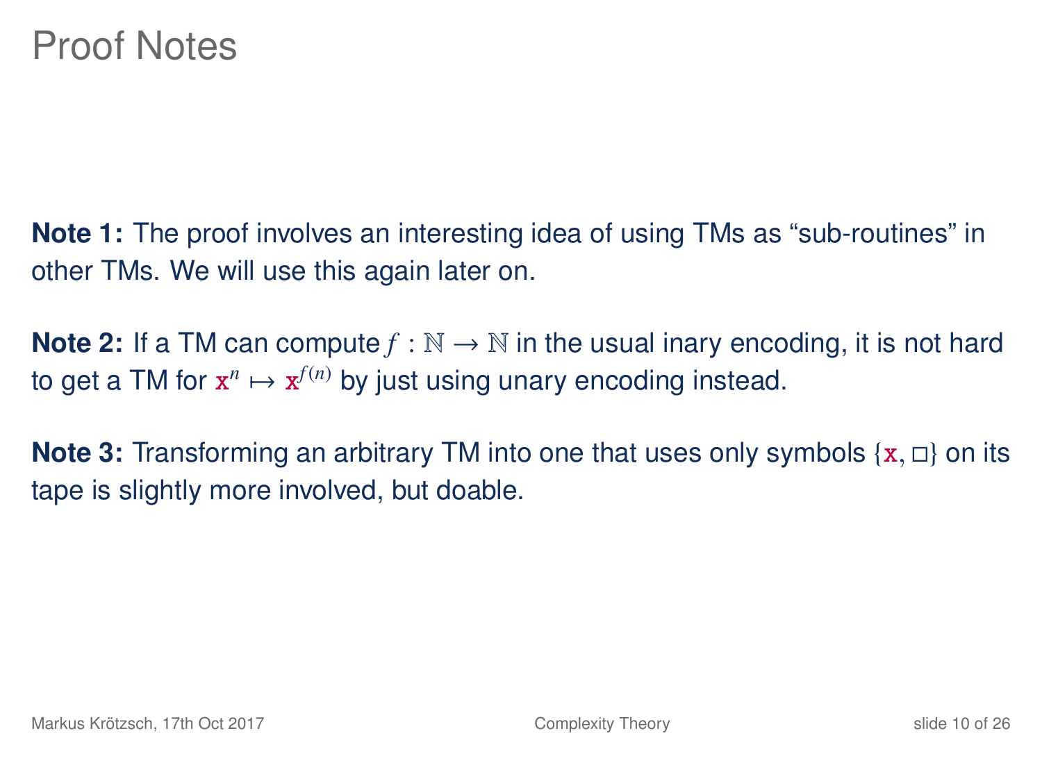# Proof Notes

**Note 1:** The proof involves an interesting idea of using TMs as “sub-routines” in other TMs. We will use this again later on.

**Note 2:** If a TM can compute $f : \mathbb{N} \to \mathbb{N}$ in the usual inary encoding, it is not hard to get a TM for $\mathtt{x}^n \mapsto \mathtt{x}^{f(n)}$ by just using unary encoding instead.

**Note 3:** Transforming an arbitrary TM into one that uses only symbols $\{\mathtt{x}, \square\}$ on its tape is slightly more involved, but doable.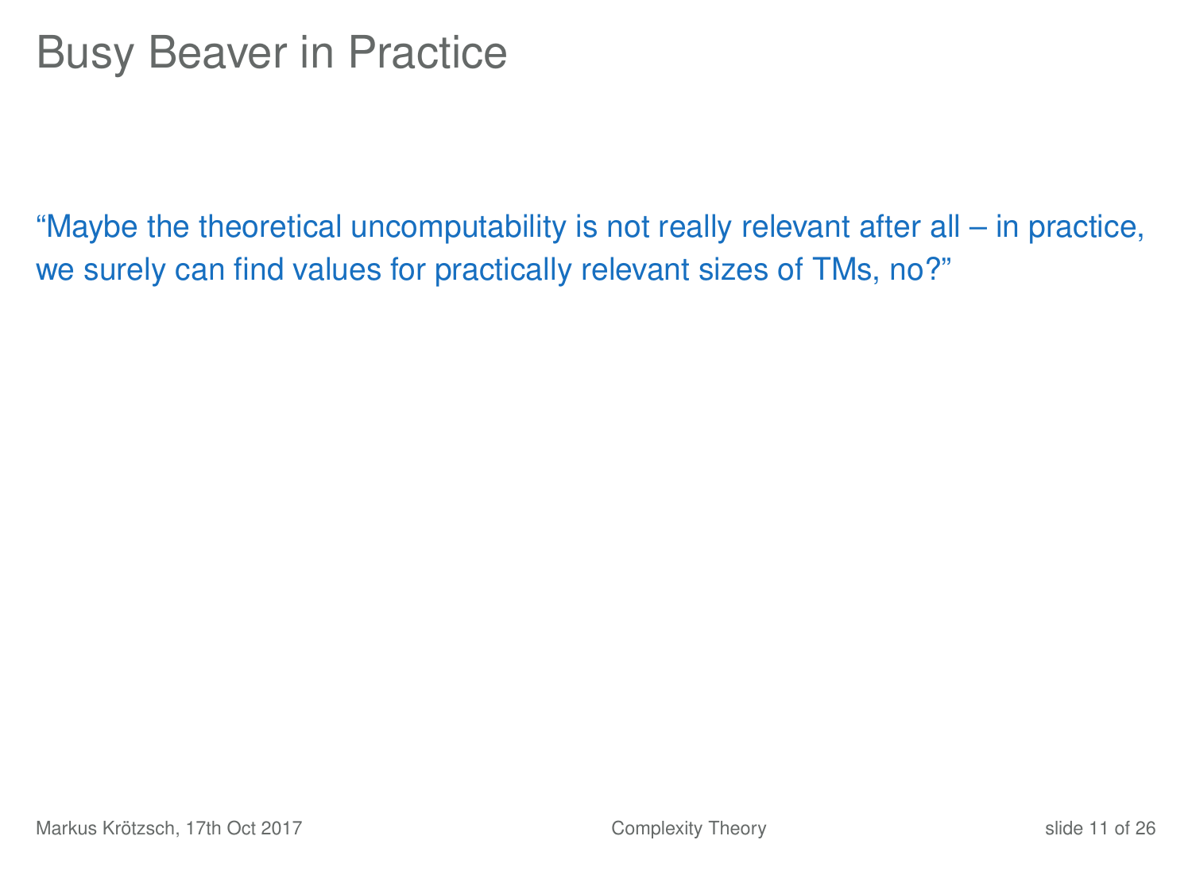# Busy Beaver in Practice

“Maybe the theoretical uncomputability is not really relevant after all – in practice, we surely can find values for practically relevant sizes of TMs, no?”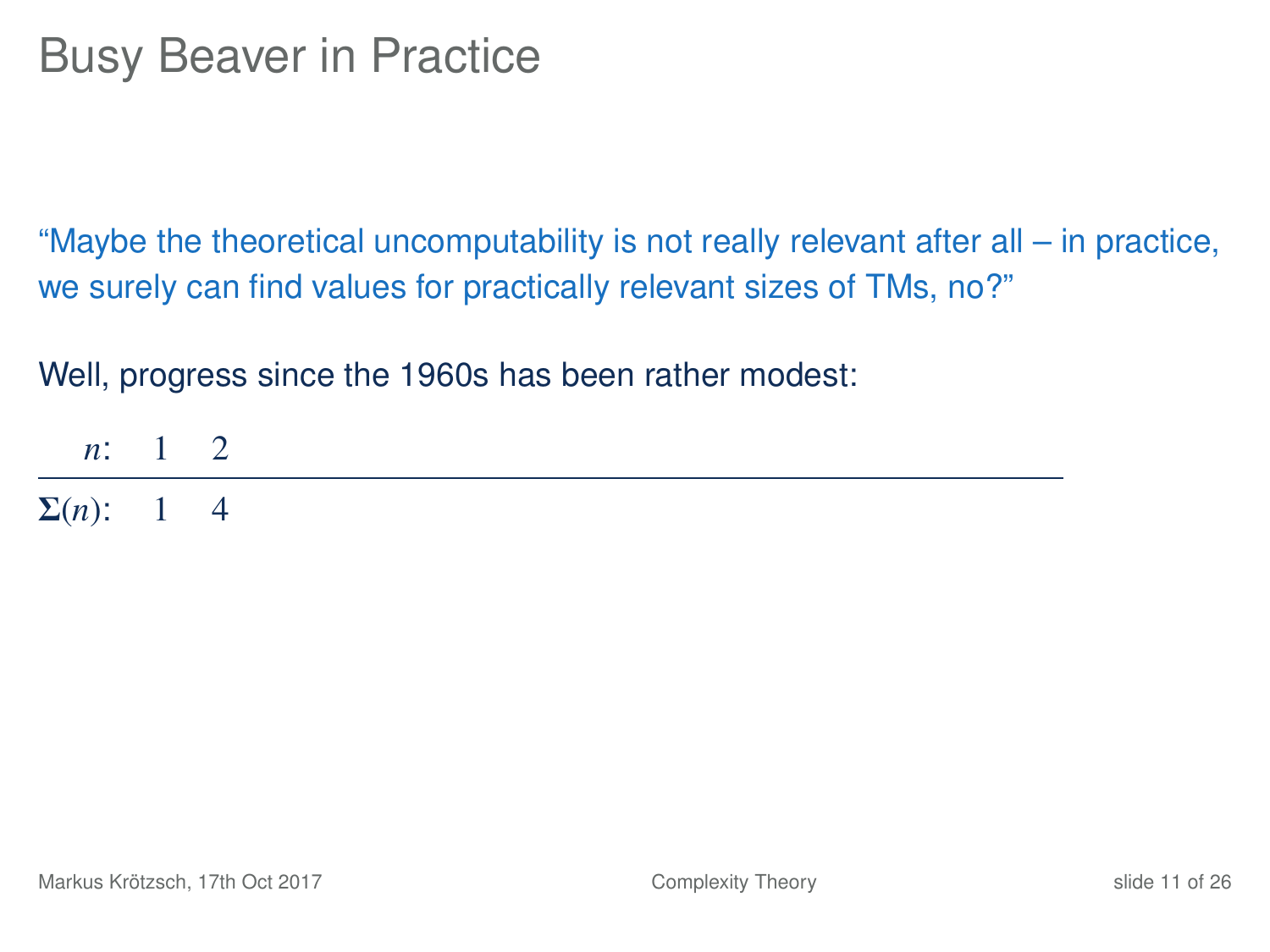# Busy Beaver in Practice

"Maybe the theoretical uncomputability is not really relevant after all – in practice, we surely can find values for practically relevant sizes of TMs, no?"

Well, progress since the 1960s has been rather modest:

| $n$: | 1 | 2 |
|---|---|---|
| $\mathbf{\Sigma}(n)$: | 1 | 4 |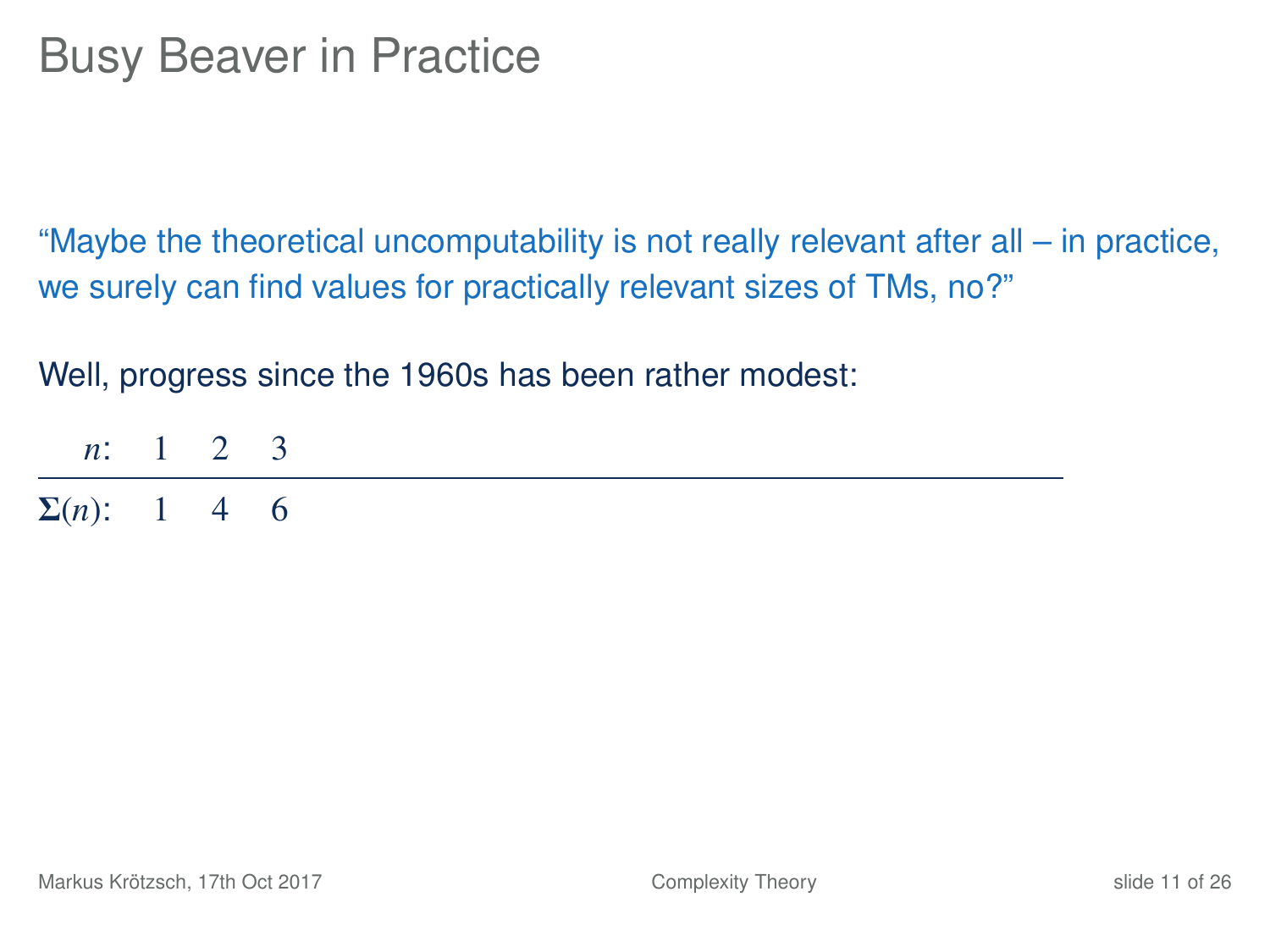# Busy Beaver in Practice

"Maybe the theoretical uncomputability is not really relevant after all – in practice, we surely can find values for practically relevant sizes of TMs, no?"

Well, progress since the 1960s has been rather modest:

| $n$: | 1 | 2 | 3 |
|---|---|---|---|
| $\boldsymbol{\Sigma}(n)$: | 1 | 4 | 6 |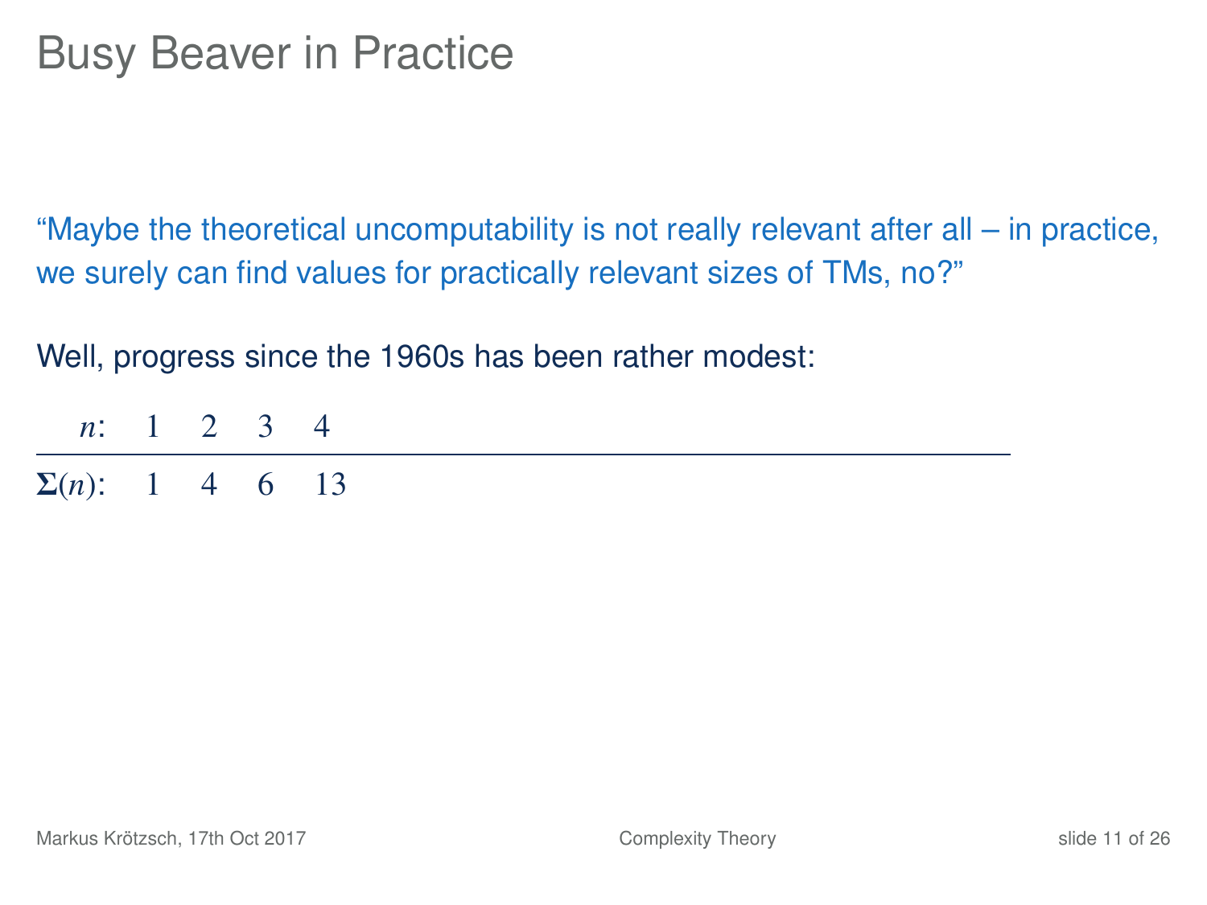# Busy Beaver in Practice

"Maybe the theoretical uncomputability is not really relevant after all – in practice, we surely can find values for practically relevant sizes of TMs, no?"

Well, progress since the 1960s has been rather modest:

| $n$: | 1 | 2 | 3 | 4 |
|---|---|---|---|---|
| $\mathbf{\Sigma}(n)$: | 1 | 4 | 6 | 13 |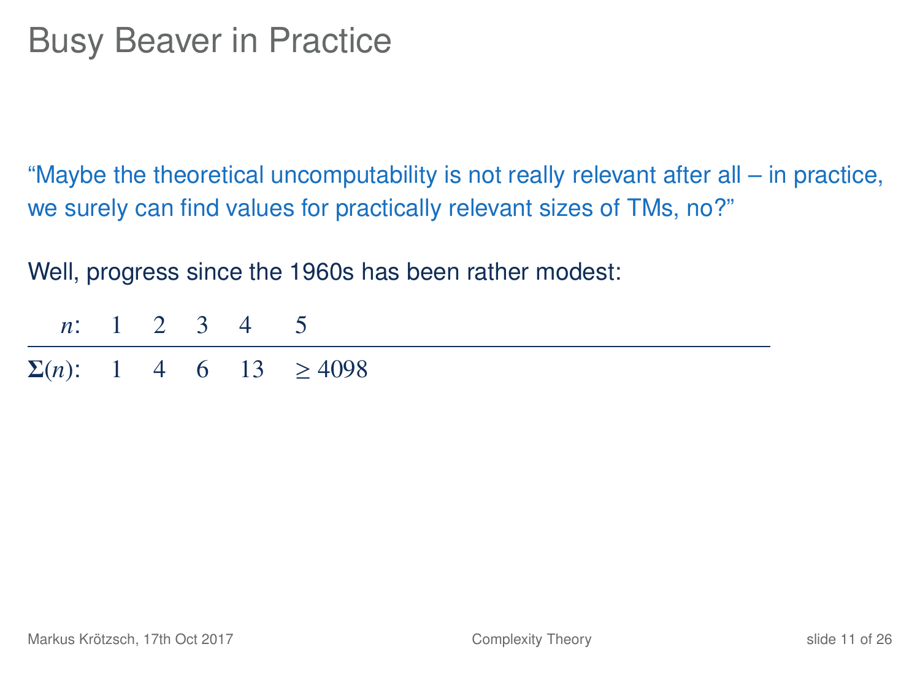# Busy Beaver in Practice

"Maybe the theoretical uncomputability is not really relevant after all – in practice, we surely can find values for practically relevant sizes of TMs, no?"

Well, progress since the 1960s has been rather modest:

| $n$: | 1 | 2 | 3 | 4 | 5 |
|---|---|---|---|---|---|
| $\boldsymbol{\Sigma}(n)$: | 1 | 4 | 6 | 13 | $\geq 4098$ |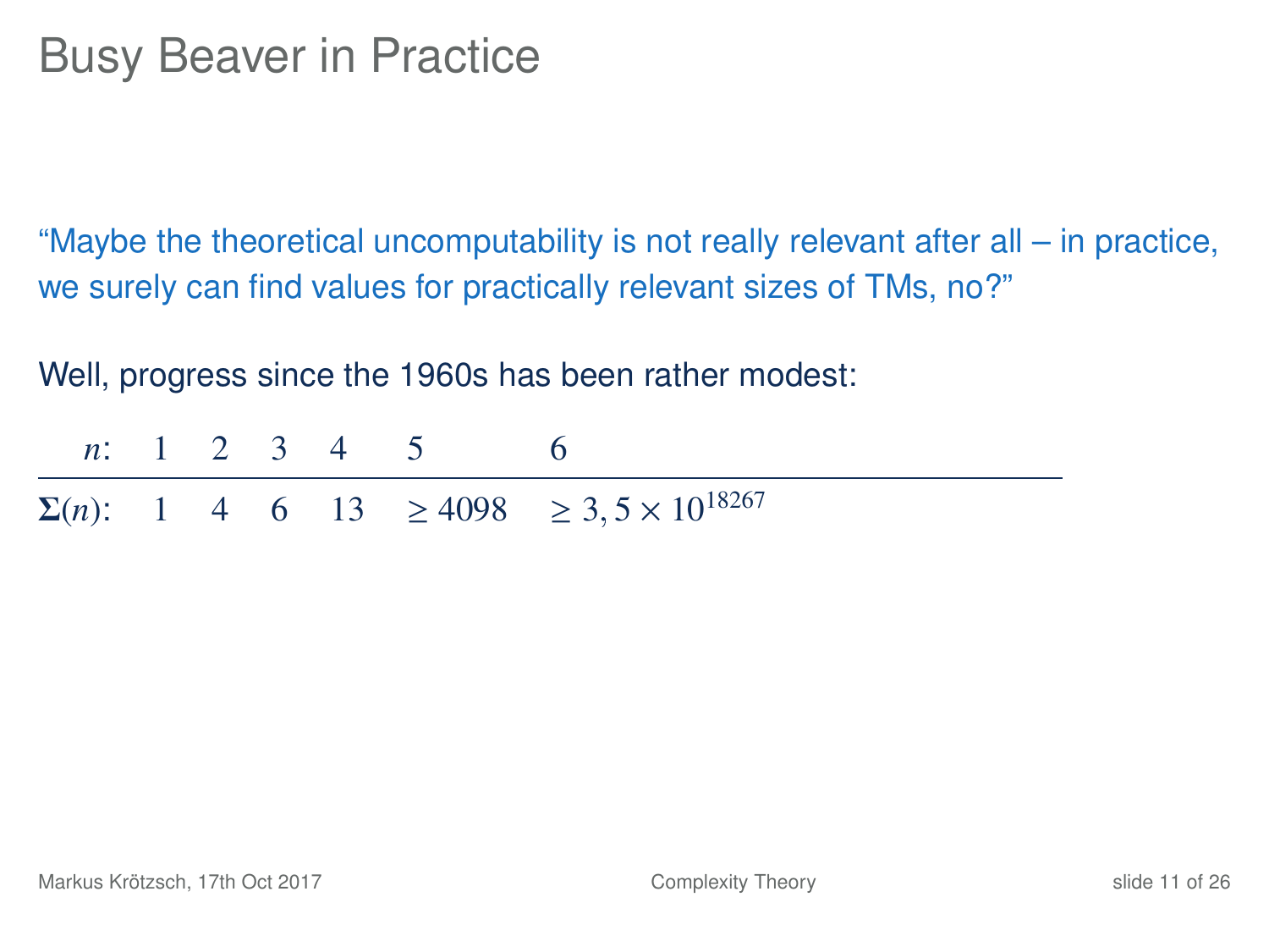# Busy Beaver in Practice

"Maybe the theoretical uncomputability is not really relevant after all – in practice, we surely can find values for practically relevant sizes of TMs, no?"

Well, progress since the 1960s has been rather modest:

| $n$: | 1 | 2 | 3 | 4 | 5 | 6 |
|---|---|---|---|---|---|---|
| $\boldsymbol{\Sigma}(n)$: | 1 | 4 | 6 | 13 | $\geq 4098$ | $\geq 3,5 \times 10^{18267}$ |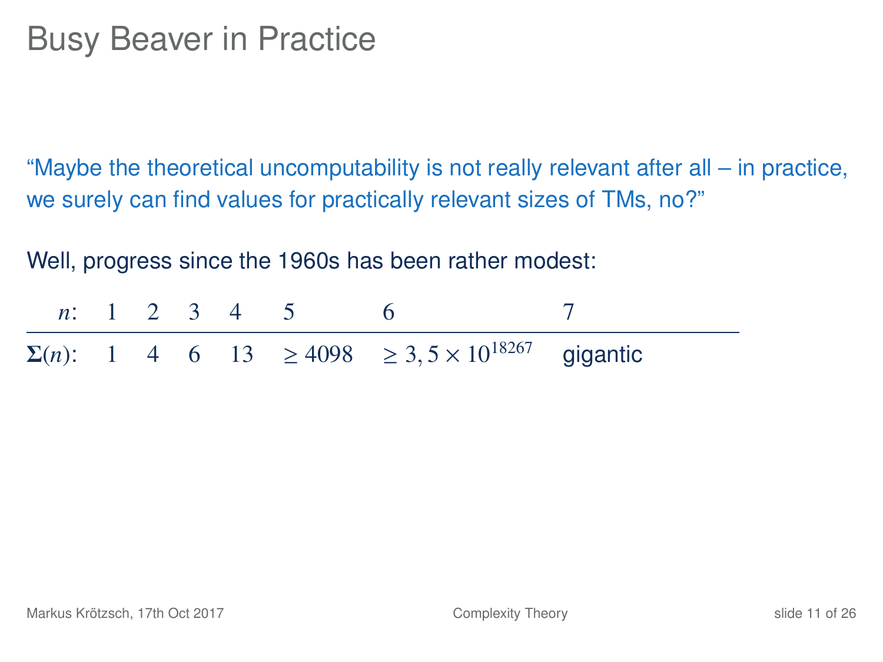# Busy Beaver in Practice

"Maybe the theoretical uncomputability is not really relevant after all – in practice, we surely can find values for practically relevant sizes of TMs, no?"

Well, progress since the 1960s has been rather modest:

| $n$: | 1 | 2 | 3 | 4 | 5 | 6 | 7 |
|---|---|---|---|---|---|---|---|
| $\mathbf{\Sigma}(n)$: | 1 | 4 | 6 | 13 | $\geq 4098$ | $\geq 3,5 \times 10^{18267}$ | gigantic |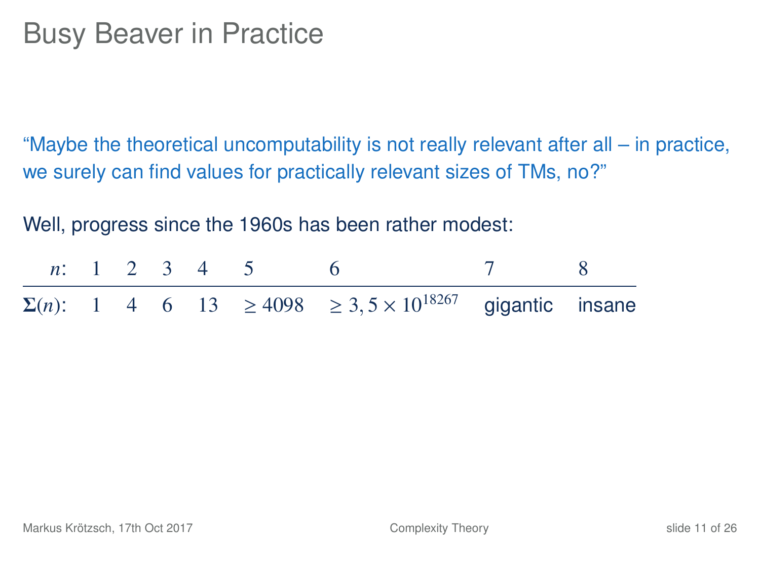# Busy Beaver in Practice

"Maybe the theoretical uncomputability is not really relevant after all – in practice, we surely can find values for practically relevant sizes of TMs, no?"

Well, progress since the 1960s has been rather modest:

| $n$: | 1 | 2 | 3 | 4 | 5 | 6 | 7 | 8 |
|---|---|---|---|---|---|---|---|---|
| $\boldsymbol{\Sigma}(n)$: | 1 | 4 | 6 | 13 | $\geq 4098$ | $\geq 3,5 \times 10^{18267}$ | gigantic | insane |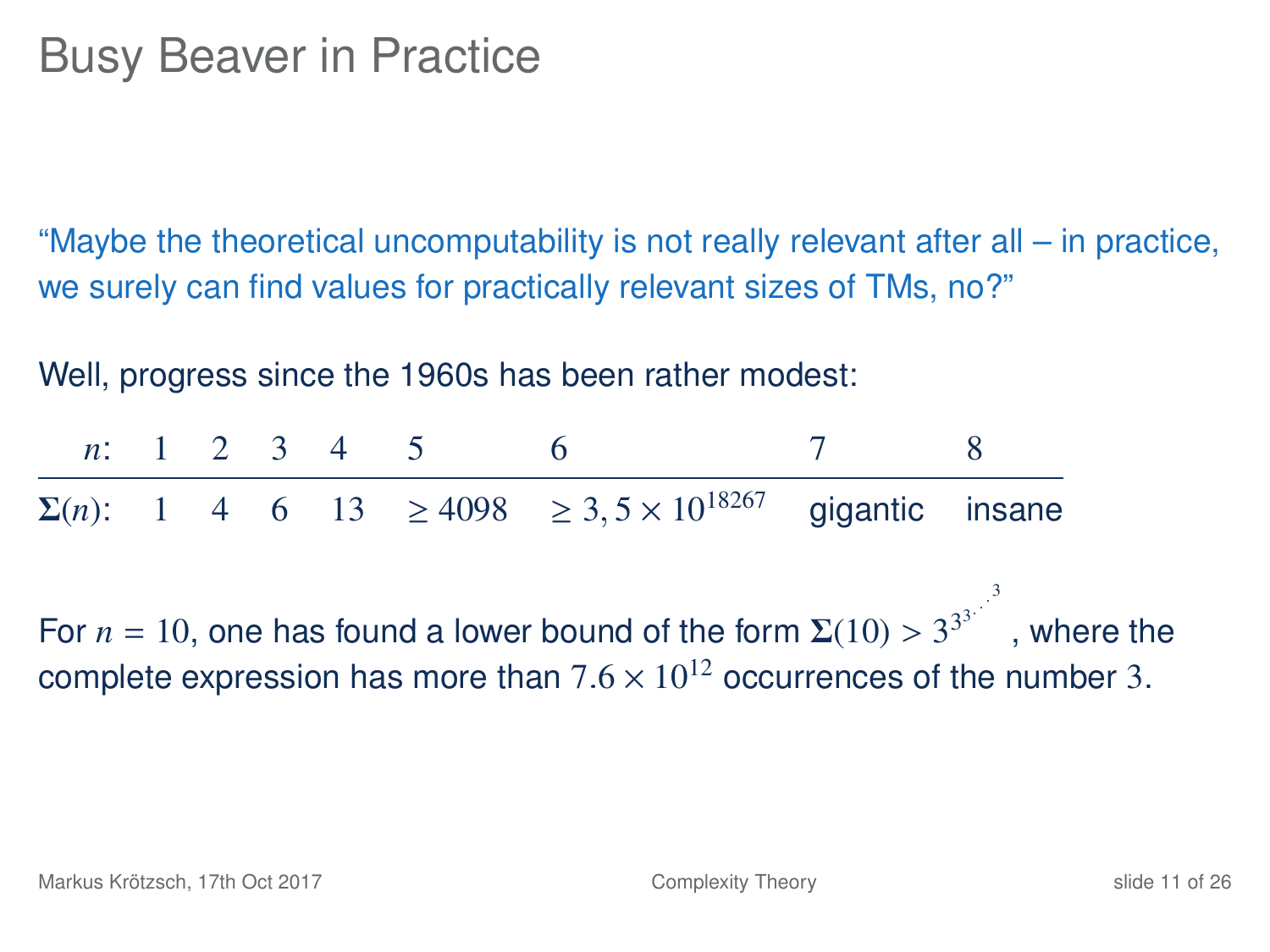# Busy Beaver in Practice

"Maybe the theoretical uncomputability is not really relevant after all – in practice, we surely can find values for practically relevant sizes of TMs, no?"

Well, progress since the 1960s has been rather modest:

| $n$: | 1 | 2 | 3 | 4 | 5 | 6 | 7 | 8 |
|---|---|---|---|---|---|---|---|---|
| $\mathbf{\Sigma}(n)$: | 1 | 4 | 6 | 13 | $\geq 4098$ | $\geq 3,5 \times 10^{18267}$ | gigantic | insane |

For $n = 10$, one has found a lower bound of the form $\mathbf{\Sigma}(10) > 3^{3^{3^{\cdot^{\cdot^{\cdot^{3}}}}}}$, where the complete expression has more than $7.6 \times 10^{12}$ occurrences of the number $3$.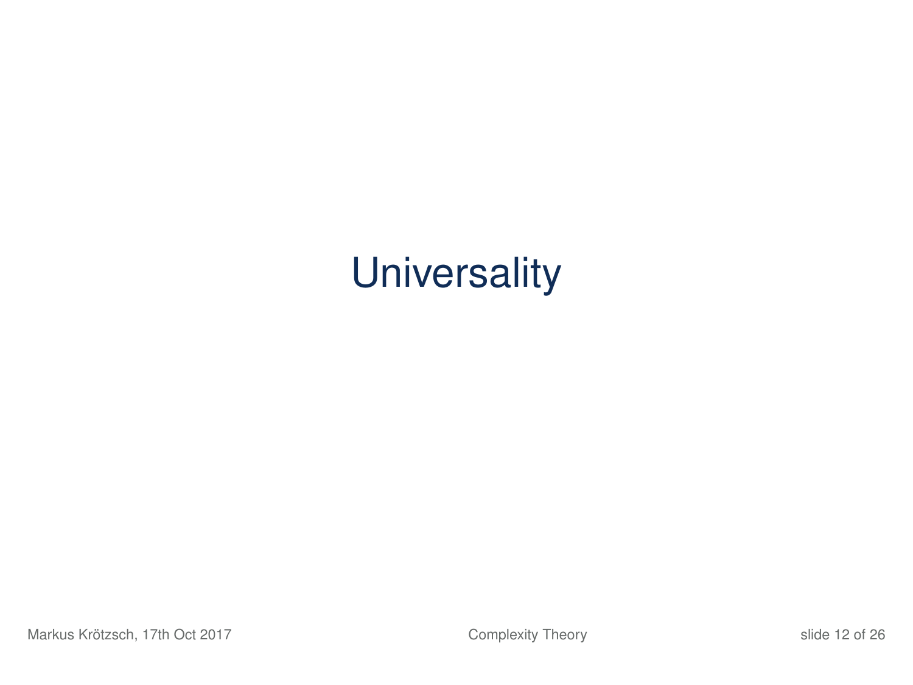# Universality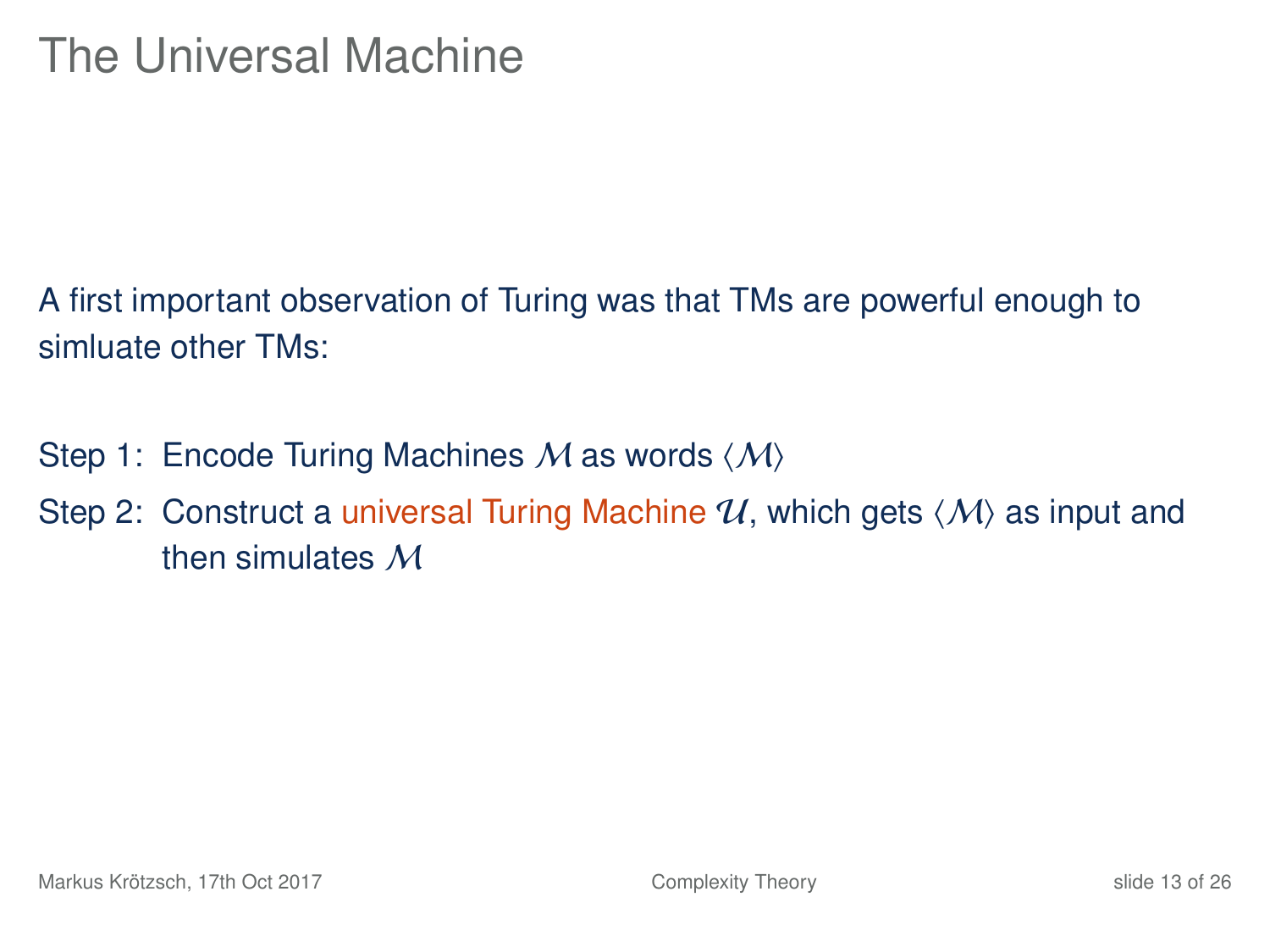# The Universal Machine

A first important observation of Turing was that TMs are powerful enough to simluate other TMs:

Step 1: Encode Turing Machines $\mathcal{M}$ as words $\langle \mathcal{M} \rangle$

Step 2: Construct a universal Turing Machine $\mathcal{U}$, which gets $\langle \mathcal{M} \rangle$ as input and then simulates $\mathcal{M}$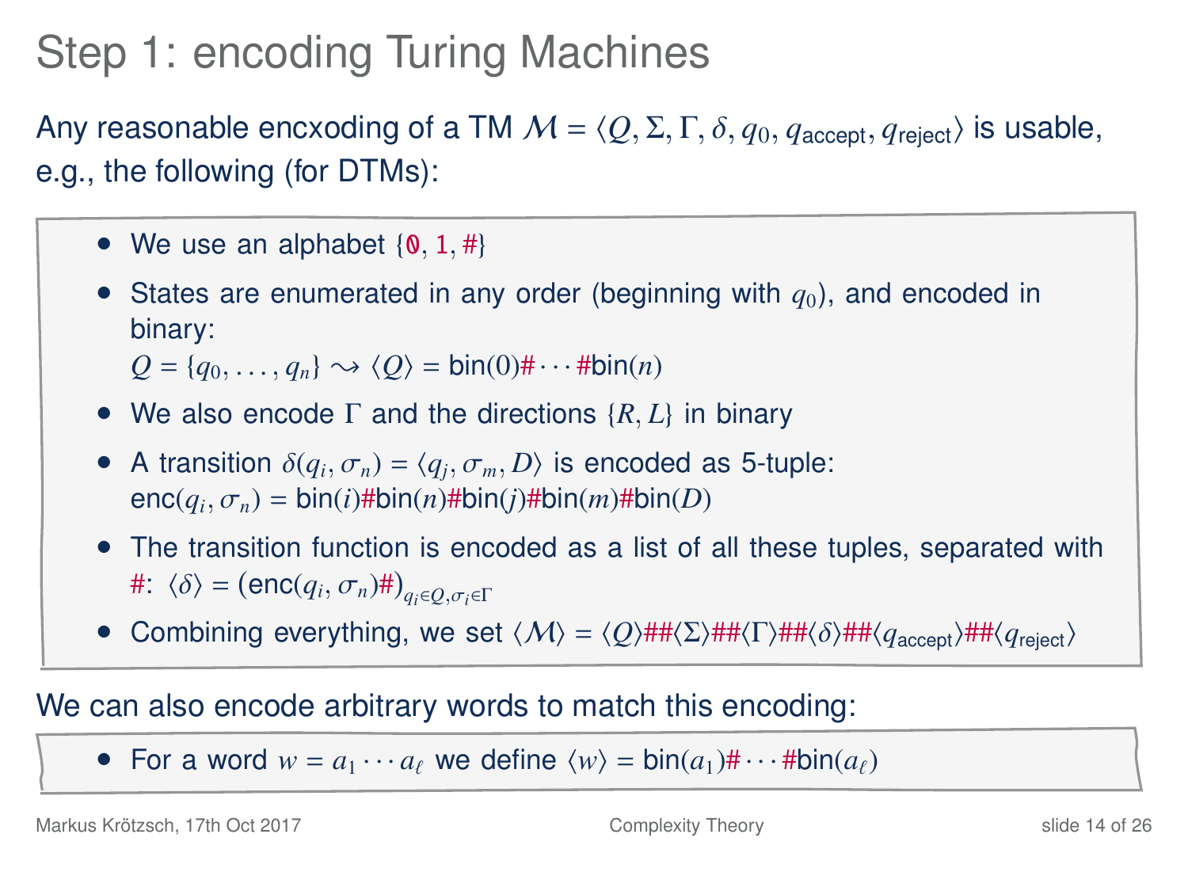# Step 1: encoding Turing Machines

Any reasonable encxoding of a TM $\mathcal{M} = \langle Q, \Sigma, \Gamma, \delta, q_0, q_{\text{accept}}, q_{\text{reject}} \rangle$ is usable, e.g., the following (for DTMs):

- We use an alphabet $\{0, 1, \#\}$
- States are enumerated in any order (beginning with $q_0$), and encoded in binary:
  $Q = \{q_0, \ldots, q_n\} \rightsquigarrow \langle Q \rangle = \text{bin}(0)\#\cdots\#\text{bin}(n)$
- We also encode $\Gamma$ and the directions $\{R, L\}$ in binary
- A transition $\delta(q_i, \sigma_n) = \langle q_j, \sigma_m, D \rangle$ is encoded as 5-tuple:
  $\text{enc}(q_i, \sigma_n) = \text{bin}(i)\#\text{bin}(n)\#\text{bin}(j)\#\text{bin}(m)\#\text{bin}(D)$
- The transition function is encoded as a list of all these tuples, separated with #: $\langle \delta \rangle = (\text{enc}(q_i, \sigma_n)\#)_{q_i \in Q, \sigma_i \in \Gamma}$
- Combining everything, we set $\langle \mathcal{M} \rangle = \langle Q \rangle\#\#\langle \Sigma \rangle\#\#\langle \Gamma \rangle\#\#\langle \delta \rangle\#\#\langle q_{\text{accept}} \rangle\#\#\langle q_{\text{reject}} \rangle$

We can also encode arbitrary words to match this encoding:

- For a word $w = a_1 \cdots a_\ell$ we define $\langle w \rangle = \text{bin}(a_1)\#\cdots\#\text{bin}(a_\ell)$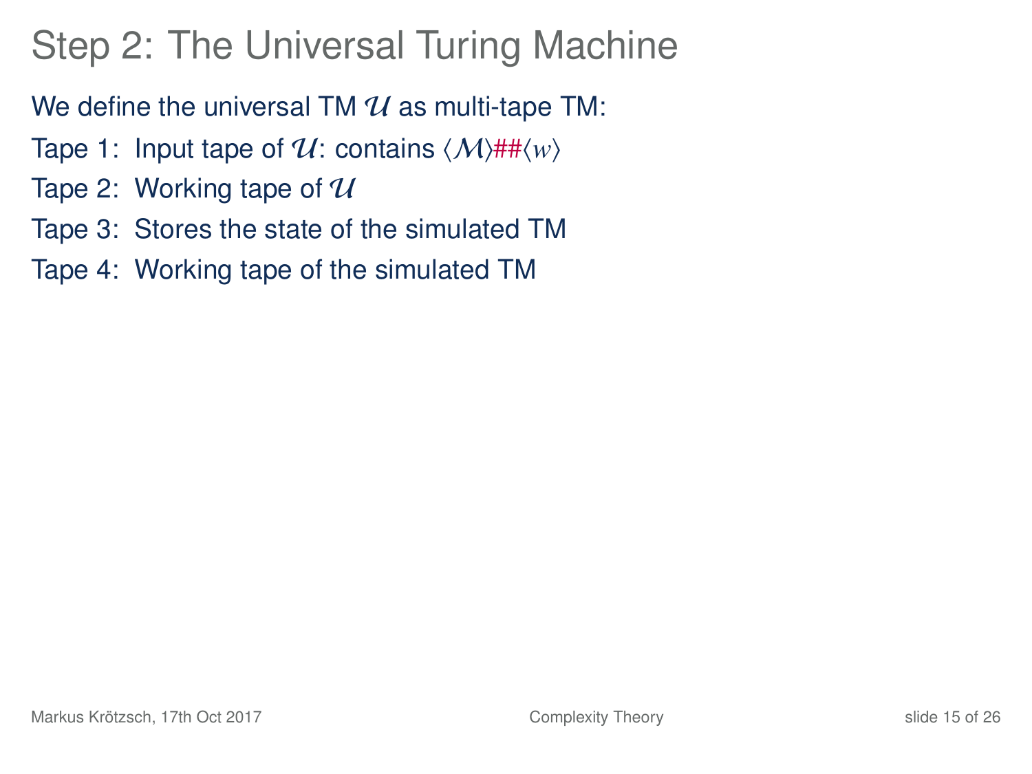# Step 2: The Universal Turing Machine

We define the universal TM $\mathcal{U}$ as multi-tape TM:

Tape 1: Input tape of $\mathcal{U}$: contains $\langle \mathcal{M} \rangle \#\# \langle w \rangle$

Tape 2: Working tape of $\mathcal{U}$

Tape 3: Stores the state of the simulated TM

Tape 4: Working tape of the simulated TM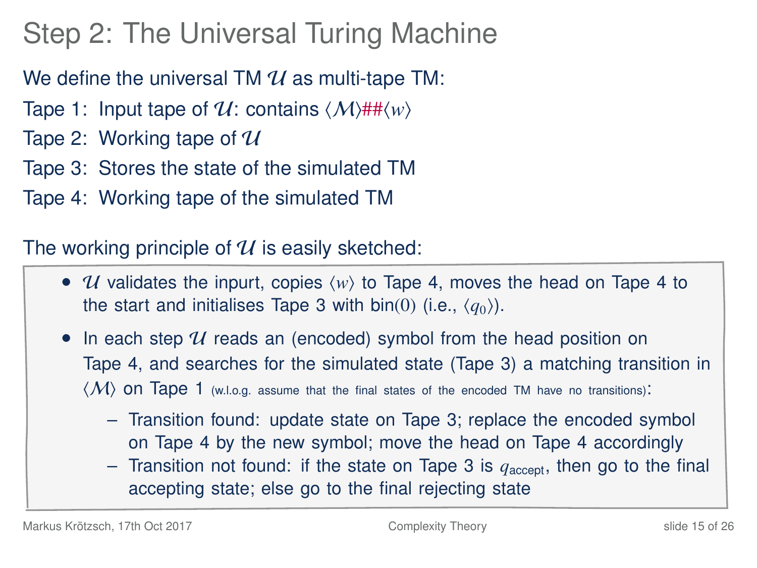# Step 2: The Universal Turing Machine

We define the universal TM $\mathcal{U}$ as multi-tape TM:

Tape 1: Input tape of $\mathcal{U}$: contains $\langle\mathcal{M}\rangle\#\#\langle w\rangle$

Tape 2: Working tape of $\mathcal{U}$

Tape 3: Stores the state of the simulated TM

Tape 4: Working tape of the simulated TM

The working principle of $\mathcal{U}$ is easily sketched:

- $\mathcal{U}$ validates the inpurt, copies $\langle w\rangle$ to Tape 4, moves the head on Tape 4 to the start and initialises Tape 3 with $\text{bin}(0)$ (i.e., $\langle q_0\rangle$).
- In each step $\mathcal{U}$ reads an (encoded) symbol from the head position on Tape 4, and searches for the simulated state (Tape 3) a matching transition in $\langle\mathcal{M}\rangle$ on Tape 1 (w.l.o.g. assume that the final states of the encoded TM have no transitions):
  - Transition found: update state on Tape 3; replace the encoded symbol on Tape 4 by the new symbol; move the head on Tape 4 accordingly
  - Transition not found: if the state on Tape 3 is $q_{\text{accept}}$, then go to the final accepting state; else go to the final rejecting state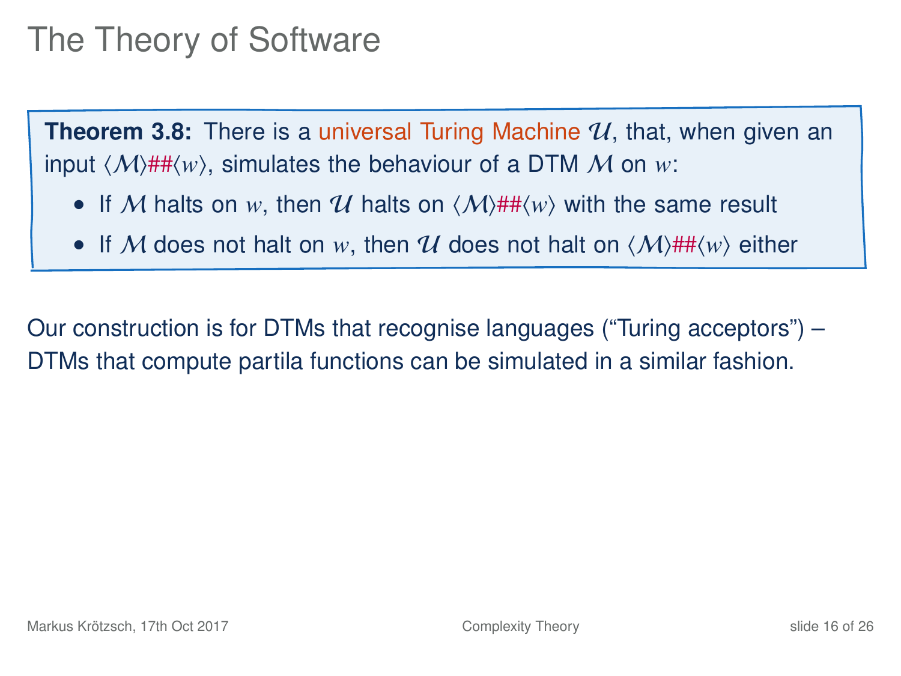# The Theory of Software

**Theorem 3.8:** There is a universal Turing Machine $\mathcal{U}$, that, when given an input $\langle\mathcal{M}\rangle\#\#\langle w\rangle$, simulates the behaviour of a DTM $\mathcal{M}$ on $w$:

- If $\mathcal{M}$ halts on $w$, then $\mathcal{U}$ halts on $\langle\mathcal{M}\rangle\#\#\langle w\rangle$ with the same result
- If $\mathcal{M}$ does not halt on $w$, then $\mathcal{U}$ does not halt on $\langle\mathcal{M}\rangle\#\#\langle w\rangle$ either

Our construction is for DTMs that recognise languages ("Turing acceptors") – DTMs that compute partila functions can be simulated in a similar fashion.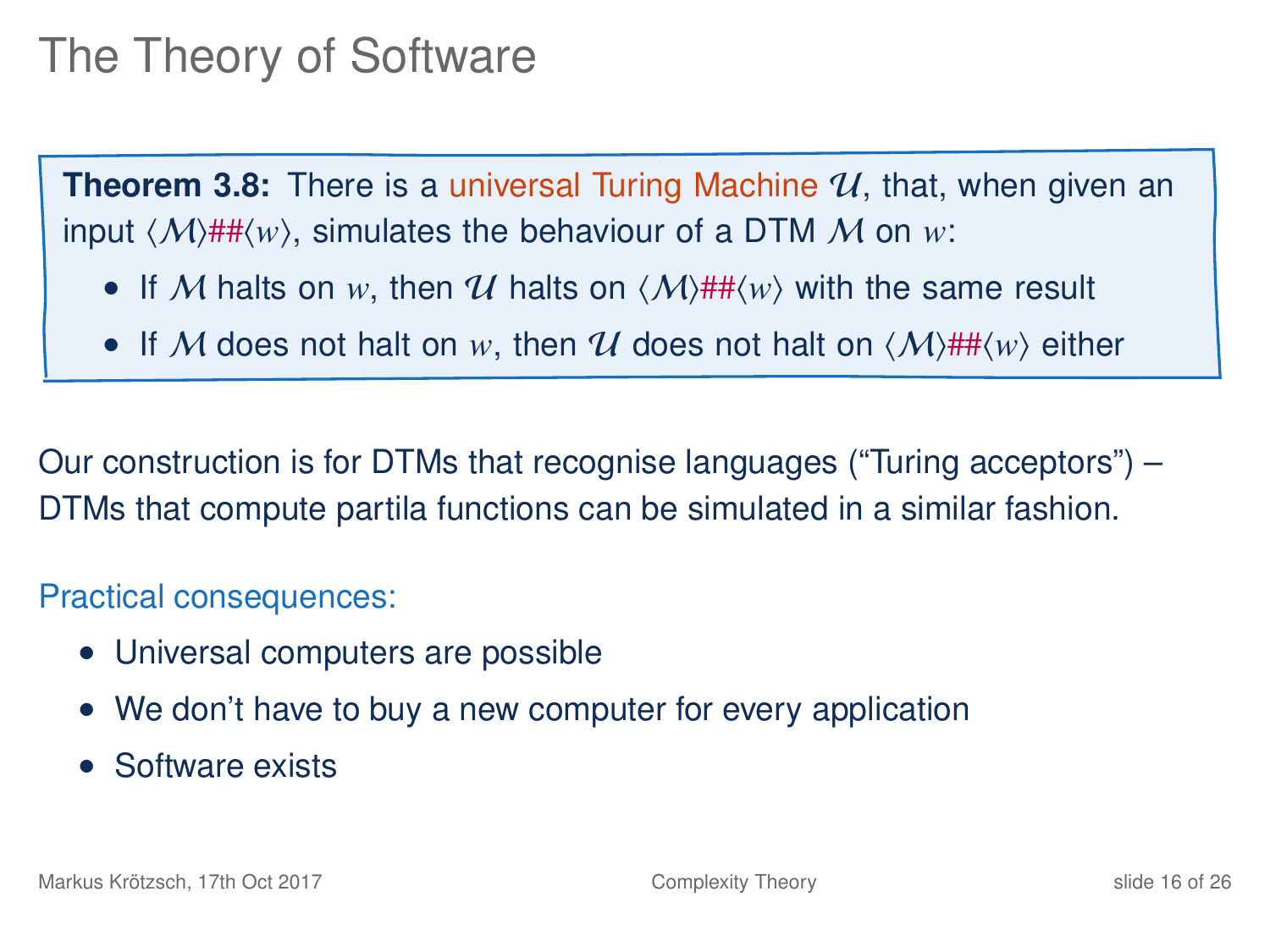# The Theory of Software

**Theorem 3.8:** There is a universal Turing Machine $\mathcal{U}$, that, when given an input $\langle \mathcal{M} \rangle \#\# \langle w \rangle$, simulates the behaviour of a DTM $\mathcal{M}$ on $w$:

- If $\mathcal{M}$ halts on $w$, then $\mathcal{U}$ halts on $\langle \mathcal{M} \rangle \#\# \langle w \rangle$ with the same result
- If $\mathcal{M}$ does not halt on $w$, then $\mathcal{U}$ does not halt on $\langle \mathcal{M} \rangle \#\# \langle w \rangle$ either

Our construction is for DTMs that recognise languages ("Turing acceptors") – DTMs that compute partila functions can be simulated in a similar fashion.

Practical consequences:

- Universal computers are possible
- We don't have to buy a new computer for every application
- Software exists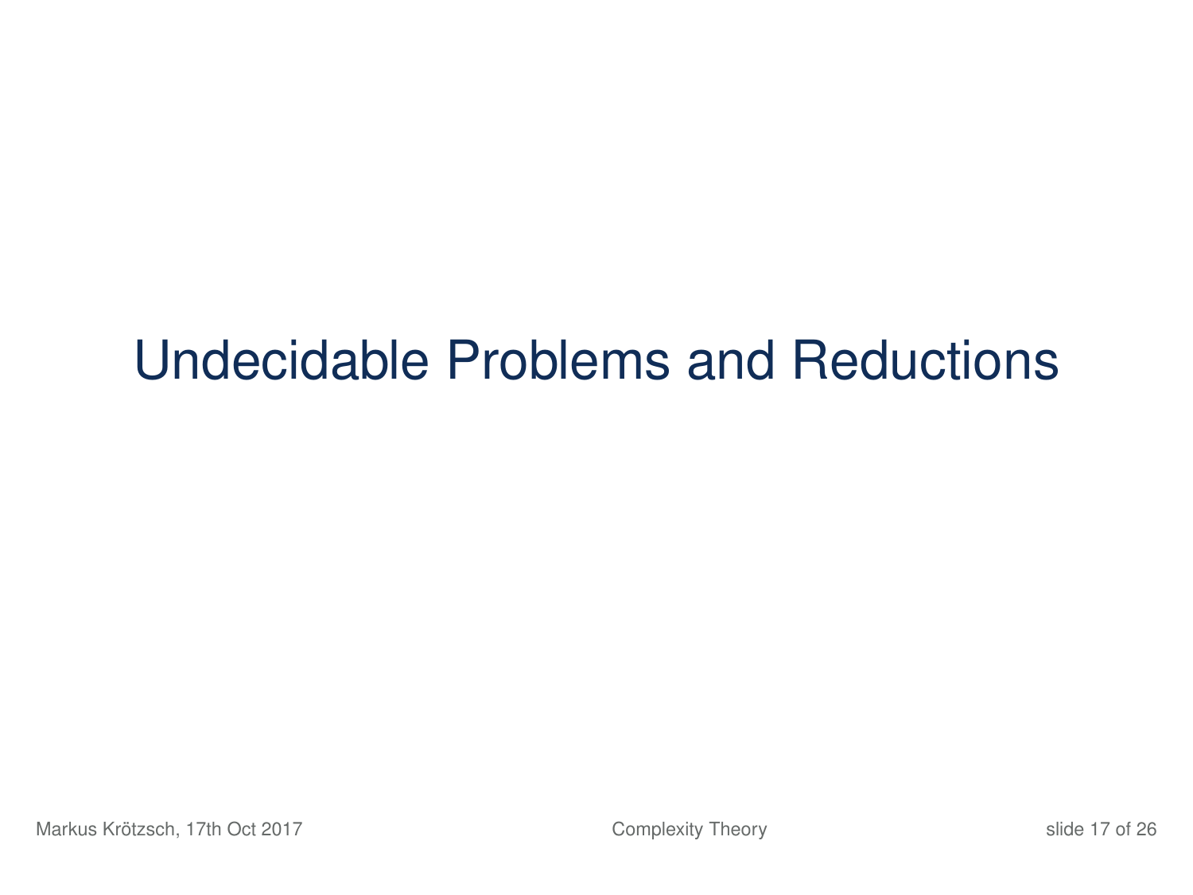# Undecidable Problems and Reductions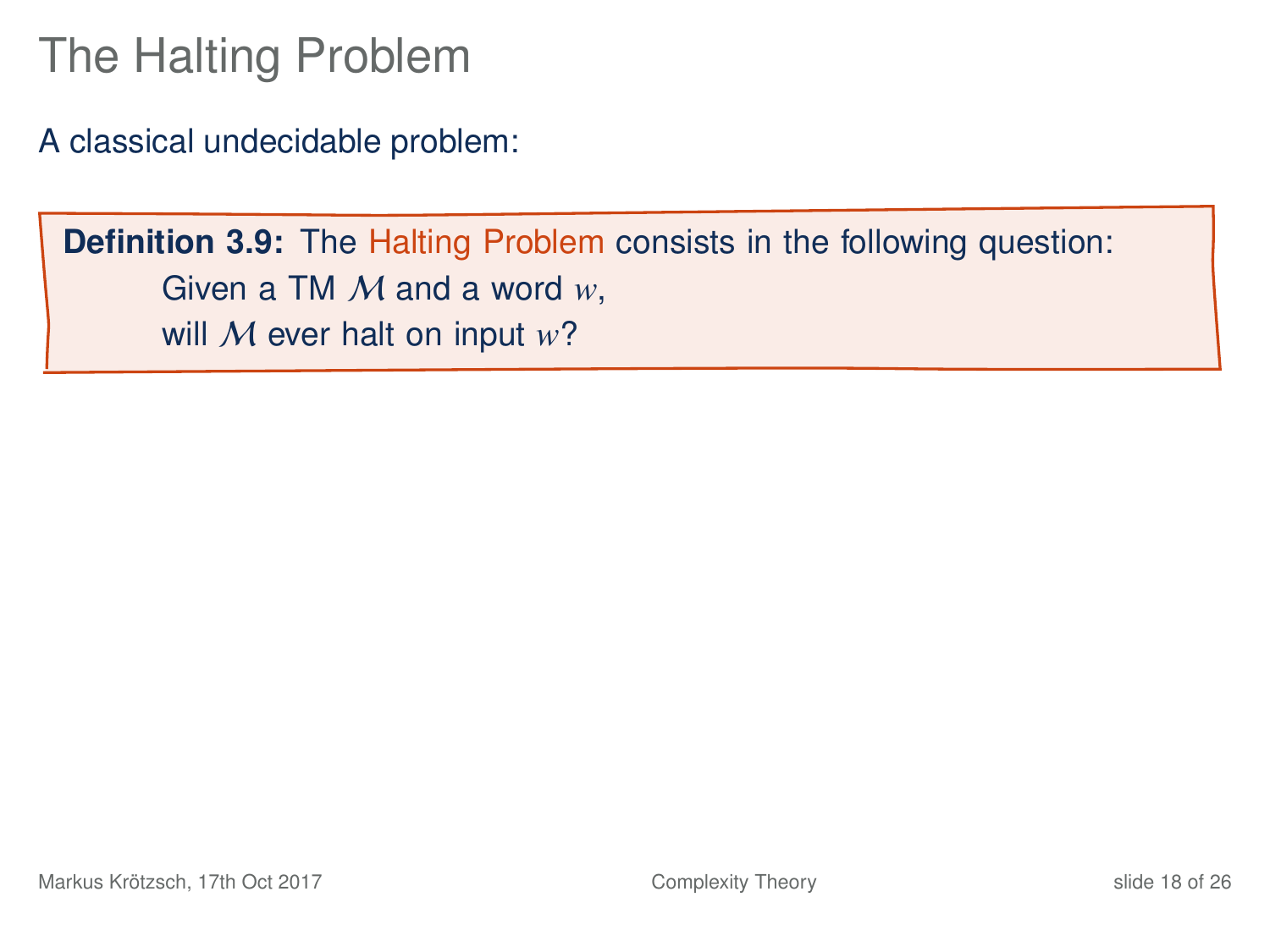# The Halting Problem

A classical undecidable problem:

**Definition 3.9:** The Halting Problem consists in the following question:
Given a TM $\mathcal{M}$ and a word $w$,
will $\mathcal{M}$ ever halt on input $w$?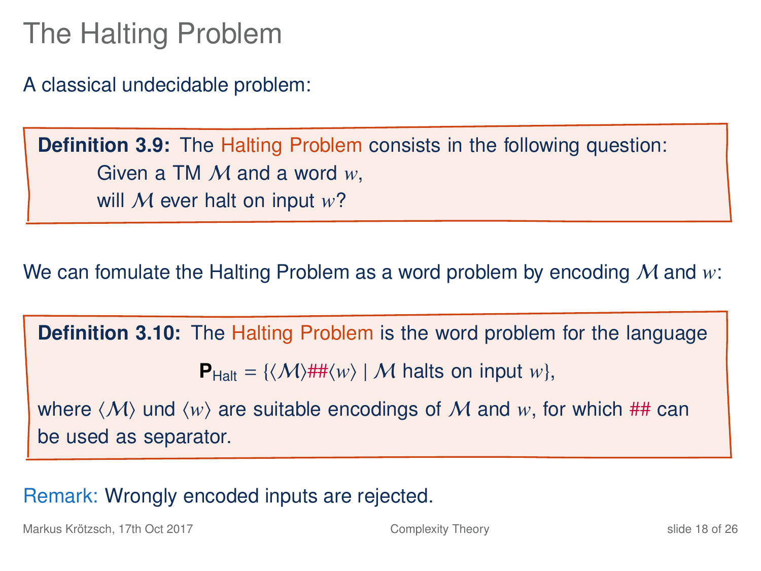# The Halting Problem

A classical undecidable problem:

**Definition 3.9:** The Halting Problem consists in the following question:

> Given a TM $\mathcal{M}$ and a word $w$,
> will $\mathcal{M}$ ever halt on input $w$?

We can fomulate the Halting Problem as a word problem by encoding $\mathcal{M}$ and $w$:

**Definition 3.10:** The Halting Problem is the word problem for the language

$$\mathbf{P}_{\text{Halt}} = \{\langle \mathcal{M} \rangle \#\# \langle w \rangle \mid \mathcal{M} \text{ halts on input } w\},$$

where $\langle \mathcal{M} \rangle$ und $\langle w \rangle$ are suitable encodings of $\mathcal{M}$ and $w$, for which ## can be used as separator.

Remark: Wrongly encoded inputs are rejected.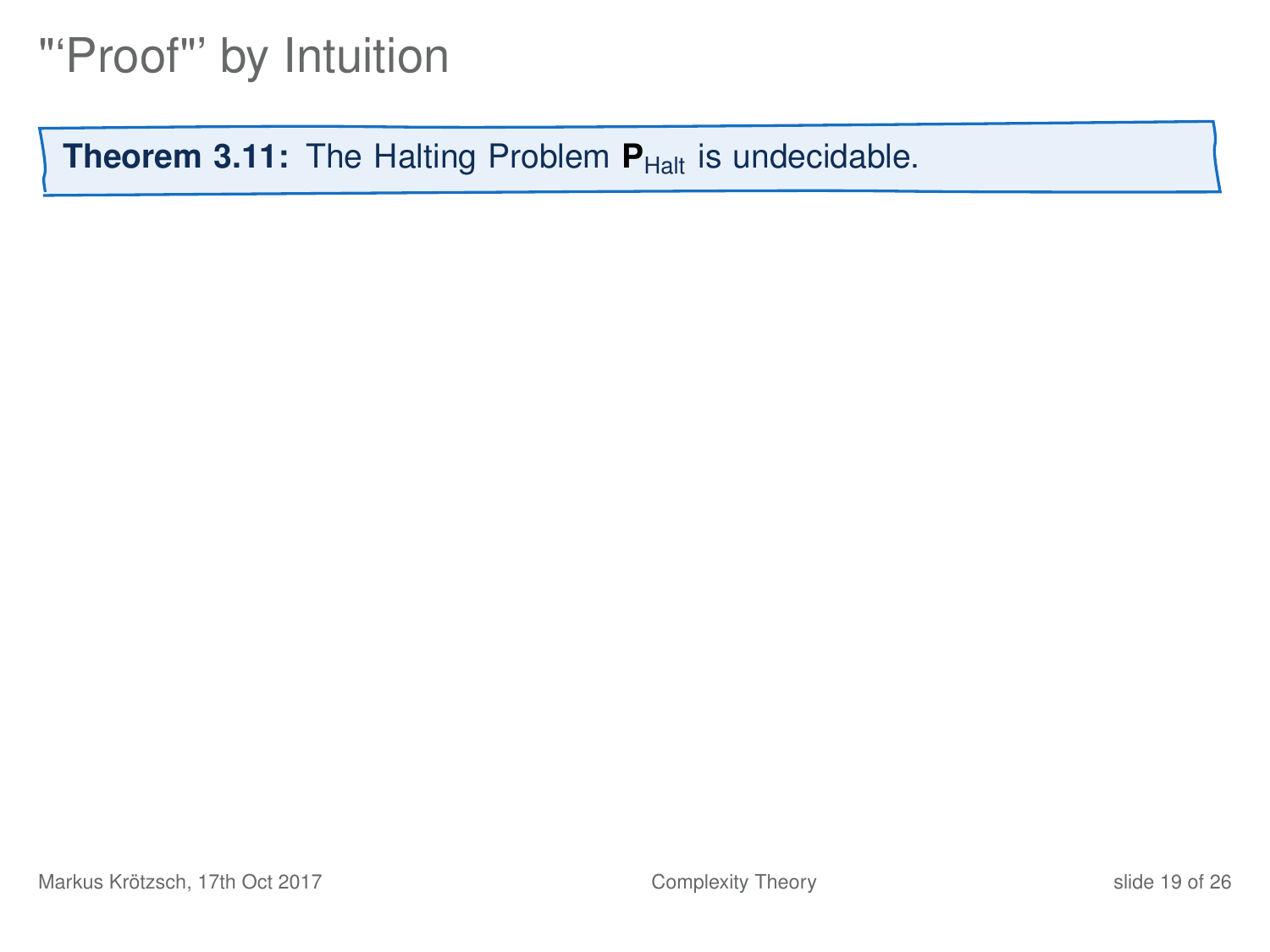# "‘Proof"’ by Intuition

**Theorem 3.11:** The Halting Problem $\mathbf{P}_{\text{Halt}}$ is undecidable.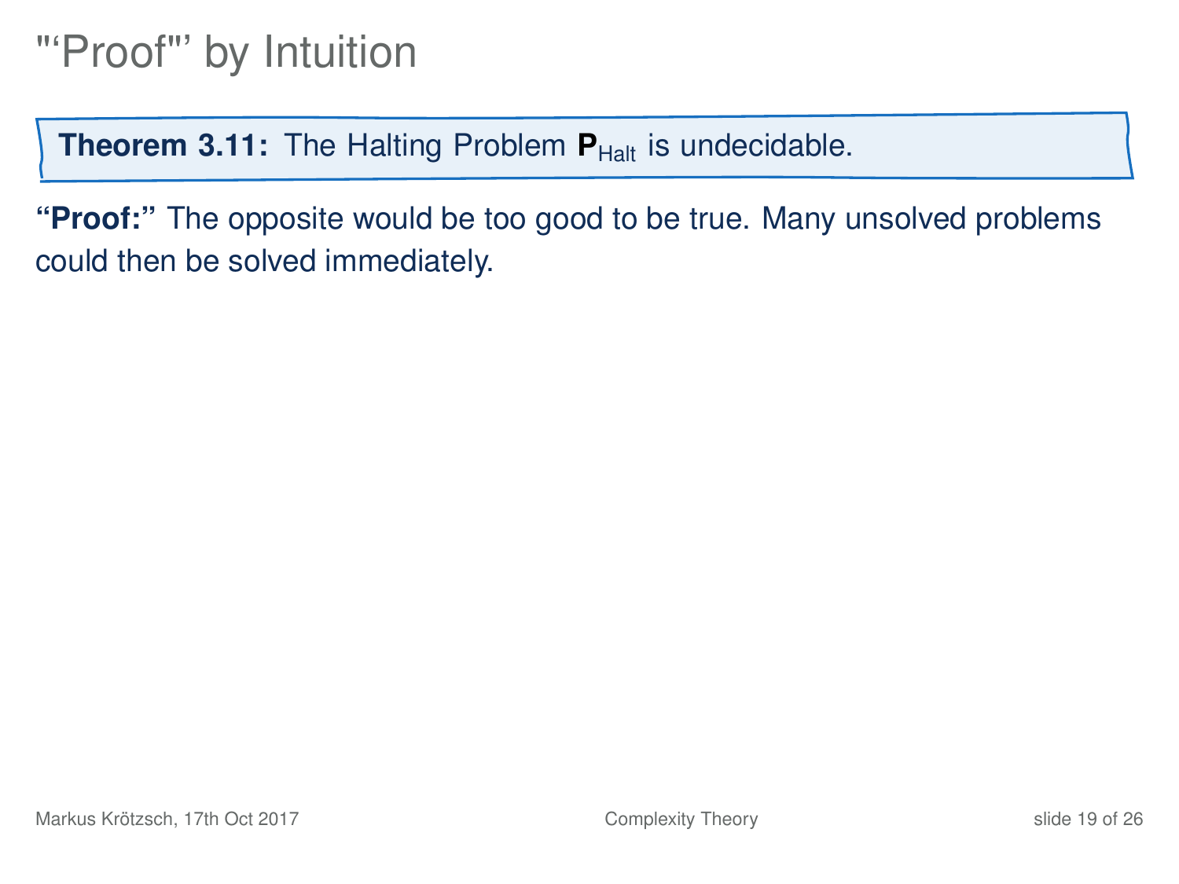# "'Proof"' by Intuition

**Theorem 3.11:** The Halting Problem $\mathbf{P}_{\text{Halt}}$ is undecidable.

**"Proof:"** The opposite would be too good to be true. Many unsolved problems could then be solved immediately.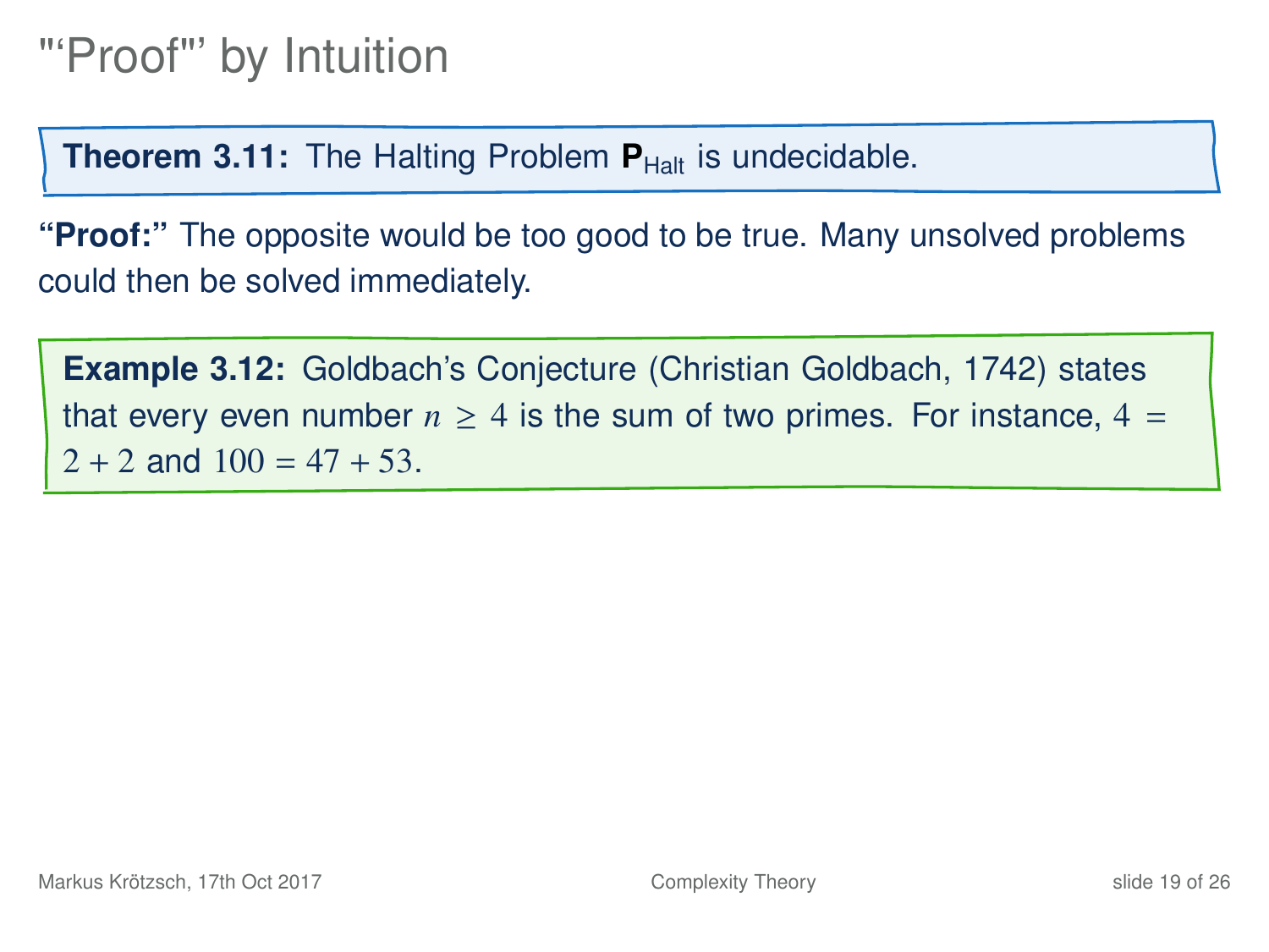# "'Proof"' by Intuition

**Theorem 3.11:** The Halting Problem $\mathbf{P}_{\mathrm{Halt}}$ is undecidable.

**"Proof:"** The opposite would be too good to be true. Many unsolved problems could then be solved immediately.

**Example 3.12:** Goldbach's Conjecture (Christian Goldbach, 1742) states that every even number $n \geq 4$ is the sum of two primes. For instance, $4 = 2 + 2$ and $100 = 47 + 53$.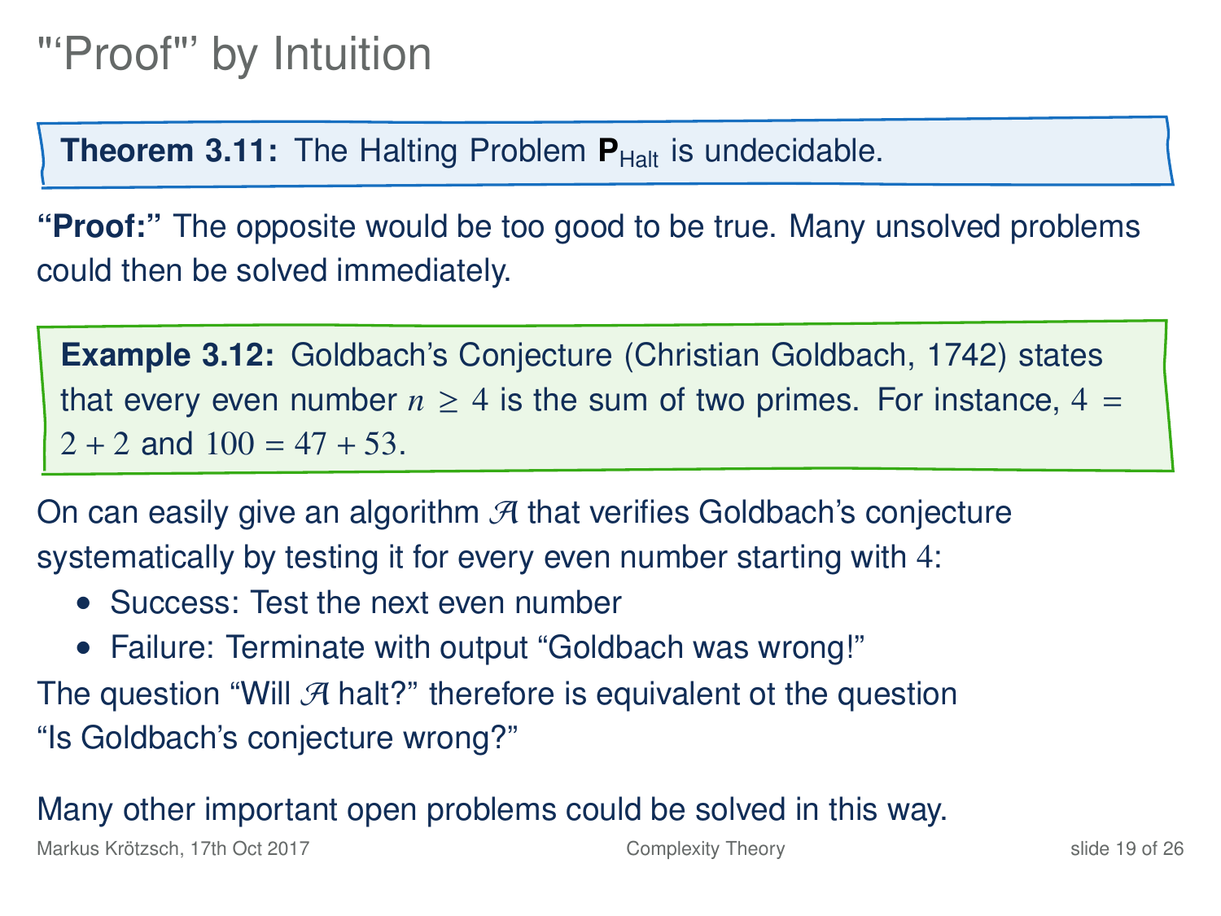# "'Proof"' by Intuition

**Theorem 3.11:** The Halting Problem $\mathbf{P}_{\text{Halt}}$ is undecidable.

**"Proof:"** The opposite would be too good to be true. Many unsolved problems could then be solved immediately.

**Example 3.12:** Goldbach's Conjecture (Christian Goldbach, 1742) states that every even number $n \geq 4$ is the sum of two primes. For instance, $4 = 2 + 2$ and $100 = 47 + 53$.

On can easily give an algorithm $\mathcal{A}$ that verifies Goldbach's conjecture systematically by testing it for every even number starting with $4$:

- Success: Test the next even number
- Failure: Terminate with output "Goldbach was wrong!"

The question "Will $\mathcal{A}$ halt?" therefore is equivalent ot the question "Is Goldbach's conjecture wrong?"

Many other important open problems could be solved in this way.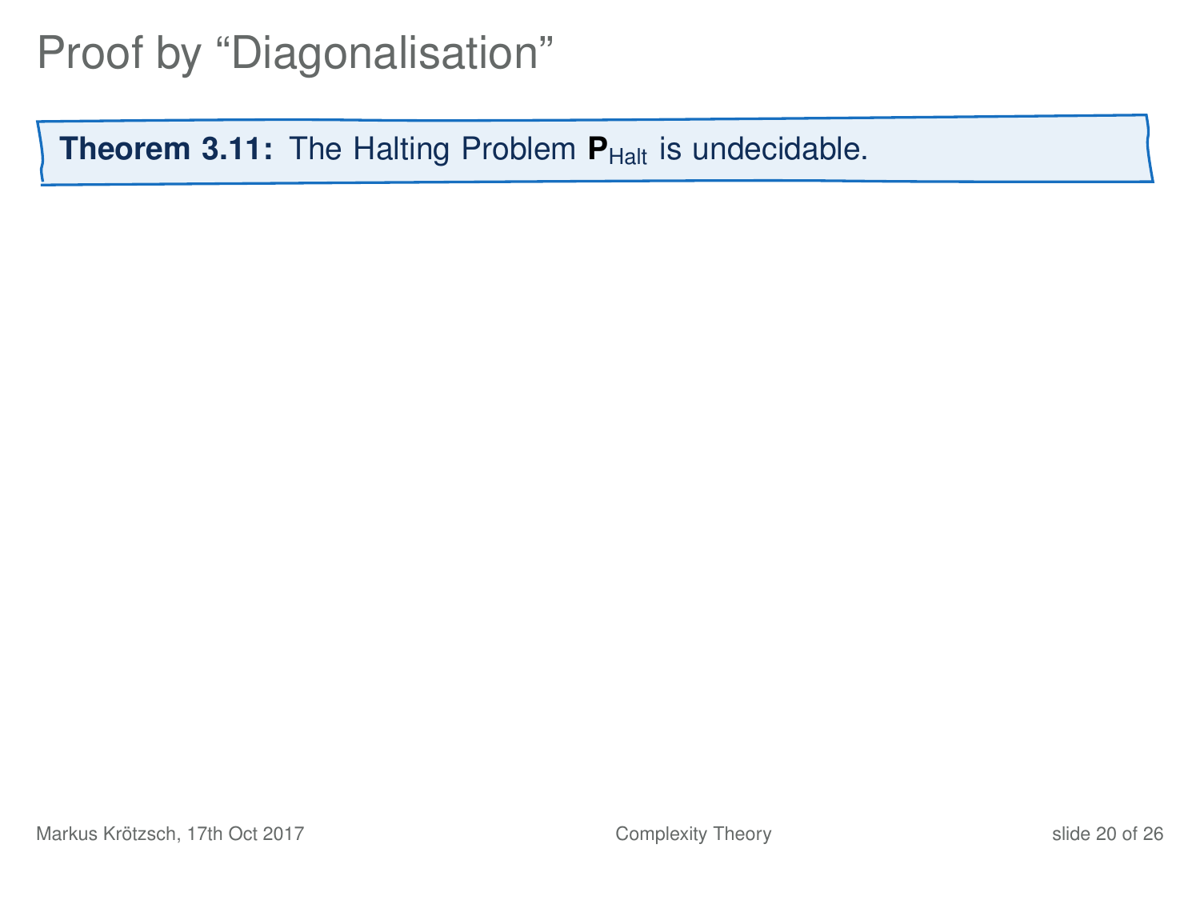# Proof by "Diagonalisation"

**Theorem 3.11:** The Halting Problem $\mathbf{P}_{\text{Halt}}$ is undecidable.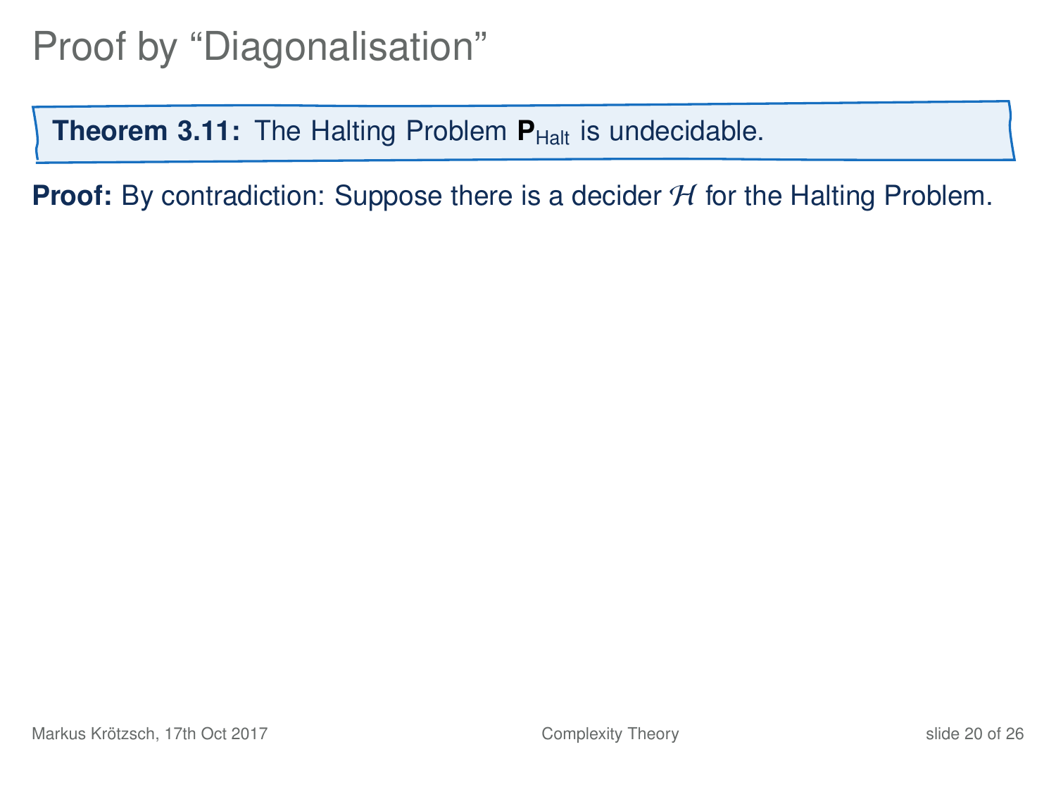# Proof by "Diagonalisation"

**Theorem 3.11:** The Halting Problem $\mathbf{P}_{\text{Halt}}$ is undecidable.

**Proof:** By contradiction: Suppose there is a decider $\mathcal{H}$ for the Halting Problem.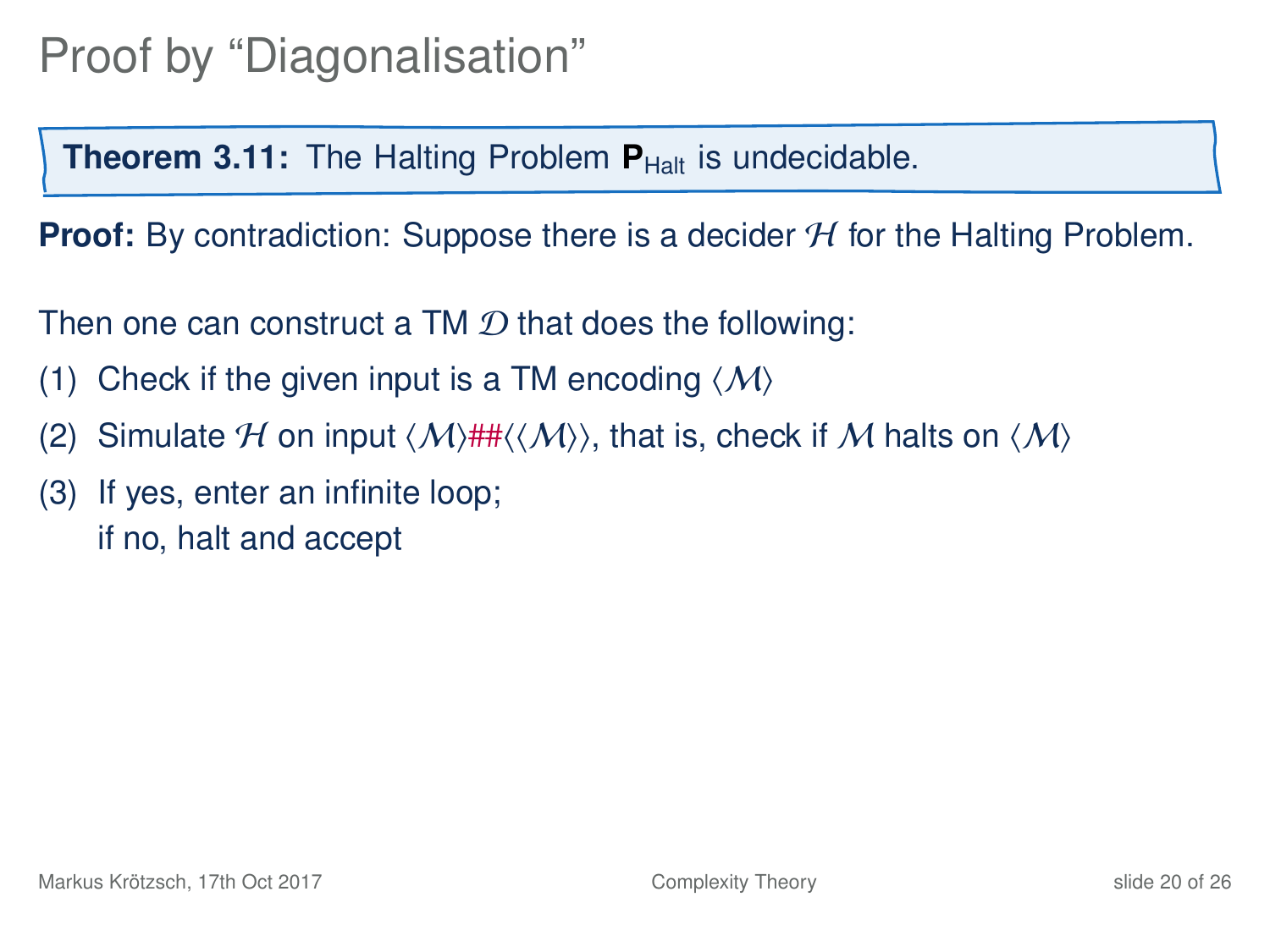# Proof by "Diagonalisation"

**Theorem 3.11:** The Halting Problem $\mathbf{P}_{\mathsf{Halt}}$ is undecidable.

**Proof:** By contradiction: Suppose there is a decider $\mathcal{H}$ for the Halting Problem.

Then one can construct a TM $\mathcal{D}$ that does the following:

(1) Check if the given input is a TM encoding $\langle\mathcal{M}\rangle$

(2) Simulate $\mathcal{H}$ on input $\langle\mathcal{M}\rangle\#\#\langle\langle\mathcal{M}\rangle\rangle$, that is, check if $\mathcal{M}$ halts on $\langle\mathcal{M}\rangle$

(3) If yes, enter an infinite loop;
if no, halt and accept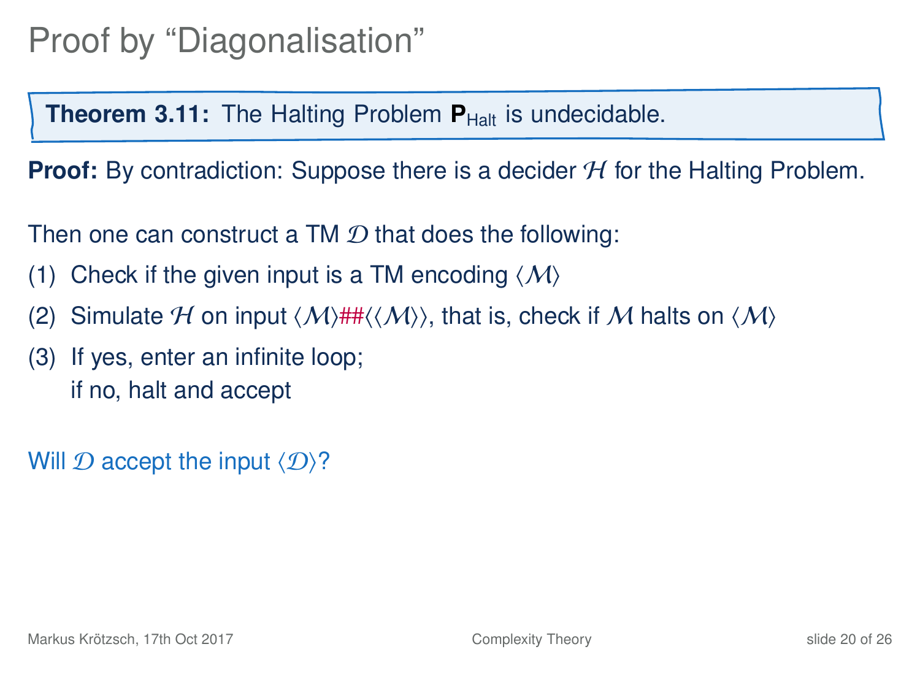# Proof by "Diagonalisation"

**Theorem 3.11:** The Halting Problem $\mathbf{P}_{\text{Halt}}$ is undecidable.

**Proof:** By contradiction: Suppose there is a decider $\mathcal{H}$ for the Halting Problem.

Then one can construct a TM $\mathcal{D}$ that does the following:

(1) Check if the given input is a TM encoding $\langle \mathcal{M} \rangle$

(2) Simulate $\mathcal{H}$ on input $\langle \mathcal{M} \rangle \#\# \langle \langle \mathcal{M} \rangle \rangle$, that is, check if $\mathcal{M}$ halts on $\langle \mathcal{M} \rangle$

(3) If yes, enter an infinite loop;
if no, halt and accept

Will $\mathcal{D}$ accept the input $\langle \mathcal{D} \rangle$?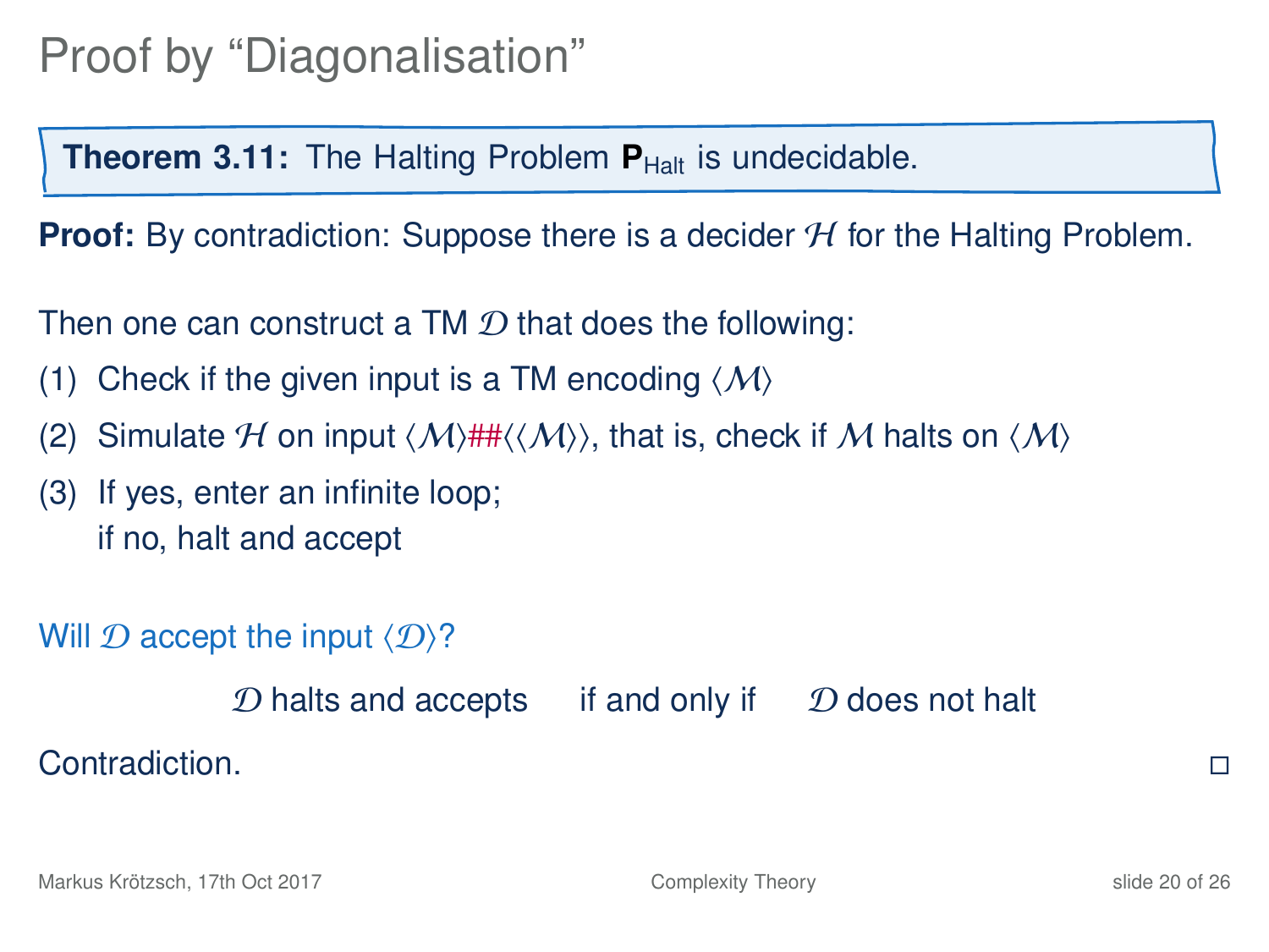# Proof by "Diagonalisation"

> **Theorem 3.11:** The Halting Problem $\mathbf{P}_{\text{Halt}}$ is undecidable.

**Proof:** By contradiction: Suppose there is a decider $\mathcal{H}$ for the Halting Problem.

Then one can construct a TM $\mathcal{D}$ that does the following:

(1) Check if the given input is a TM encoding $\langle \mathcal{M} \rangle$

(2) Simulate $\mathcal{H}$ on input $\langle \mathcal{M} \rangle \# \# \langle \langle \mathcal{M} \rangle \rangle$, that is, check if $\mathcal{M}$ halts on $\langle \mathcal{M} \rangle$

(3) If yes, enter an infinite loop;
if no, halt and accept

Will $\mathcal{D}$ accept the input $\langle \mathcal{D} \rangle$?

$\mathcal{D}$ halts and accepts     if and only if     $\mathcal{D}$ does not halt

Contradiction. □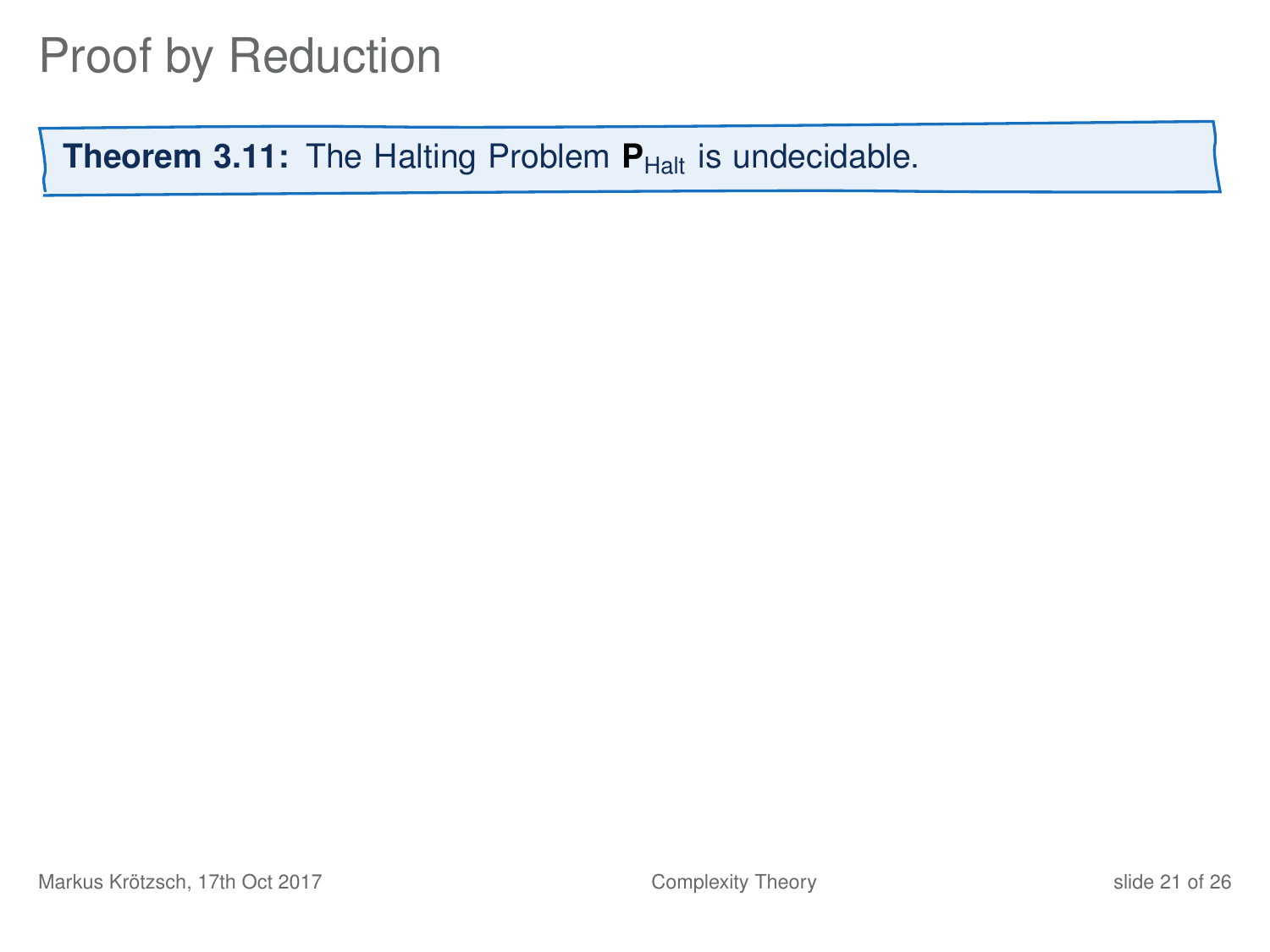# Proof by Reduction

**Theorem 3.11:** The Halting Problem $\mathbf{P}_{\mathrm{Halt}}$ is undecidable.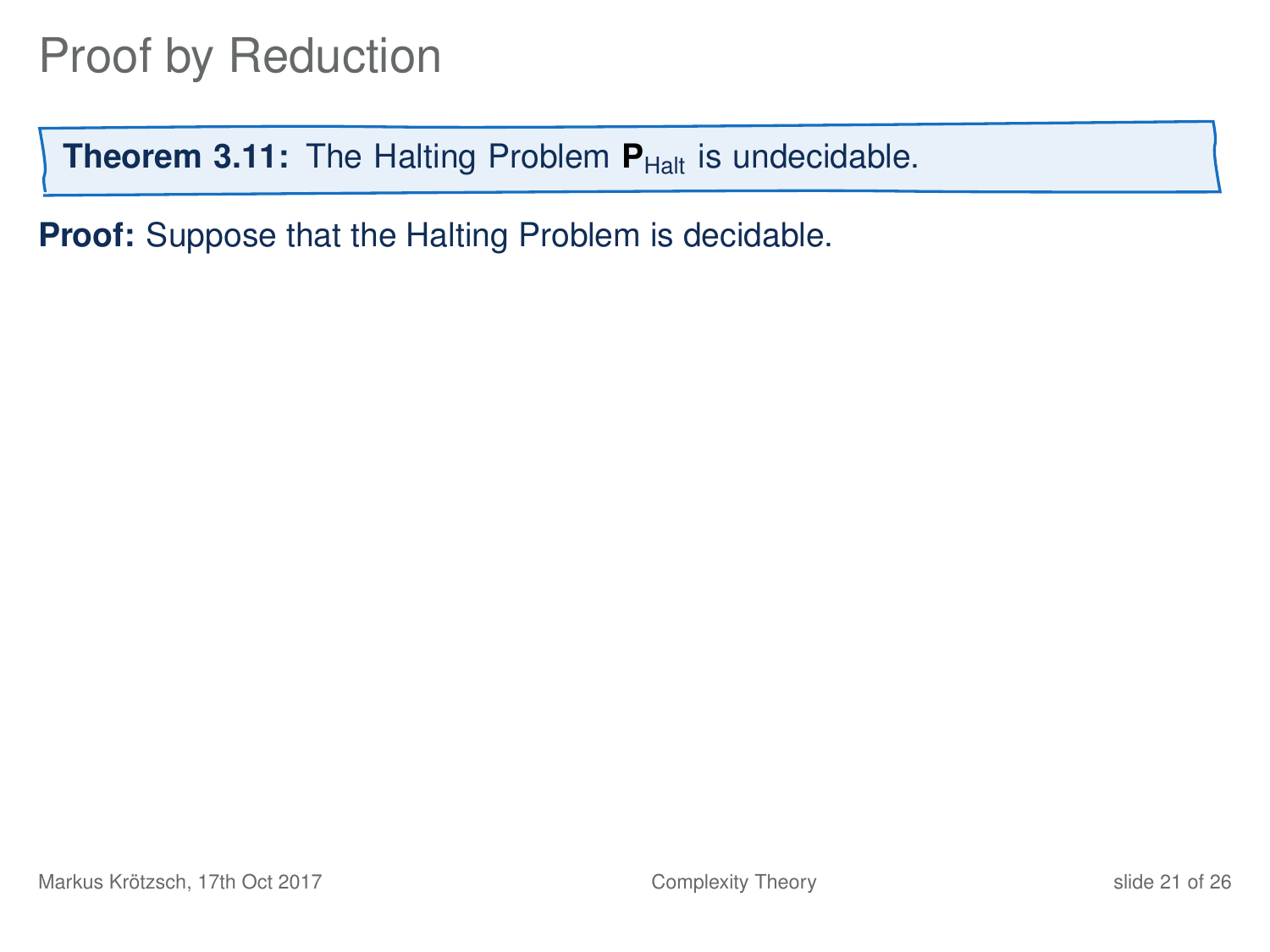# Proof by Reduction

**Theorem 3.11:** The Halting Problem $\mathbf{P}_{\text{Halt}}$ is undecidable.

**Proof:** Suppose that the Halting Problem is decidable.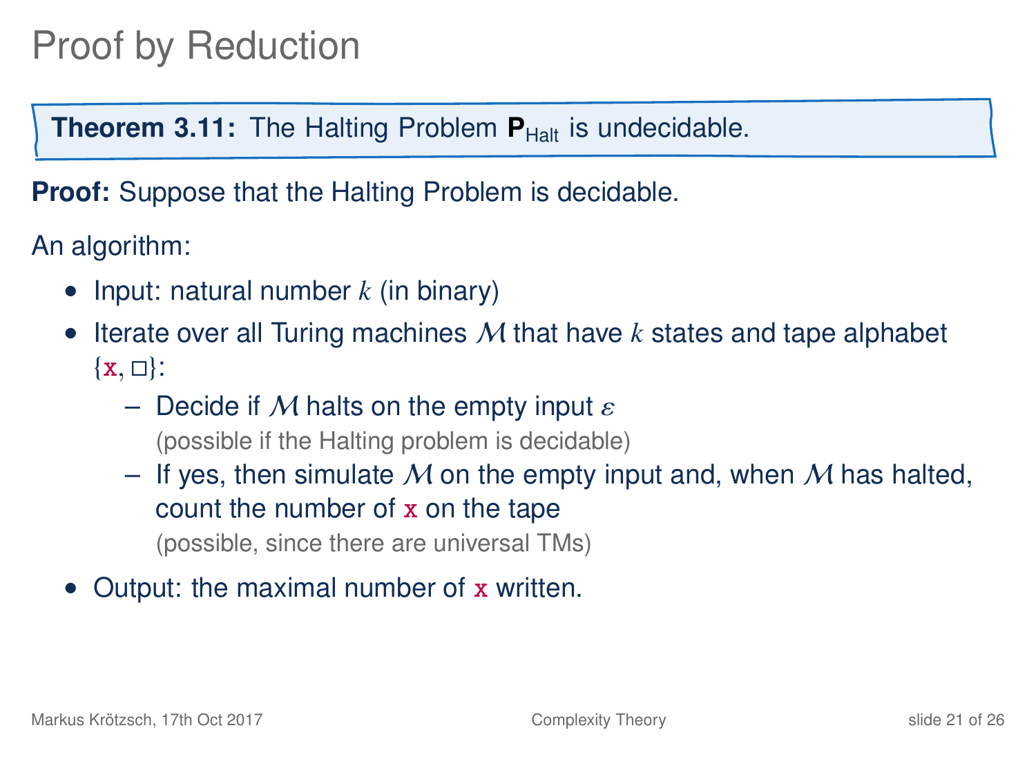# Proof by Reduction

**Theorem 3.11:** The Halting Problem $\mathbf{P}_{\text{Halt}}$ is undecidable.

**Proof:** Suppose that the Halting Problem is decidable.

An algorithm:

- Input: natural number $k$ (in binary)
- Iterate over all Turing machines $\mathcal{M}$ that have $k$ states and tape alphabet $\{\mathtt{x}, \square\}$:
  - Decide if $\mathcal{M}$ halts on the empty input $\varepsilon$
    (possible if the Halting problem is decidable)
  - If yes, then simulate $\mathcal{M}$ on the empty input and, when $\mathcal{M}$ has halted, count the number of $\mathtt{x}$ on the tape
    (possible, since there are universal TMs)
- Output: the maximal number of $\mathtt{x}$ written.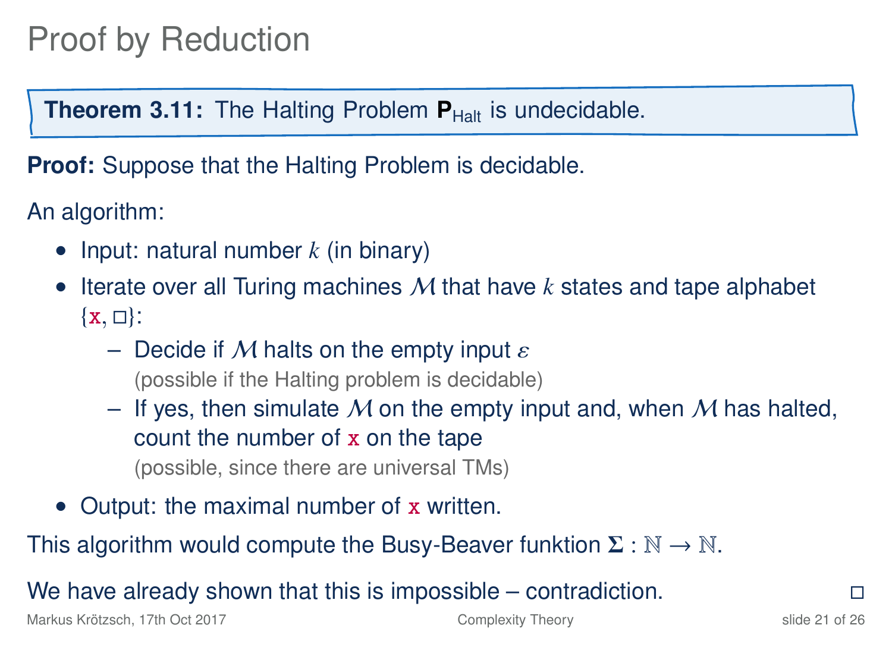# Proof by Reduction

**Theorem 3.11:** The Halting Problem $\mathbf{P}_{\text{Halt}}$ is undecidable.

**Proof:** Suppose that the Halting Problem is decidable.

An algorithm:

- Input: natural number $k$ (in binary)
- Iterate over all Turing machines $\mathcal{M}$ that have $k$ states and tape alphabet $\{\mathtt{x}, \square\}$:
  - Decide if $\mathcal{M}$ halts on the empty input $\varepsilon$
    (possible if the Halting problem is decidable)
  - If yes, then simulate $\mathcal{M}$ on the empty input and, when $\mathcal{M}$ has halted, count the number of $\mathtt{x}$ on the tape
    (possible, since there are universal TMs)
- Output: the maximal number of $\mathtt{x}$ written.

This algorithm would compute the Busy-Beaver funktion $\mathbf{\Sigma} : \mathbb{N} \to \mathbb{N}$.

We have already shown that this is impossible – contradiction. $\square$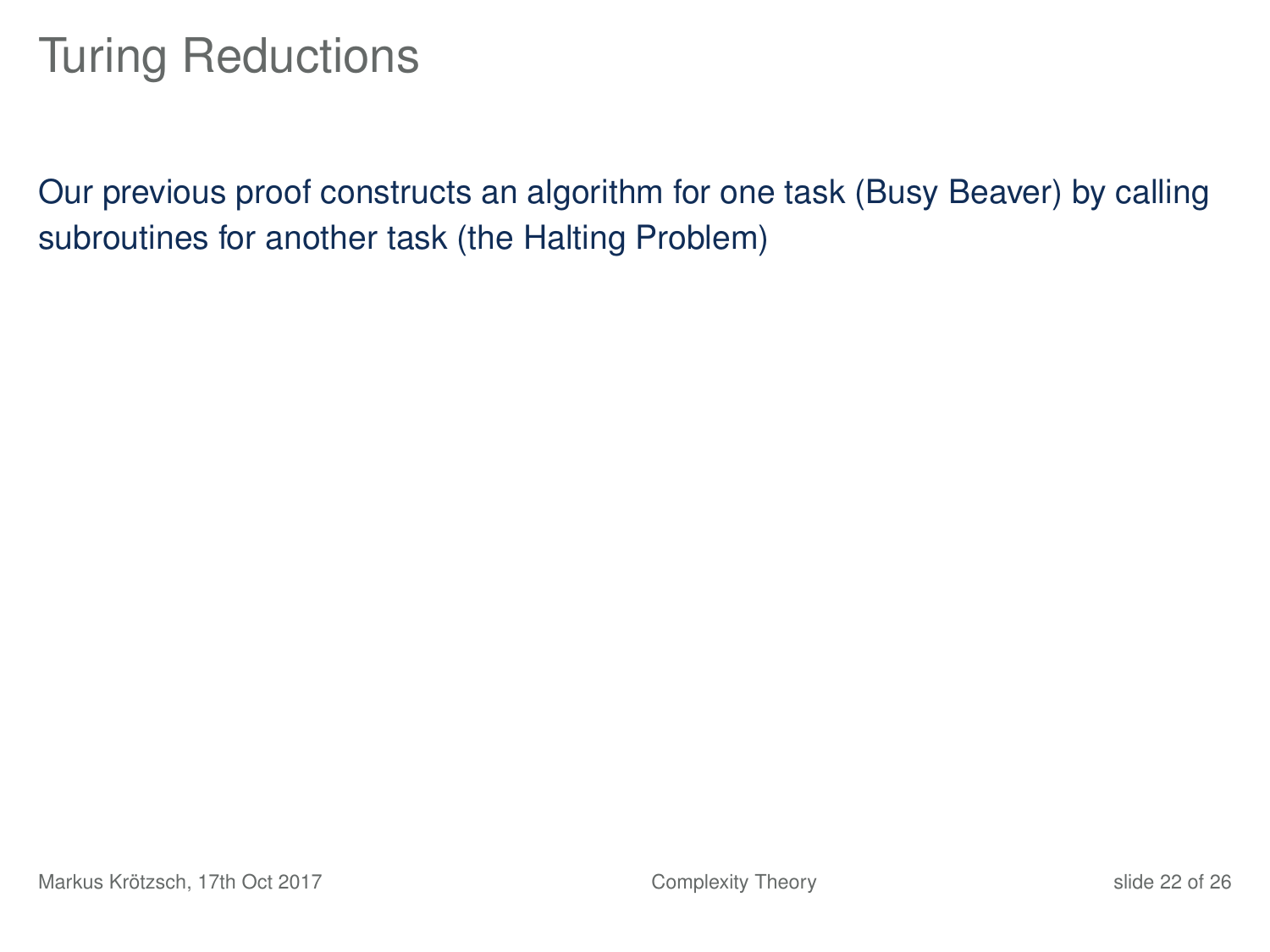# Turing Reductions

Our previous proof constructs an algorithm for one task (Busy Beaver) by calling subroutines for another task (the Halting Problem)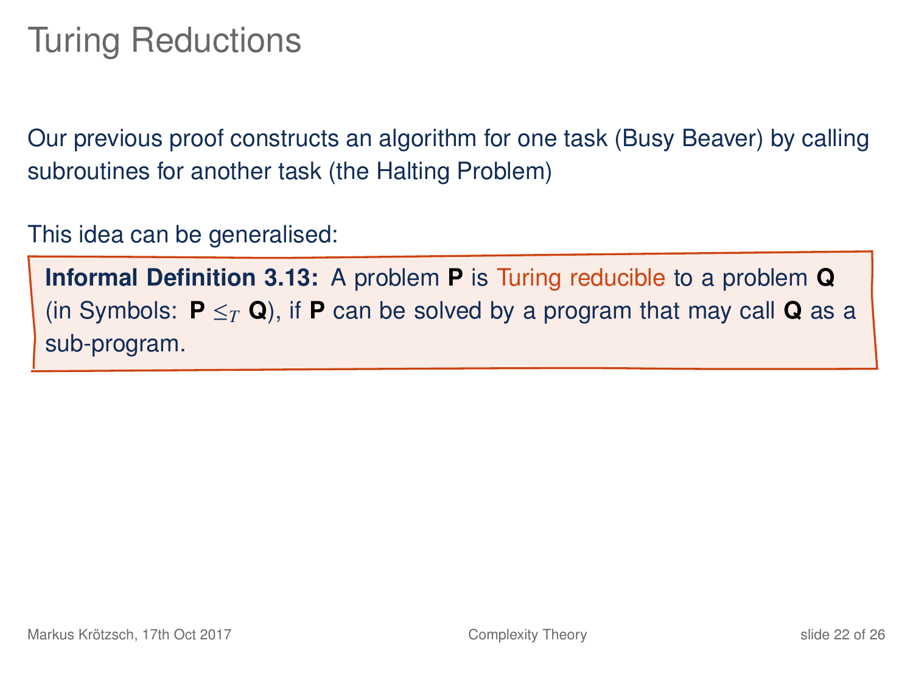# Turing Reductions

Our previous proof constructs an algorithm for one task (Busy Beaver) by calling subroutines for another task (the Halting Problem)

This idea can be generalised:

**Informal Definition 3.13:** A problem **P** is Turing reducible to a problem **Q** (in Symbols: **P** $\leq_T$ **Q**), if **P** can be solved by a program that may call **Q** as a sub-program.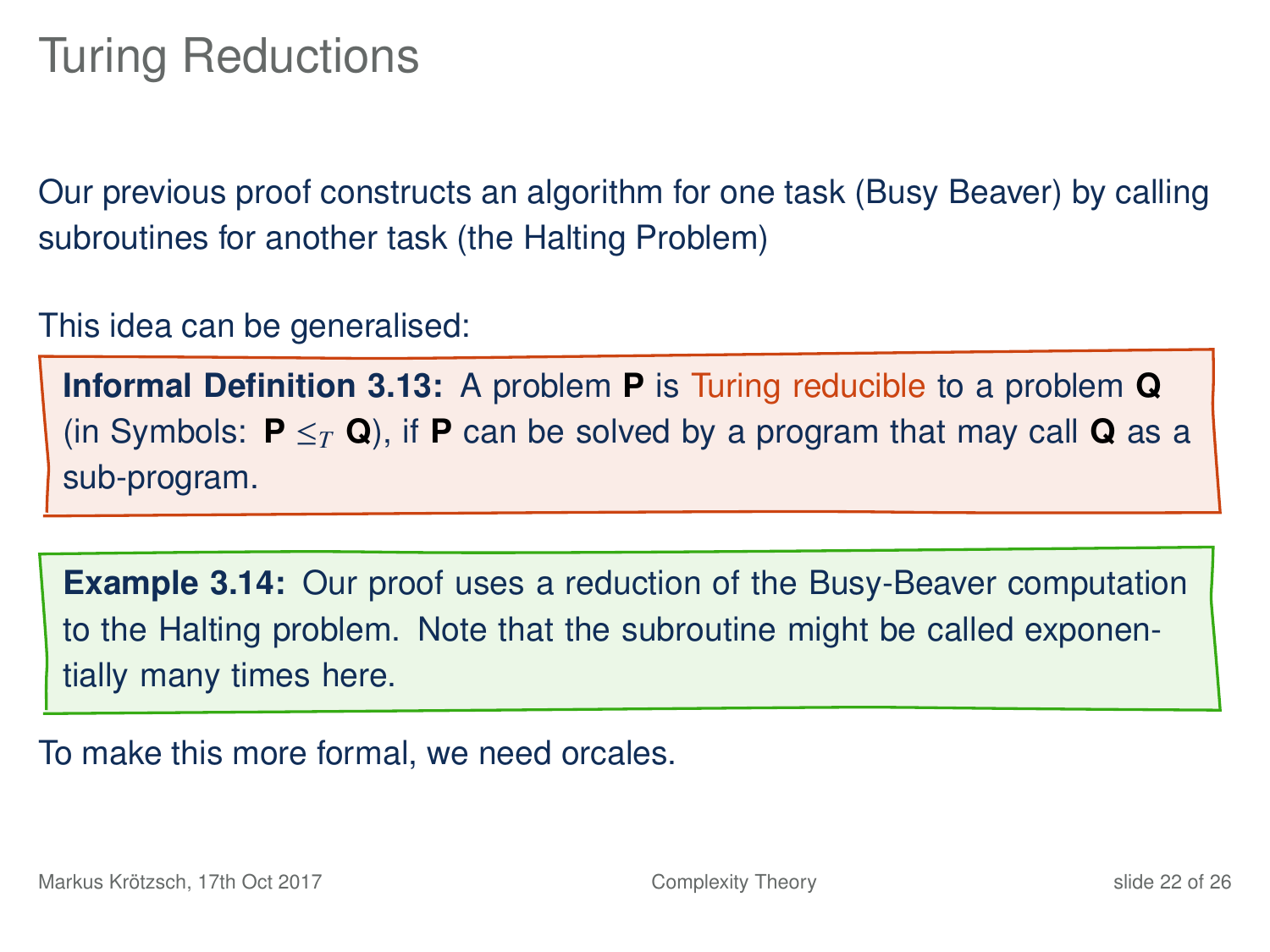# Turing Reductions

Our previous proof constructs an algorithm for one task (Busy Beaver) by calling subroutines for another task (the Halting Problem)

This idea can be generalised:

**Informal Definition 3.13:** A problem **P** is Turing reducible to a problem **Q** (in Symbols: **P** $\leq_T$ **Q**), if **P** can be solved by a program that may call **Q** as a sub-program.

**Example 3.14:** Our proof uses a reduction of the Busy-Beaver computation to the Halting problem. Note that the subroutine might be called exponentially many times here.

To make this more formal, we need orcales.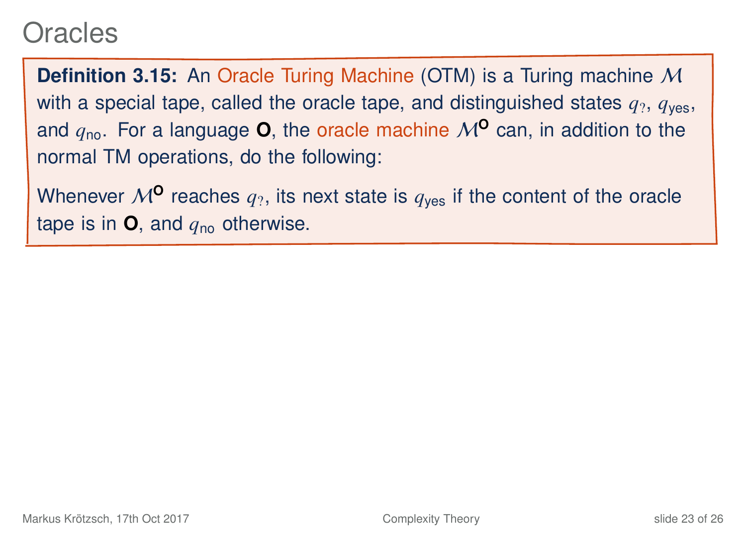# Oracles

**Definition 3.15:** An Oracle Turing Machine (OTM) is a Turing machine $\mathcal{M}$ with a special tape, called the oracle tape, and distinguished states $q_?$, $q_{\text{yes}}$, and $q_{\text{no}}$. For a language $\mathbf{O}$, the oracle machine $\mathcal{M}^{\mathbf{O}}$ can, in addition to the normal TM operations, do the following:

Whenever $\mathcal{M}^{\mathbf{O}}$ reaches $q_?$, its next state is $q_{\text{yes}}$ if the content of the oracle tape is in $\mathbf{O}$, and $q_{\text{no}}$ otherwise.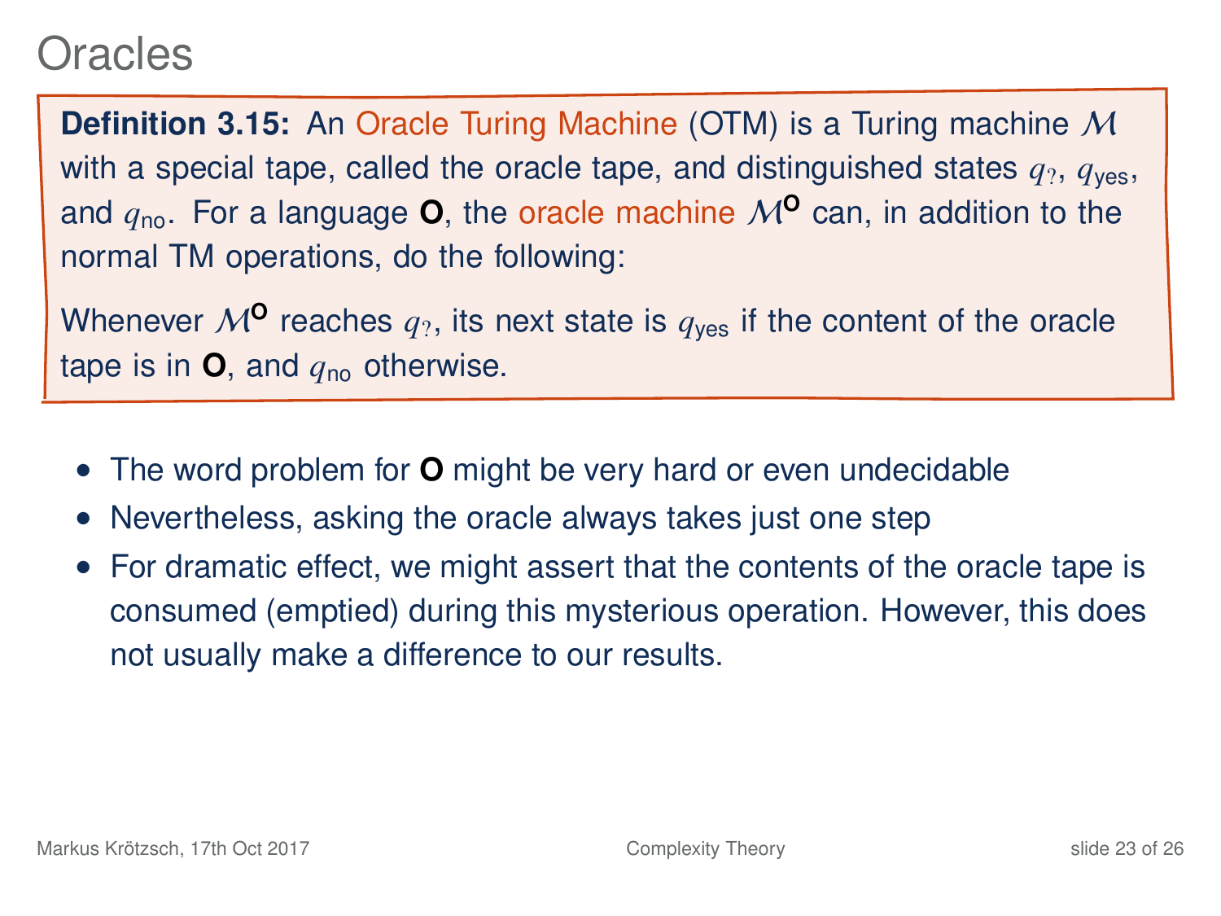# Oracles

**Definition 3.15:** An Oracle Turing Machine (OTM) is a Turing machine $\mathcal{M}$ with a special tape, called the oracle tape, and distinguished states $q_?$, $q_{\text{yes}}$, and $q_{\text{no}}$. For a language $\mathbf{O}$, the oracle machine $\mathcal{M}^{\mathbf{O}}$ can, in addition to the normal TM operations, do the following:

Whenever $\mathcal{M}^{\mathbf{O}}$ reaches $q_?$, its next state is $q_{\text{yes}}$ if the content of the oracle tape is in $\mathbf{O}$, and $q_{\text{no}}$ otherwise.

- The word problem for $\mathbf{O}$ might be very hard or even undecidable
- Nevertheless, asking the oracle always takes just one step
- For dramatic effect, we might assert that the contents of the oracle tape is consumed (emptied) during this mysterious operation. However, this does not usually make a difference to our results.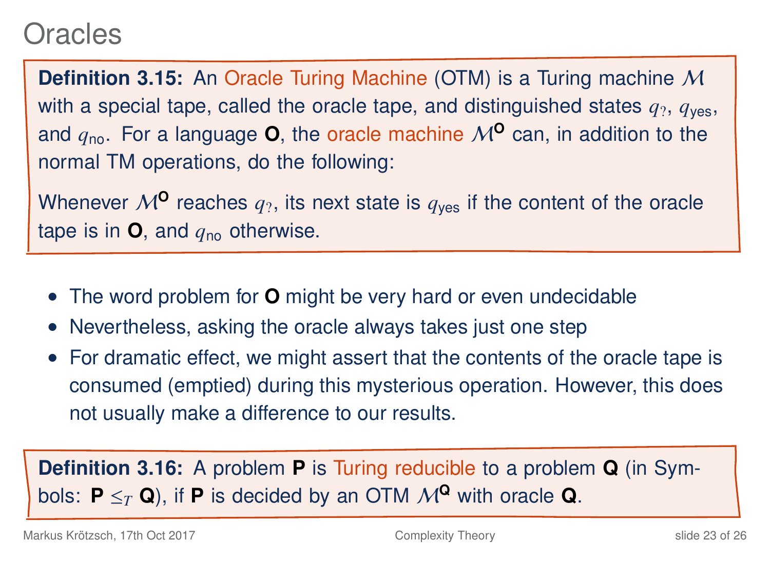# Oracles

**Definition 3.15:** An Oracle Turing Machine (OTM) is a Turing machine $\mathcal{M}$ with a special tape, called the oracle tape, and distinguished states $q_?$, $q_{\text{yes}}$, and $q_{\text{no}}$. For a language **O**, the oracle machine $\mathcal{M}^{\mathbf{O}}$ can, in addition to the normal TM operations, do the following:

Whenever $\mathcal{M}^{\mathbf{O}}$ reaches $q_?$, its next state is $q_{\text{yes}}$ if the content of the oracle tape is in **O**, and $q_{\text{no}}$ otherwise.

- The word problem for **O** might be very hard or even undecidable
- Nevertheless, asking the oracle always takes just one step
- For dramatic effect, we might assert that the contents of the oracle tape is consumed (emptied) during this mysterious operation. However, this does not usually make a difference to our results.

**Definition 3.16:** A problem **P** is Turing reducible to a problem **Q** (in Symbols: $\mathbf{P} \leq_T \mathbf{Q}$), if **P** is decided by an OTM $\mathcal{M}^{\mathbf{Q}}$ with oracle **Q**.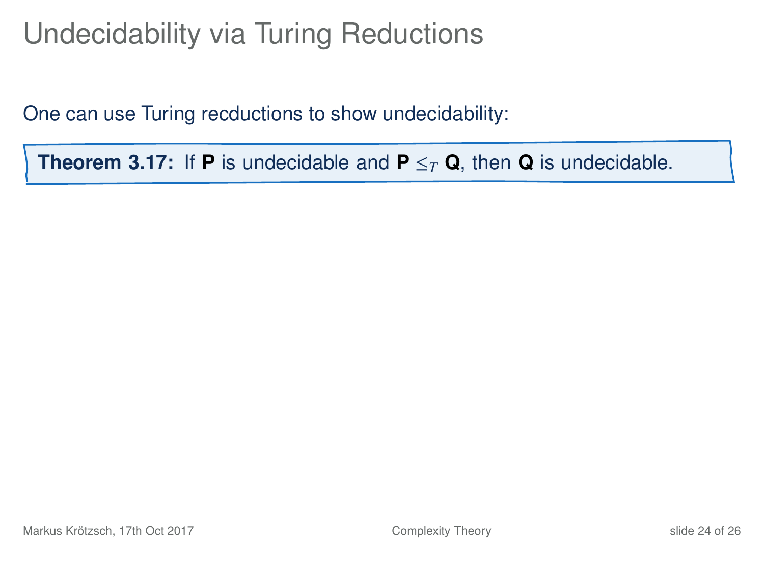# Undecidability via Turing Reductions

One can use Turing recductions to show undecidability:

**Theorem 3.17:** If **P** is undecidable and **P** $\leq_T$ **Q**, then **Q** is undecidable.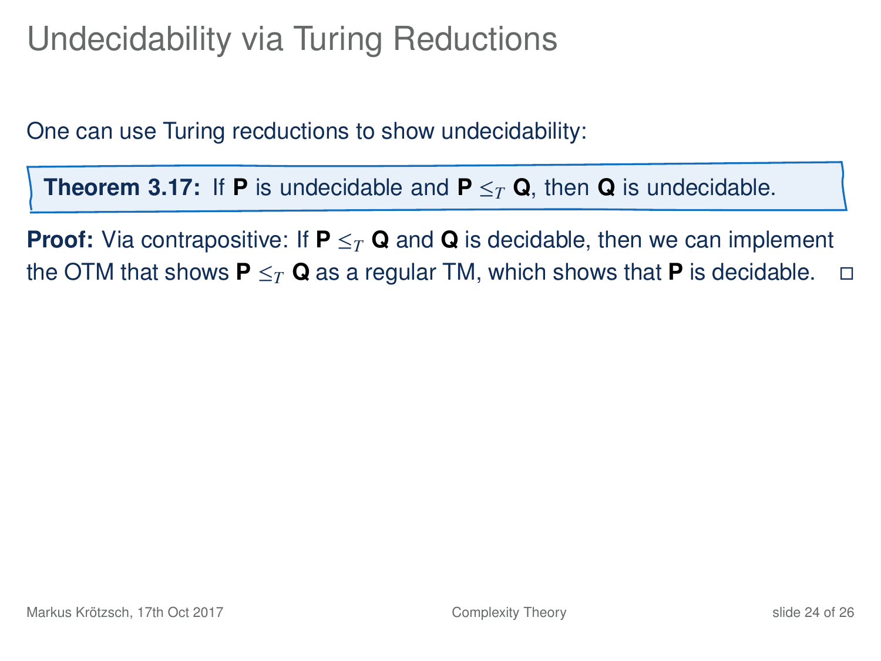# Undecidability via Turing Reductions

One can use Turing recductions to show undecidability:

> **Theorem 3.17:** If **P** is undecidable and **P** $\leq_T$ **Q**, then **Q** is undecidable.

**Proof:** Via contrapositive: If **P** $\leq_T$ **Q** and **Q** is decidable, then we can implement the OTM that shows **P** $\leq_T$ **Q** as a regular TM, which shows that **P** is decidable. □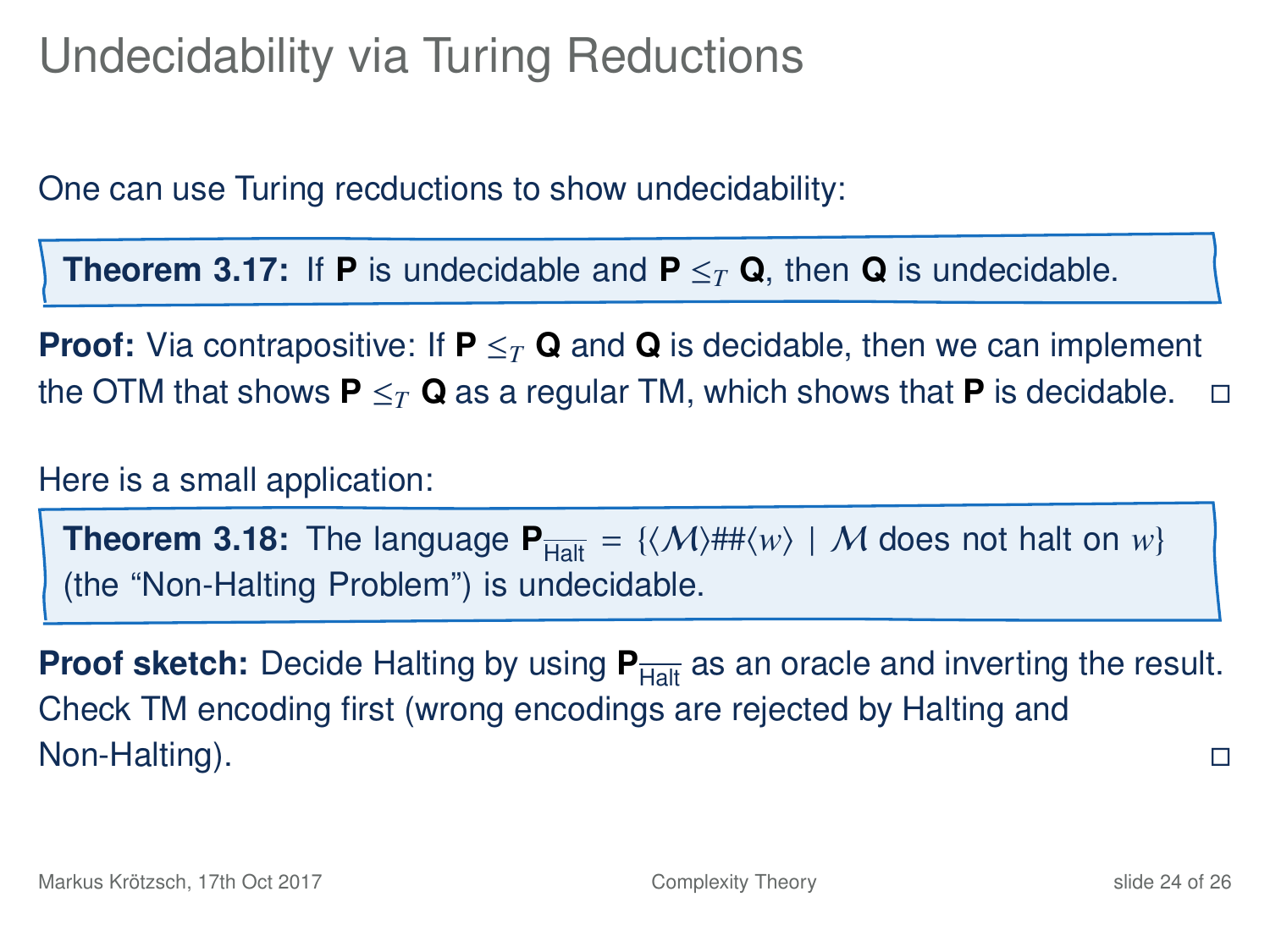# Undecidability via Turing Reductions

One can use Turing recductions to show undecidability:

**Theorem 3.17:** If **P** is undecidable and **P** $\leq_T$ **Q**, then **Q** is undecidable.

**Proof:** Via contrapositive: If **P** $\leq_T$ **Q** and **Q** is decidable, then we can implement the OTM that shows **P** $\leq_T$ **Q** as a regular TM, which shows that **P** is decidable. □

Here is a small application:

**Theorem 3.18:** The language $\mathbf{P}_{\overline{\text{Halt}}} = \{\langle\mathcal{M}\rangle\#\#\langle w\rangle \mid \mathcal{M} \text{ does not halt on } w\}$ (the "Non-Halting Problem") is undecidable.

**Proof sketch:** Decide Halting by using $\mathbf{P}_{\overline{\text{Halt}}}$ as an oracle and inverting the result. Check TM encoding first (wrong encodings are rejected by Halting and Non-Halting). □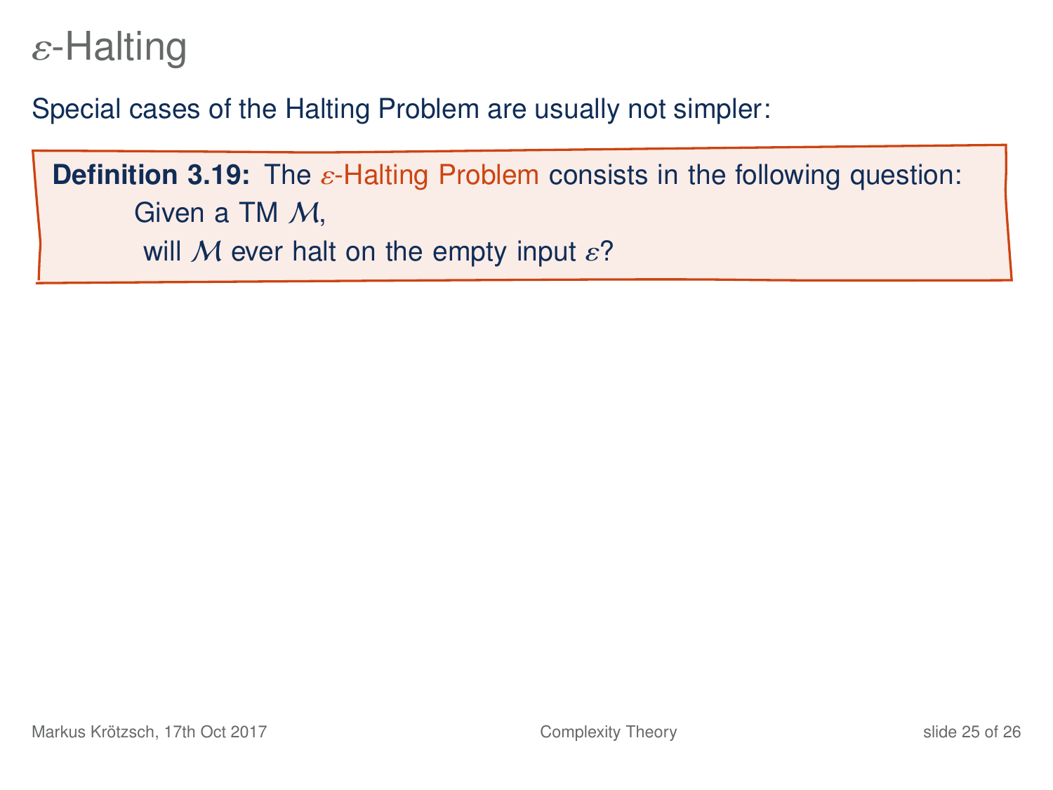# $\varepsilon$-Halting

Special cases of the Halting Problem are usually not simpler:

**Definition 3.19:** The $\varepsilon$-Halting Problem consists in the following question:
Given a TM $\mathcal{M}$,
will $\mathcal{M}$ ever halt on the empty input $\varepsilon$?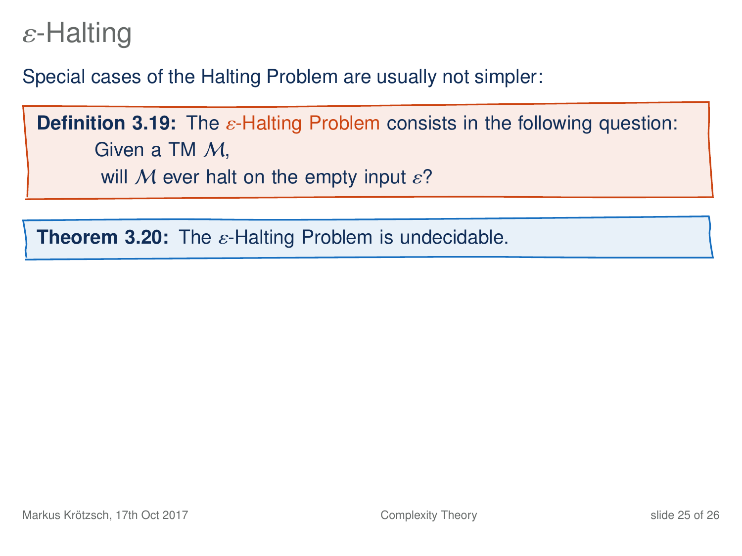# $\varepsilon$-Halting

Special cases of the Halting Problem are usually not simpler:

**Definition 3.19:** The $\varepsilon$-Halting Problem consists in the following question:
Given a TM $\mathcal{M}$,
will $\mathcal{M}$ ever halt on the empty input $\varepsilon$?

**Theorem 3.20:** The $\varepsilon$-Halting Problem is undecidable.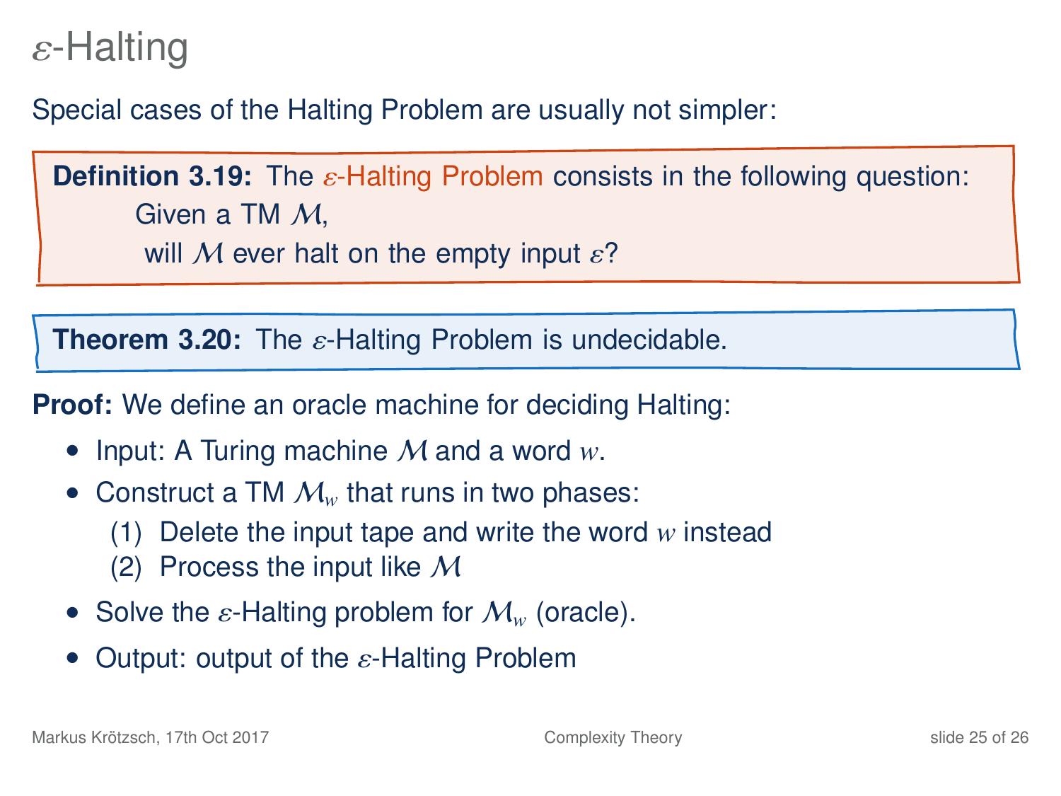# $\varepsilon$-Halting

Special cases of the Halting Problem are usually not simpler:

**Definition 3.19:** The $\varepsilon$-Halting Problem consists in the following question:

Given a TM $\mathcal{M}$,
will $\mathcal{M}$ ever halt on the empty input $\varepsilon$?

**Theorem 3.20:** The $\varepsilon$-Halting Problem is undecidable.

**Proof:** We define an oracle machine for deciding Halting:

- Input: A Turing machine $\mathcal{M}$ and a word $w$.
- Construct a TM $\mathcal{M}_w$ that runs in two phases:
  1. Delete the input tape and write the word $w$ instead
  2. Process the input like $\mathcal{M}$
- Solve the $\varepsilon$-Halting problem for $\mathcal{M}_w$ (oracle).
- Output: output of the $\varepsilon$-Halting Problem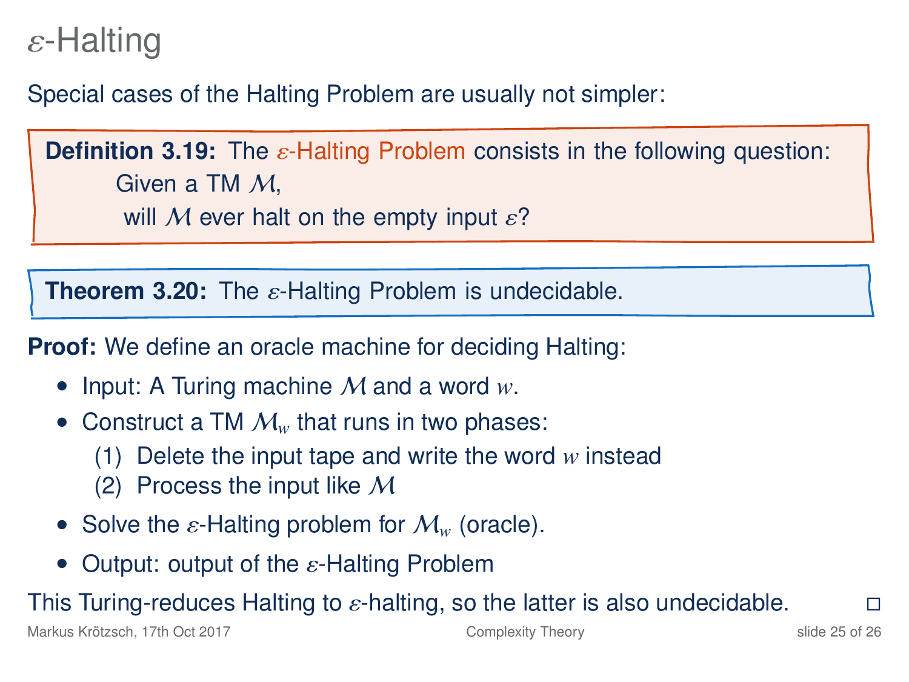# $\varepsilon$-Halting

Special cases of the Halting Problem are usually not simpler:

**Definition 3.19:** The $\varepsilon$-Halting Problem consists in the following question:

Given a TM $\mathcal{M}$,
will $\mathcal{M}$ ever halt on the empty input $\varepsilon$?

**Theorem 3.20:** The $\varepsilon$-Halting Problem is undecidable.

**Proof:** We define an oracle machine for deciding Halting:

- Input: A Turing machine $\mathcal{M}$ and a word $w$.
- Construct a TM $\mathcal{M}_w$ that runs in two phases:
  (1) Delete the input tape and write the word $w$ instead
  (2) Process the input like $\mathcal{M}$
- Solve the $\varepsilon$-Halting problem for $\mathcal{M}_w$ (oracle).
- Output: output of the $\varepsilon$-Halting Problem

This Turing-reduces Halting to $\varepsilon$-halting, so the latter is also undecidable. □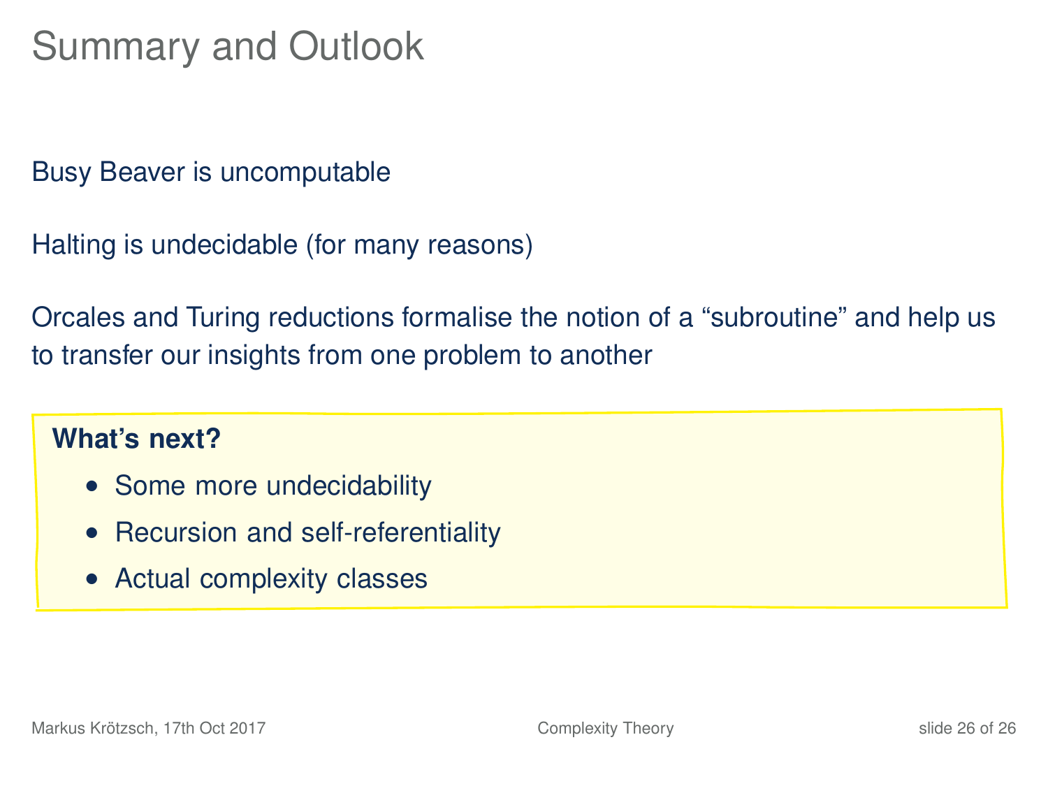# Summary and Outlook

Busy Beaver is uncomputable

Halting is undecidable (for many reasons)

Orcales and Turing reductions formalise the notion of a “subroutine” and help us to transfer our insights from one problem to another

**What’s next?**

- Some more undecidability
- Recursion and self-referentiality
- Actual complexity classes